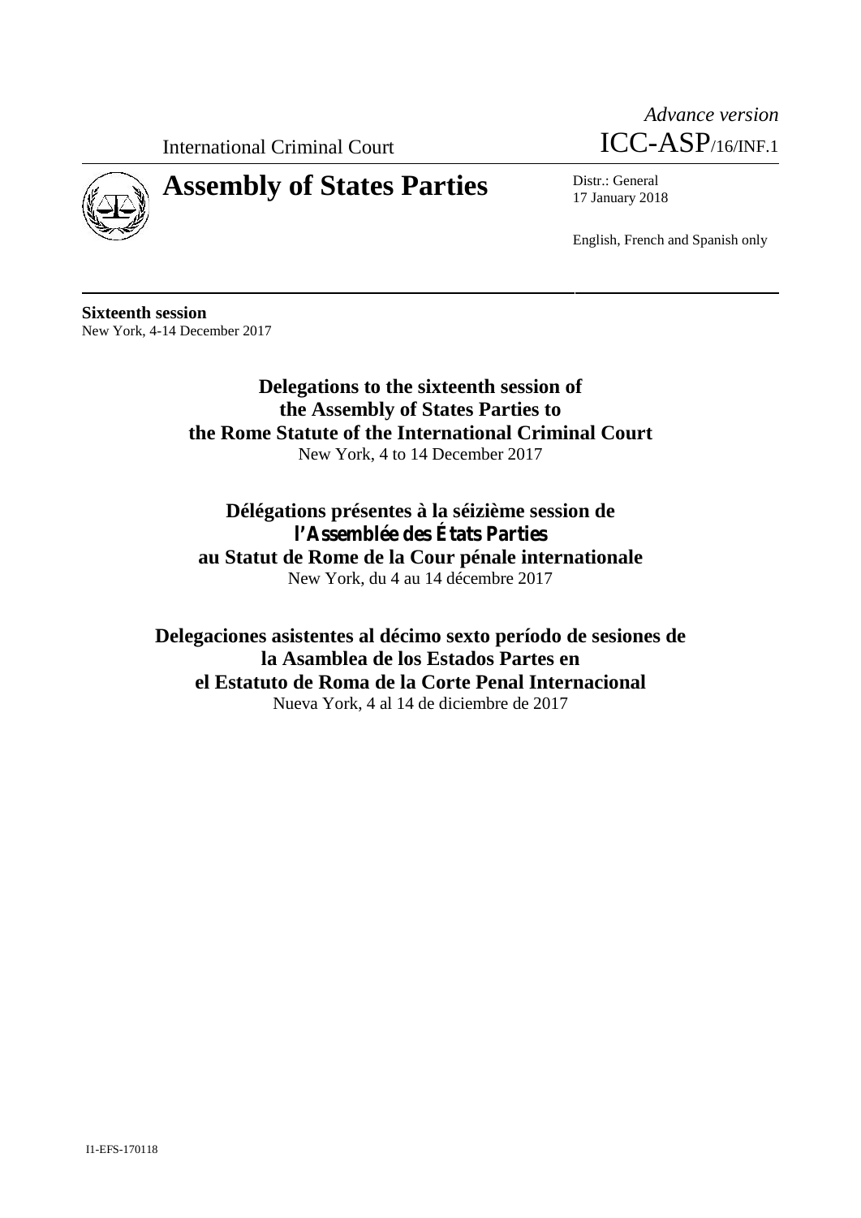International Criminal Court

*Advance version*
ICC-ASP/16/INF.1

# Assembly of States Parties

Distr.: General
17 January 2018

English, French and Spanish only

**Sixteenth session**
New York, 4-14 December 2017

## Delegations to the sixteenth session of the Assembly of States Parties to the Rome Statute of the International Criminal Court

New York, 4 to 14 December 2017

## Délégations présentes à la séizième session de l'Assemblée des États Parties au Statut de Rome de la Cour pénale internationale

New York, du 4 au 14 décembre 2017

## Delegaciones asistentes al décimo sexto período de sesiones de la Asamblea de los Estados Partes en el Estatuto de Roma de la Corte Penal Internacional

Nueva York, 4 al 14 de diciembre de 2017

I1-EFS-170118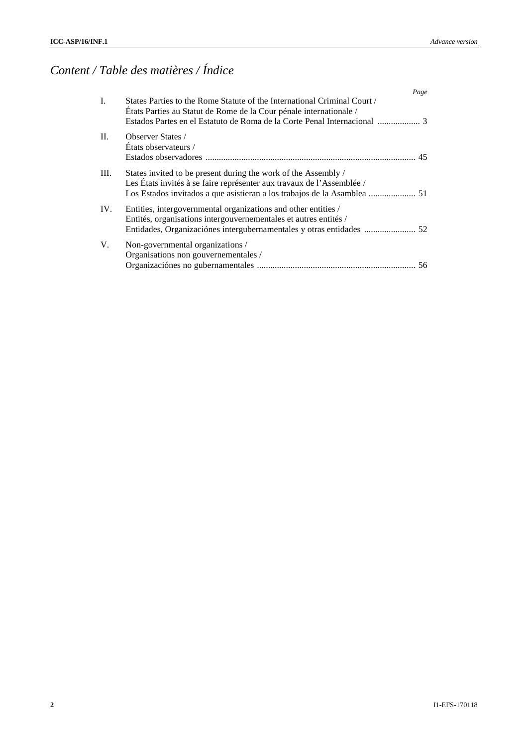# *Content / Table des matières / Índice*

| | | *Page* |
|---|---|---|
| I. | States Parties to the Rome Statute of the International Criminal Court / États Parties au Statut de Rome de la Cour pénale internationale / Estados Partes en el Estatuto de Roma de la Corte Penal Internacional | 3 |
| II. | Observer States / États observateurs / Estados observadores | 45 |
| III. | States invited to be present during the work of the Assembly / Les États invités à se faire représenter aux travaux de l'Assemblée / Los Estados invitados a que asistieran a los trabajos de la Asamblea | 51 |
| IV. | Entities, intergovernmental organizations and other entities / Entités, organisations intergouvernementales et autres entités / Entidades, Organizaciónes intergubernamentales y otras entidades | 52 |
| V. | Non-governmental organizations / Organisations non gouvernementales / Organizaciónes no gubernamentales | 56 |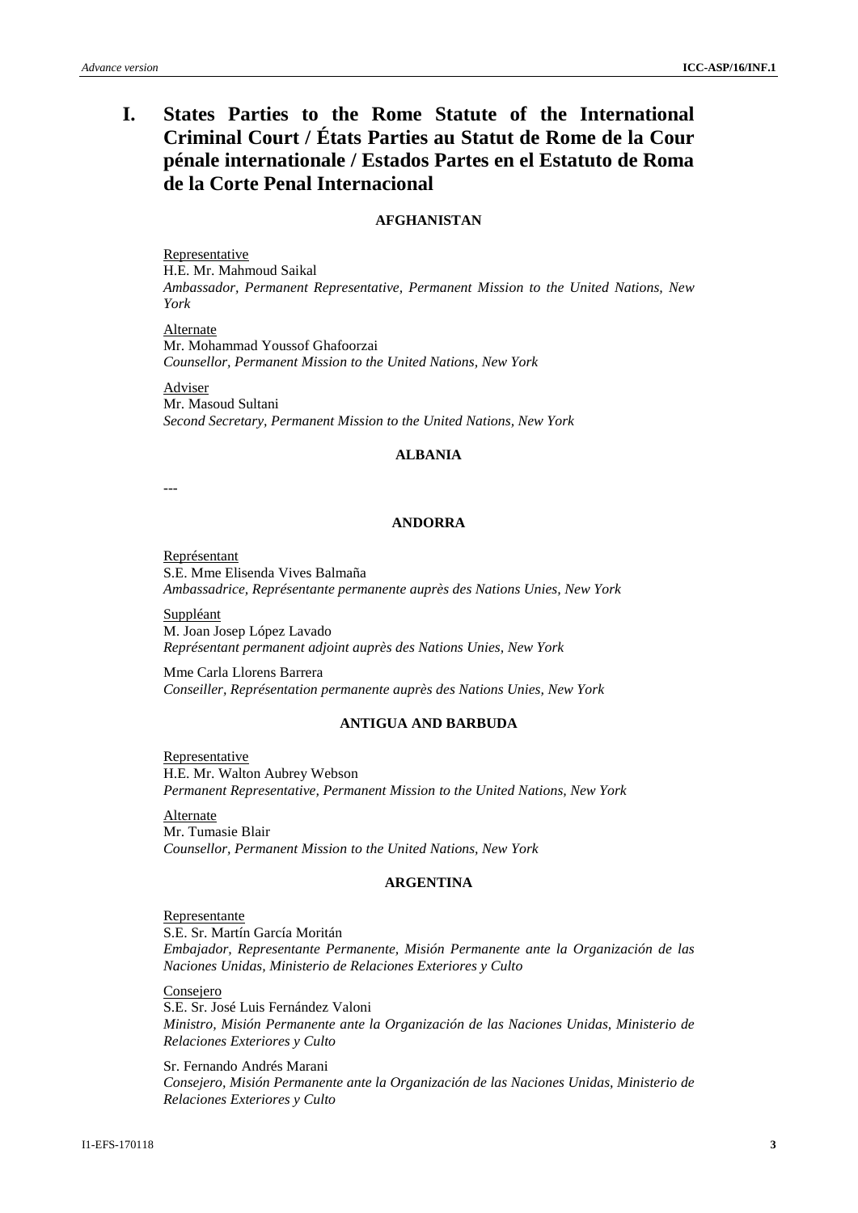# I. States Parties to the Rome Statute of the International Criminal Court / États Parties au Statut de Rome de la Cour pénale internationale / Estados Partes en el Estatuto de Roma de la Corte Penal Internacional

**AFGHANISTAN**

Representative
H.E. Mr. Mahmoud Saikal
*Ambassador, Permanent Representative, Permanent Mission to the United Nations, New York*

Alternate
Mr. Mohammad Youssof Ghafoorzai
*Counsellor, Permanent Mission to the United Nations, New York*

Adviser
Mr. Masoud Sultani
*Second Secretary, Permanent Mission to the United Nations, New York*

**ALBANIA**

---

**ANDORRA**

Représentant
S.E. Mme Elisenda Vives Balmaña
*Ambassadrice, Représentante permanente auprès des Nations Unies, New York*

Suppléant
M. Joan Josep López Lavado
*Représentant permanent adjoint auprès des Nations Unies, New York*

Mme Carla Llorens Barrera
*Conseiller, Représentation permanente auprès des Nations Unies, New York*

**ANTIGUA AND BARBUDA**

Representative
H.E. Mr. Walton Aubrey Webson
*Permanent Representative, Permanent Mission to the United Nations, New York*

Alternate
Mr. Tumasie Blair
*Counsellor, Permanent Mission to the United Nations, New York*

**ARGENTINA**

Representante
S.E. Sr. Martín García Moritán
*Embajador, Representante Permanente, Misión Permanente ante la Organización de las Naciones Unidas, Ministerio de Relaciones Exteriores y Culto*

Consejero
S.E. Sr. José Luis Fernández Valoni
*Ministro, Misión Permanente ante la Organización de las Naciones Unidas, Ministerio de Relaciones Exteriores y Culto*

Sr. Fernando Andrés Marani
*Consejero, Misión Permanente ante la Organización de las Naciones Unidas, Ministerio de Relaciones Exteriores y Culto*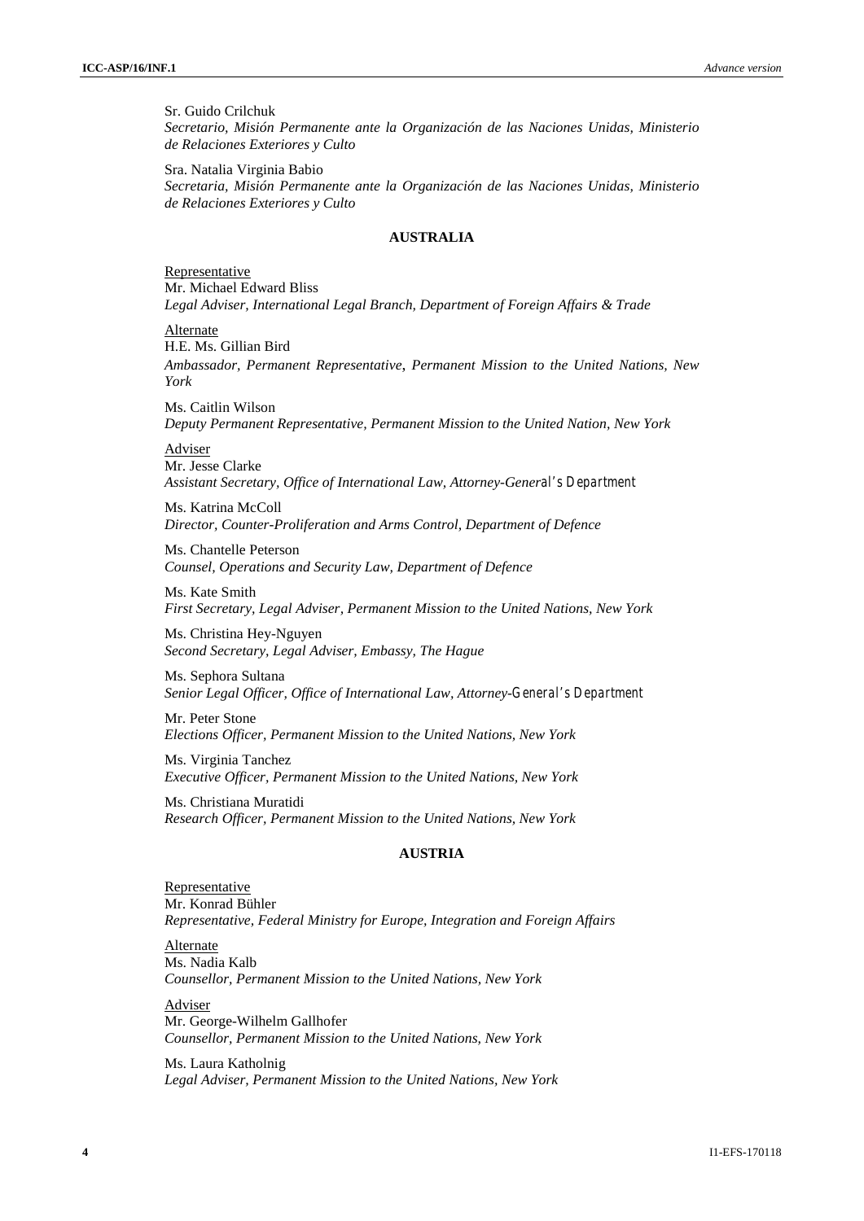Sr. Guido Crilchuk
*Secretario, Misión Permanente ante la Organización de las Naciones Unidas, Ministerio de Relaciones Exteriores y Culto*

Sra. Natalia Virginia Babio
*Secretaria, Misión Permanente ante la Organización de las Naciones Unidas, Ministerio de Relaciones Exteriores y Culto*

### AUSTRALIA

Representative
Mr. Michael Edward Bliss
*Legal Adviser, International Legal Branch, Department of Foreign Affairs & Trade*

Alternate
H.E. Ms. Gillian Bird
*Ambassador, Permanent Representative, Permanent Mission to the United Nations, New York*

Ms. Caitlin Wilson
*Deputy Permanent Representative, Permanent Mission to the United Nation, New York*

Adviser
Mr. Jesse Clarke
*Assistant Secretary, Office of International Law, Attorney-General's Department*

Ms. Katrina McColl
*Director, Counter-Proliferation and Arms Control, Department of Defence*

Ms. Chantelle Peterson
*Counsel, Operations and Security Law, Department of Defence*

Ms. Kate Smith
*First Secretary, Legal Adviser, Permanent Mission to the United Nations, New York*

Ms. Christina Hey-Nguyen
*Second Secretary, Legal Adviser, Embassy, The Hague*

Ms. Sephora Sultana
*Senior Legal Officer, Office of International Law, Attorney-General's Department*

Mr. Peter Stone
*Elections Officer, Permanent Mission to the United Nations, New York*

Ms. Virginia Tanchez
*Executive Officer, Permanent Mission to the United Nations, New York*

Ms. Christiana Muratidi
*Research Officer, Permanent Mission to the United Nations, New York*

### AUSTRIA

Representative
Mr. Konrad Bühler
*Representative, Federal Ministry for Europe, Integration and Foreign Affairs*

Alternate
Ms. Nadia Kalb
*Counsellor, Permanent Mission to the United Nations, New York*

Adviser
Mr. George-Wilhelm Gallhofer
*Counsellor, Permanent Mission to the United Nations, New York*

Ms. Laura Katholnig
*Legal Adviser, Permanent Mission to the United Nations, New York*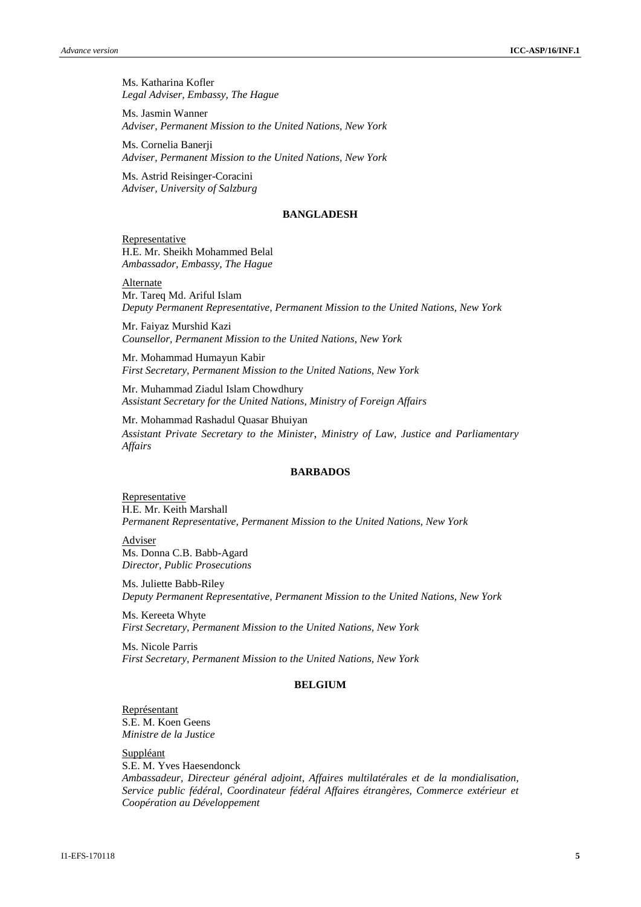Ms. Katharina Kofler
*Legal Adviser, Embassy, The Hague*

Ms. Jasmin Wanner
*Adviser, Permanent Mission to the United Nations, New York*

Ms. Cornelia Banerji
*Adviser, Permanent Mission to the United Nations, New York*

Ms. Astrid Reisinger-Coracini
*Adviser, University of Salzburg*

### BANGLADESH

Representative
H.E. Mr. Sheikh Mohammed Belal
*Ambassador, Embassy, The Hague*

Alternate
Mr. Tareq Md. Ariful Islam
*Deputy Permanent Representative, Permanent Mission to the United Nations, New York*

Mr. Faiyaz Murshid Kazi
*Counsellor, Permanent Mission to the United Nations, New York*

Mr. Mohammad Humayun Kabir
*First Secretary, Permanent Mission to the United Nations, New York*

Mr. Muhammad Ziadul Islam Chowdhury
*Assistant Secretary for the United Nations, Ministry of Foreign Affairs*

Mr. Mohammad Rashadul Quasar Bhuiyan
*Assistant Private Secretary to the Minister, Ministry of Law, Justice and Parliamentary Affairs*

### BARBADOS

Representative
H.E. Mr. Keith Marshall
*Permanent Representative, Permanent Mission to the United Nations, New York*

Adviser
Ms. Donna C.B. Babb-Agard
*Director, Public Prosecutions*

Ms. Juliette Babb-Riley
*Deputy Permanent Representative, Permanent Mission to the United Nations, New York*

Ms. Kereeta Whyte
*First Secretary, Permanent Mission to the United Nations, New York*

Ms. Nicole Parris
*First Secretary, Permanent Mission to the United Nations, New York*

### BELGIUM

Représentant
S.E. M. Koen Geens
*Ministre de la Justice*

Suppléant
S.E. M. Yves Haesendonck
*Ambassadeur, Directeur général adjoint, Affaires multilatérales et de la mondialisation, Service public fédéral, Coordinateur fédéral Affaires étrangères, Commerce extérieur et Coopération au Développement*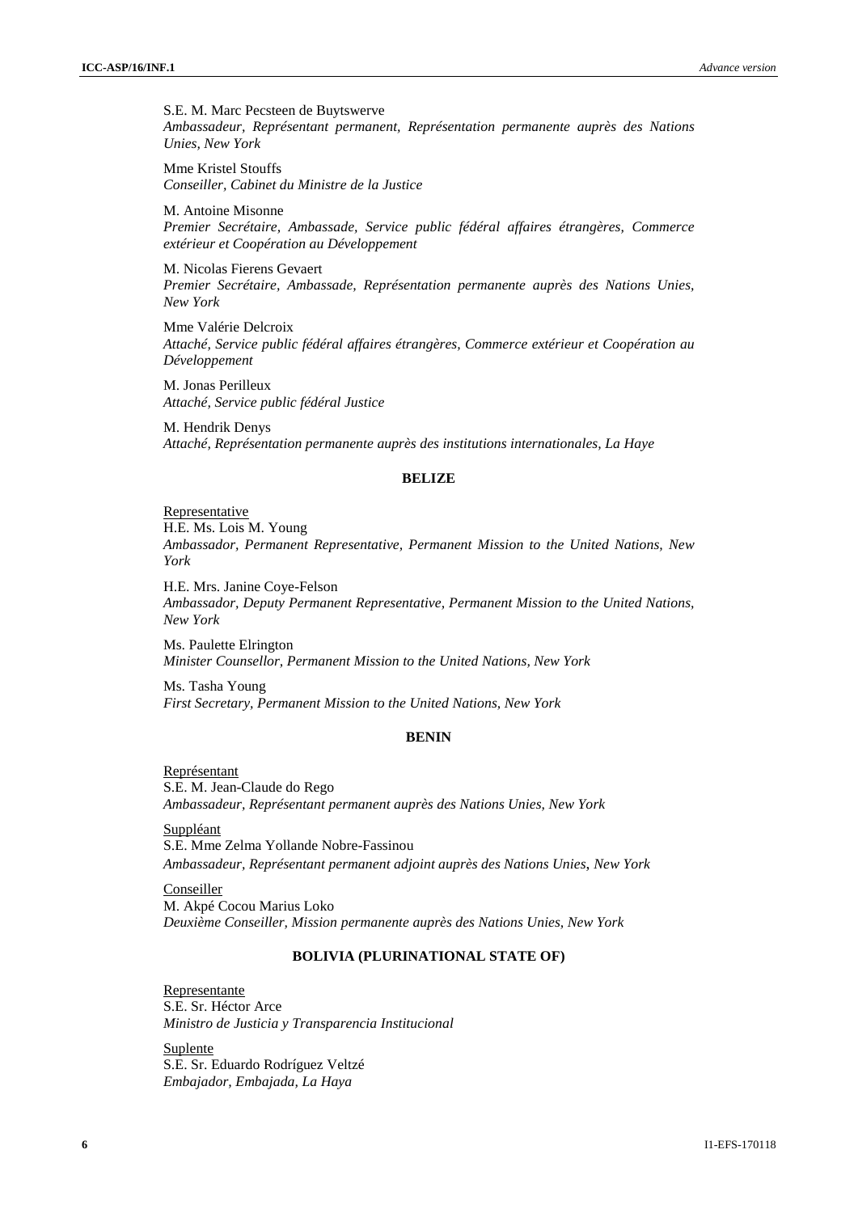S.E. M. Marc Pecsteen de Buytswerve
*Ambassadeur, Représentant permanent, Représentation permanente auprès des Nations Unies, New York*

Mme Kristel Stouffs
*Conseiller, Cabinet du Ministre de la Justice*

M. Antoine Misonne
*Premier Secrétaire, Ambassade, Service public fédéral affaires étrangères, Commerce extérieur et Coopération au Développement*

M. Nicolas Fierens Gevaert
*Premier Secrétaire, Ambassade, Représentation permanente auprès des Nations Unies, New York*

Mme Valérie Delcroix
*Attaché, Service public fédéral affaires étrangères, Commerce extérieur et Coopération au Développement*

M. Jonas Perilleux
*Attaché, Service public fédéral Justice*

M. Hendrik Denys
*Attaché, Représentation permanente auprès des institutions internationales, La Haye*

**BELIZE**

Representative
H.E. Ms. Lois M. Young
*Ambassador, Permanent Representative, Permanent Mission to the United Nations, New York*

H.E. Mrs. Janine Coye-Felson
*Ambassador, Deputy Permanent Representative, Permanent Mission to the United Nations, New York*

Ms. Paulette Elrington
*Minister Counsellor, Permanent Mission to the United Nations, New York*

Ms. Tasha Young
*First Secretary, Permanent Mission to the United Nations, New York*

**BENIN**

Représentant
S.E. M. Jean-Claude do Rego
*Ambassadeur, Représentant permanent auprès des Nations Unies, New York*

Suppléant
S.E. Mme Zelma Yollande Nobre-Fassinou
*Ambassadeur, Représentant permanent adjoint auprès des Nations Unies, New York*

Conseiller
M. Akpé Cocou Marius Loko
*Deuxième Conseiller, Mission permanente auprès des Nations Unies, New York*

**BOLIVIA (PLURINATIONAL STATE OF)**

Representante
S.E. Sr. Héctor Arce
*Ministro de Justicia y Transparencia Institucional*

Suplente
S.E. Sr. Eduardo Rodríguez Veltzé
*Embajador, Embajada, La Haya*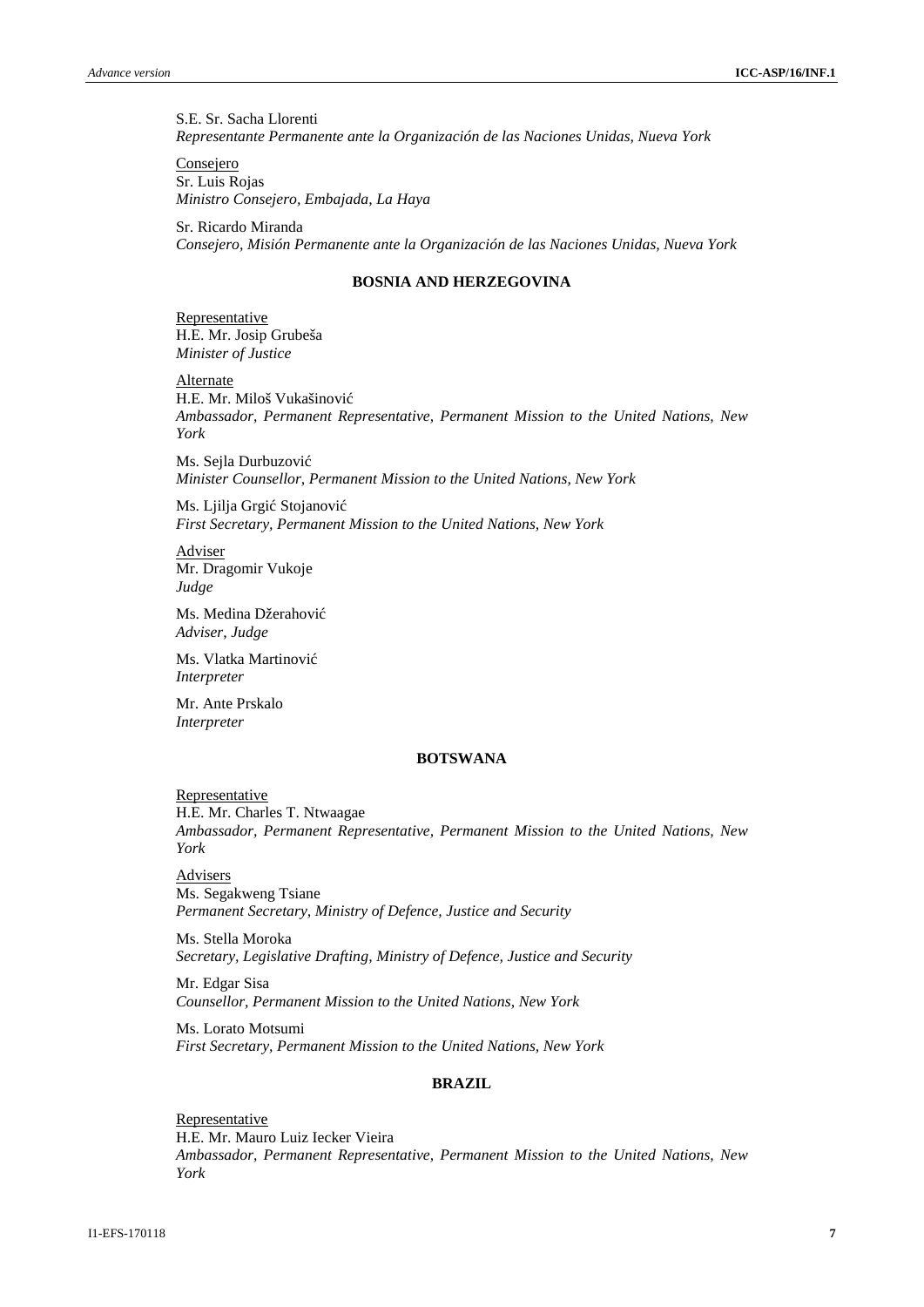S.E. Sr. Sacha Llorenti
*Representante Permanente ante la Organización de las Naciones Unidas, Nueva York*

Consejero
Sr. Luis Rojas
*Ministro Consejero, Embajada, La Haya*

Sr. Ricardo Miranda
*Consejero, Misión Permanente ante la Organización de las Naciones Unidas, Nueva York*

**BOSNIA AND HERZEGOVINA**

Representative
H.E. Mr. Josip Grubeša
*Minister of Justice*

Alternate
H.E. Mr. Miloš Vukašinović
*Ambassador, Permanent Representative, Permanent Mission to the United Nations, New York*

Ms. Sejla Durbuzović
*Minister Counsellor, Permanent Mission to the United Nations, New York*

Ms. Ljilja Grgić Stojanović
*First Secretary, Permanent Mission to the United Nations, New York*

Adviser
Mr. Dragomir Vukoje
*Judge*

Ms. Medina Džerahović
*Adviser, Judge*

Ms. Vlatka Martinović
*Interpreter*

Mr. Ante Prskalo
*Interpreter*

**BOTSWANA**

Representative
H.E. Mr. Charles T. Ntwaagae
*Ambassador, Permanent Representative, Permanent Mission to the United Nations, New York*

Advisers
Ms. Segakweng Tsiane
*Permanent Secretary, Ministry of Defence, Justice and Security*

Ms. Stella Moroka
*Secretary, Legislative Drafting, Ministry of Defence, Justice and Security*

Mr. Edgar Sisa
*Counsellor, Permanent Mission to the United Nations, New York*

Ms. Lorato Motsumi
*First Secretary, Permanent Mission to the United Nations, New York*

**BRAZIL**

Representative
H.E. Mr. Mauro Luiz Iecker Vieira
*Ambassador, Permanent Representative, Permanent Mission to the United Nations, New York*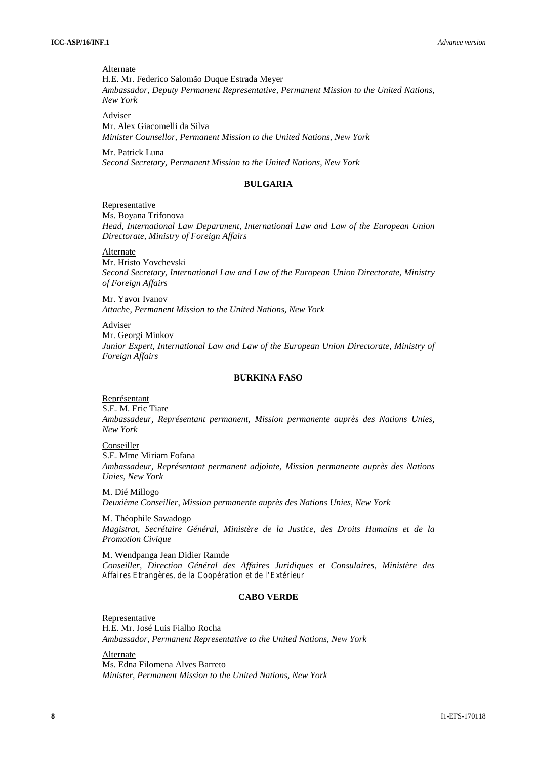Alternate

H.E. Mr. Federico Salomão Duque Estrada Meyer
*Ambassador, Deputy Permanent Representative, Permanent Mission to the United Nations, New York*

Adviser

Mr. Alex Giacomelli da Silva
*Minister Counsellor, Permanent Mission to the United Nations, New York*

Mr. Patrick Luna
*Second Secretary, Permanent Mission to the United Nations, New York*

**BULGARIA**

Representative

Ms. Boyana Trifonova
*Head, International Law Department, International Law and Law of the European Union Directorate, Ministry of Foreign Affairs*

Alternate

Mr. Hristo Yovchevski
*Second Secretary, International Law and Law of the European Union Directorate, Ministry of Foreign Affairs*

Mr. Yavor Ivanov
*Attache, Permanent Mission to the United Nations, New York*

Adviser

Mr. Georgi Minkov
*Junior Expert, International Law and Law of the European Union Directorate, Ministry of Foreign Affairs*

**BURKINA FASO**

Représentant

S.E. M. Eric Tiare
*Ambassadeur, Représentant permanent, Mission permanente auprès des Nations Unies, New York*

Conseiller

S.E. Mme Miriam Fofana
*Ambassadeur, Représentant permanent adjointe, Mission permanente auprès des Nations Unies, New York*

M. Dié Millogo
*Deuxième Conseiller, Mission permanente auprès des Nations Unies, New York*

M. Théophile Sawadogo
*Magistrat, Secrétaire Général, Ministère de la Justice, des Droits Humains et de la Promotion Civique*

M. Wendpanga Jean Didier Ramde
*Conseiller, Direction Général des Affaires Juridiques et Consulaires, Ministère des Affaires Etrangères, de la Coopération et de l'Extérieur*

**CABO VERDE**

Representative

H.E. Mr. José Luis Fialho Rocha
*Ambassador, Permanent Representative to the United Nations, New York*

Alternate

Ms. Edna Filomena Alves Barreto
*Minister, Permanent Mission to the United Nations, New York*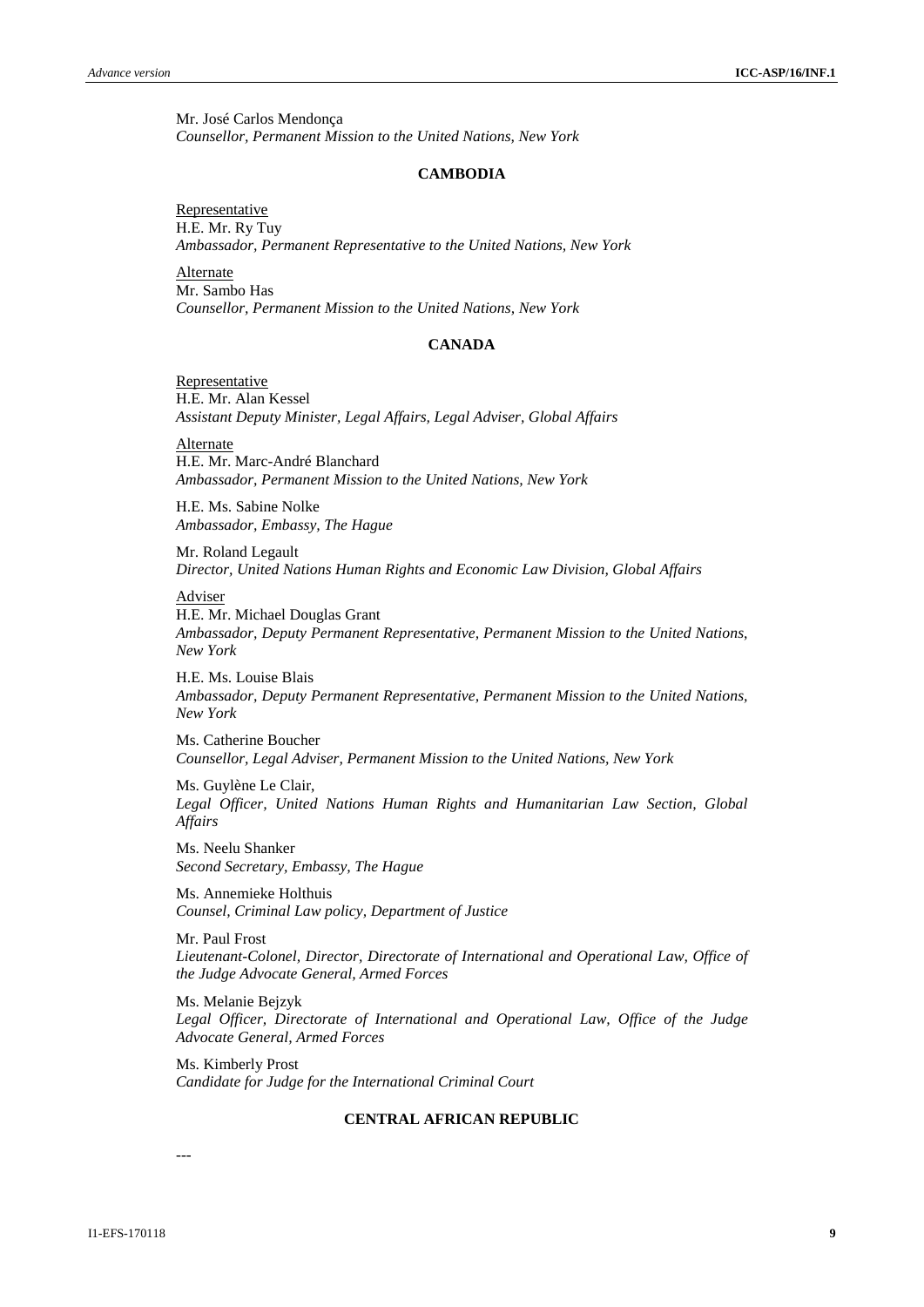Mr. José Carlos Mendonça
*Counsellor, Permanent Mission to the United Nations, New York*

### CAMBODIA

Representative
H.E. Mr. Ry Tuy
*Ambassador, Permanent Representative to the United Nations, New York*

Alternate
Mr. Sambo Has
*Counsellor, Permanent Mission to the United Nations, New York*

### CANADA

Representative
H.E. Mr. Alan Kessel
*Assistant Deputy Minister, Legal Affairs, Legal Adviser, Global Affairs*

Alternate
H.E. Mr. Marc-André Blanchard
*Ambassador, Permanent Mission to the United Nations, New York*

H.E. Ms. Sabine Nolke
*Ambassador, Embassy, The Hague*

Mr. Roland Legault
*Director, United Nations Human Rights and Economic Law Division, Global Affairs*

Adviser
H.E. Mr. Michael Douglas Grant
*Ambassador, Deputy Permanent Representative, Permanent Mission to the United Nations, New York*

H.E. Ms. Louise Blais
*Ambassador, Deputy Permanent Representative, Permanent Mission to the United Nations, New York*

Ms. Catherine Boucher
*Counsellor, Legal Adviser, Permanent Mission to the United Nations, New York*

Ms. Guylène Le Clair,
*Legal Officer, United Nations Human Rights and Humanitarian Law Section, Global Affairs*

Ms. Neelu Shanker
*Second Secretary, Embassy, The Hague*

Ms. Annemieke Holthuis
*Counsel, Criminal Law policy, Department of Justice*

Mr. Paul Frost
*Lieutenant-Colonel, Director, Directorate of International and Operational Law, Office of the Judge Advocate General, Armed Forces*

Ms. Melanie Bejzyk
*Legal Officer, Directorate of International and Operational Law, Office of the Judge Advocate General, Armed Forces*

Ms. Kimberly Prost
*Candidate for Judge for the International Criminal Court*

### CENTRAL AFRICAN REPUBLIC

---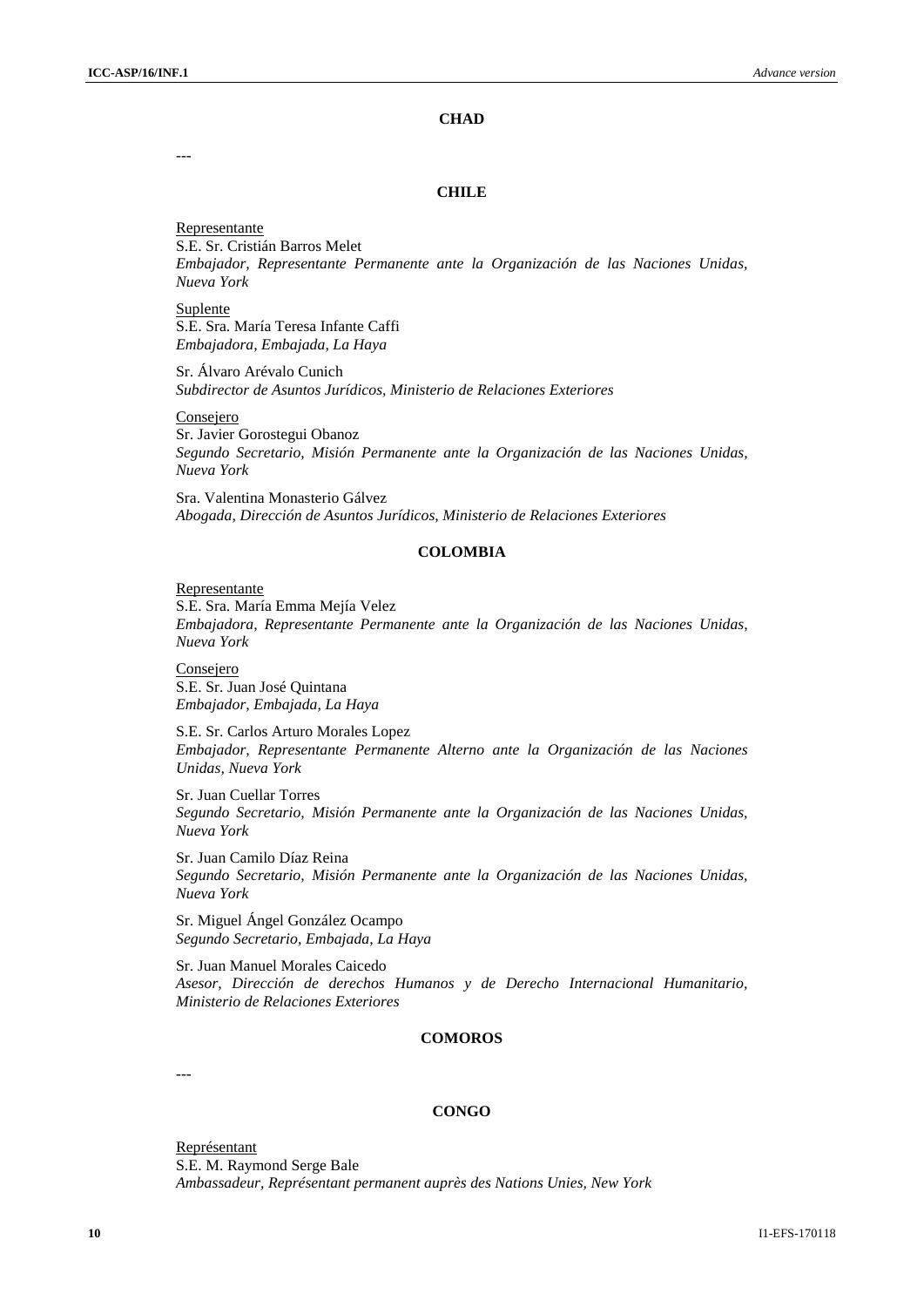**CHAD**

---

**CHILE**

Representante
S.E. Sr. Cristián Barros Melet
*Embajador, Representante Permanente ante la Organización de las Naciones Unidas, Nueva York*

Suplente
S.E. Sra. María Teresa Infante Caffi
*Embajadora, Embajada, La Haya*

Sr. Álvaro Arévalo Cunich
*Subdirector de Asuntos Jurídicos, Ministerio de Relaciones Exteriores*

Consejero
Sr. Javier Gorostegui Obanoz
*Segundo Secretario, Misión Permanente ante la Organización de las Naciones Unidas, Nueva York*

Sra. Valentina Monasterio Gálvez
*Abogada, Dirección de Asuntos Jurídicos, Ministerio de Relaciones Exteriores*

**COLOMBIA**

Representante
S.E. Sra. María Emma Mejía Velez
*Embajadora, Representante Permanente ante la Organización de las Naciones Unidas, Nueva York*

Consejero
S.E. Sr. Juan José Quintana
*Embajador, Embajada, La Haya*

S.E. Sr. Carlos Arturo Morales Lopez
*Embajador, Representante Permanente Alterno ante la Organización de las Naciones Unidas, Nueva York*

Sr. Juan Cuellar Torres
*Segundo Secretario, Misión Permanente ante la Organización de las Naciones Unidas, Nueva York*

Sr. Juan Camilo Díaz Reina
*Segundo Secretario, Misión Permanente ante la Organización de las Naciones Unidas, Nueva York*

Sr. Miguel Ángel González Ocampo
*Segundo Secretario, Embajada, La Haya*

Sr. Juan Manuel Morales Caicedo
*Asesor, Dirección de derechos Humanos y de Derecho Internacional Humanitario, Ministerio de Relaciones Exteriores*

**COMOROS**

---

**CONGO**

Représentant
S.E. M. Raymond Serge Bale
*Ambassadeur, Représentant permanent auprès des Nations Unies, New York*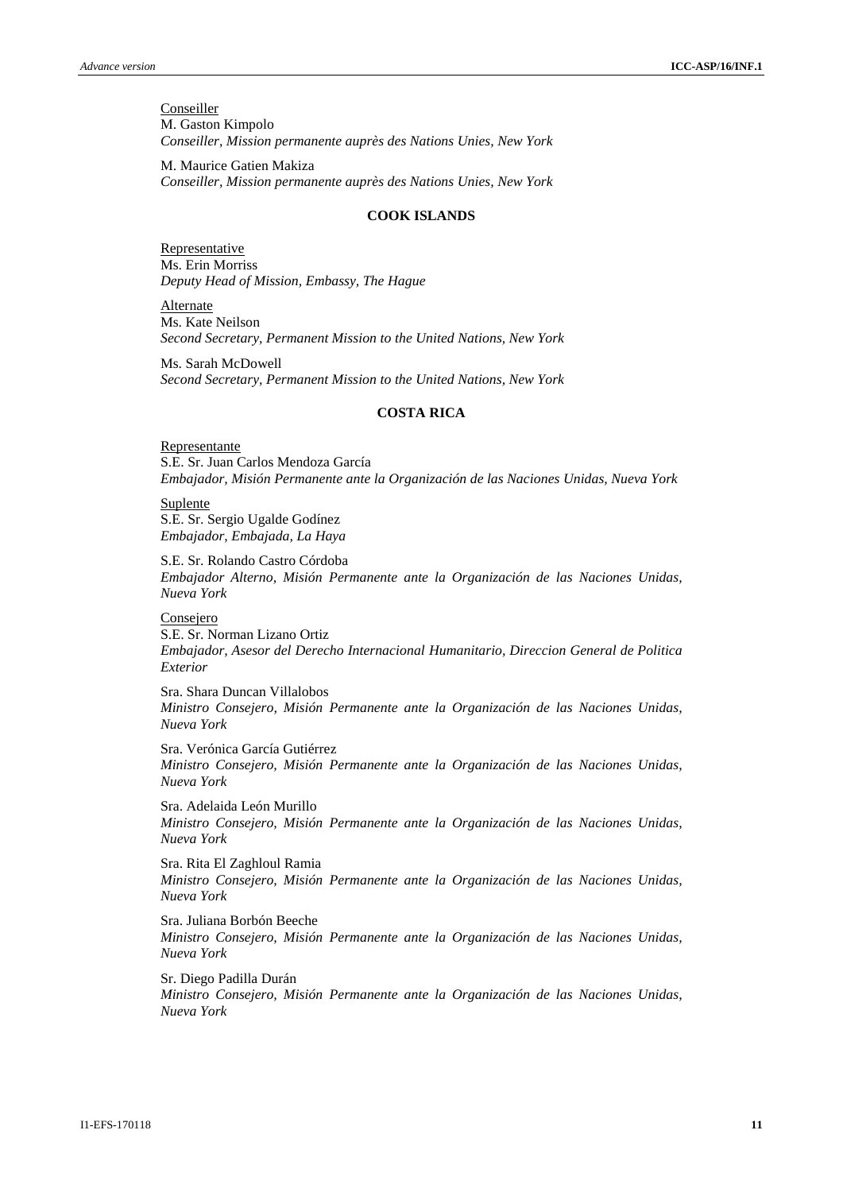Conseiller
M. Gaston Kimpolo
*Conseiller, Mission permanente auprès des Nations Unies, New York*

M. Maurice Gatien Makiza
*Conseiller, Mission permanente auprès des Nations Unies, New York*

### COOK ISLANDS

Representative
Ms. Erin Morriss
*Deputy Head of Mission, Embassy, The Hague*

Alternate
Ms. Kate Neilson
*Second Secretary, Permanent Mission to the United Nations, New York*

Ms. Sarah McDowell
*Second Secretary, Permanent Mission to the United Nations, New York*

### COSTA RICA

Representante
S.E. Sr. Juan Carlos Mendoza García
*Embajador, Misión Permanente ante la Organización de las Naciones Unidas, Nueva York*

Suplente
S.E. Sr. Sergio Ugalde Godínez
*Embajador, Embajada, La Haya*

S.E. Sr. Rolando Castro Córdoba
*Embajador Alterno, Misión Permanente ante la Organización de las Naciones Unidas, Nueva York*

Consejero
S.E. Sr. Norman Lizano Ortiz
*Embajador, Asesor del Derecho Internacional Humanitario, Direccion General de Politica Exterior*

Sra. Shara Duncan Villalobos
*Ministro Consejero, Misión Permanente ante la Organización de las Naciones Unidas, Nueva York*

Sra. Verónica García Gutiérrez
*Ministro Consejero, Misión Permanente ante la Organización de las Naciones Unidas, Nueva York*

Sra. Adelaida León Murillo
*Ministro Consejero, Misión Permanente ante la Organización de las Naciones Unidas, Nueva York*

Sra. Rita El Zaghloul Ramia
*Ministro Consejero, Misión Permanente ante la Organización de las Naciones Unidas, Nueva York*

Sra. Juliana Borbón Beeche
*Ministro Consejero, Misión Permanente ante la Organización de las Naciones Unidas, Nueva York*

Sr. Diego Padilla Durán
*Ministro Consejero, Misión Permanente ante la Organización de las Naciones Unidas, Nueva York*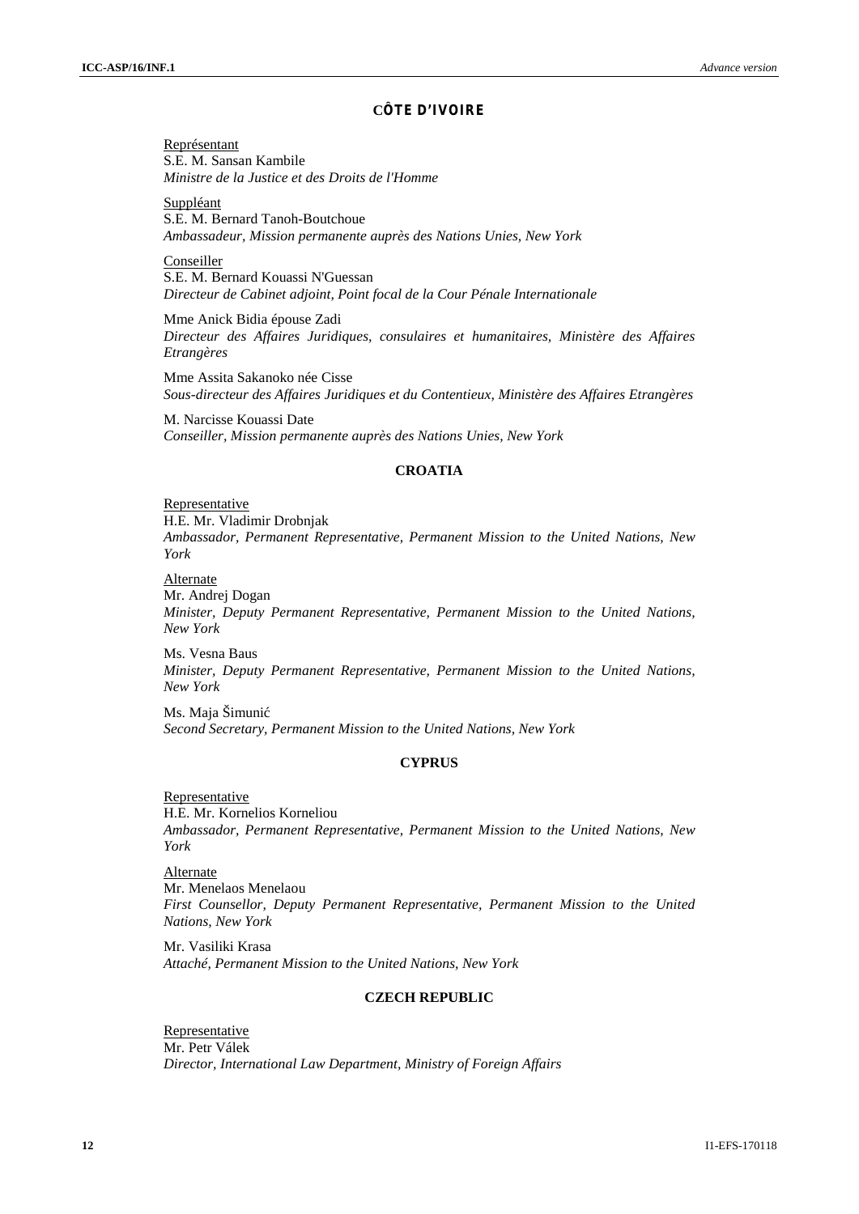## CÔTE D'IVOIRE

Représentant
S.E. M. Sansan Kambile
*Ministre de la Justice et des Droits de l'Homme*

Suppléant
S.E. M. Bernard Tanoh-Boutchoue
*Ambassadeur, Mission permanente auprès des Nations Unies, New York*

Conseiller
S.E. M. Bernard Kouassi N'Guessan
*Directeur de Cabinet adjoint, Point focal de la Cour Pénale Internationale*

Mme Anick Bidia épouse Zadi
*Directeur des Affaires Juridiques, consulaires et humanitaires, Ministère des Affaires Etrangères*

Mme Assita Sakanoko née Cisse
*Sous-directeur des Affaires Juridiques et du Contentieux, Ministère des Affaires Etrangères*

M. Narcisse Kouassi Date
*Conseiller, Mission permanente auprès des Nations Unies, New York*

## CROATIA

Representative
H.E. Mr. Vladimir Drobnjak
*Ambassador, Permanent Representative, Permanent Mission to the United Nations, New York*

Alternate
Mr. Andrej Dogan
*Minister, Deputy Permanent Representative, Permanent Mission to the United Nations, New York*

Ms. Vesna Baus
*Minister, Deputy Permanent Representative, Permanent Mission to the United Nations, New York*

Ms. Maja Šimunić
*Second Secretary, Permanent Mission to the United Nations, New York*

## CYPRUS

Representative
H.E. Mr. Kornelios Korneliou
*Ambassador, Permanent Representative, Permanent Mission to the United Nations, New York*

Alternate
Mr. Menelaos Menelaou
*First Counsellor, Deputy Permanent Representative, Permanent Mission to the United Nations, New York*

Mr. Vasiliki Krasa
*Attaché, Permanent Mission to the United Nations, New York*

## CZECH REPUBLIC

Representative
Mr. Petr Válek
*Director, International Law Department, Ministry of Foreign Affairs*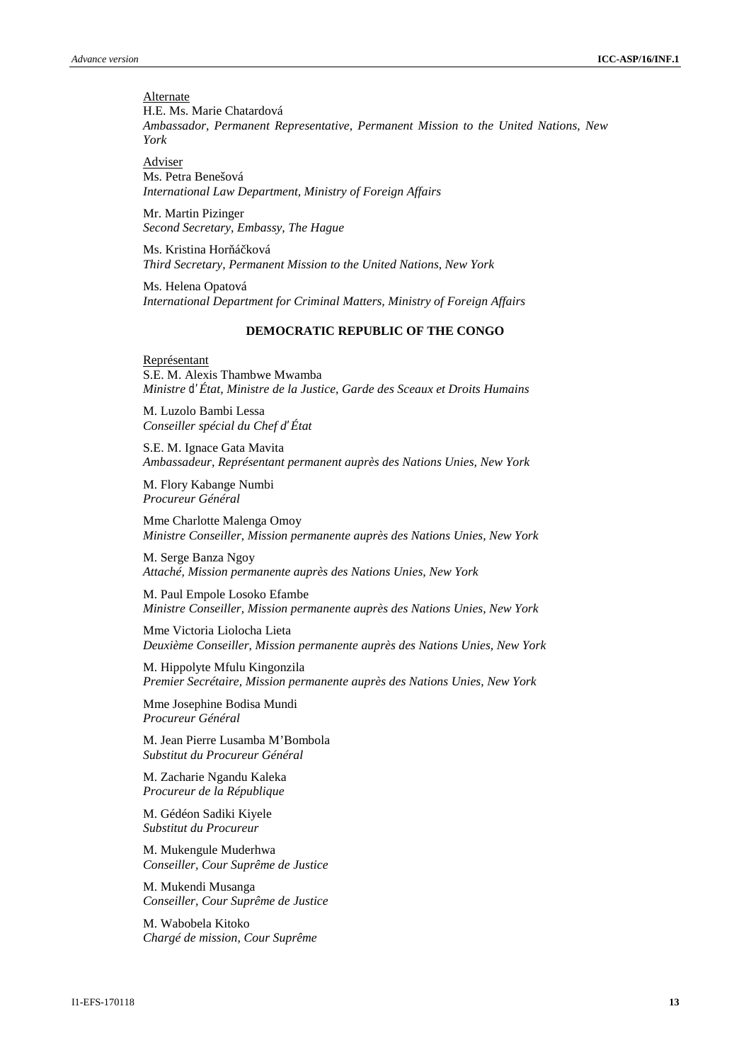<u>Alternate</u>
H.E. Ms. Marie Chatardová
*Ambassador, Permanent Representative, Permanent Mission to the United Nations, New York*

<u>Adviser</u>
Ms. Petra Benešová
*International Law Department, Ministry of Foreign Affairs*

Mr. Martin Pizinger
*Second Secretary, Embassy, The Hague*

Ms. Kristina Horňáčková
*Third Secretary, Permanent Mission to the United Nations, New York*

Ms. Helena Opatová
*International Department for Criminal Matters, Ministry of Foreign Affairs*

**DEMOCRATIC REPUBLIC OF THE CONGO**

<u>Représentant</u>
S.E. M. Alexis Thambwe Mwamba
*Ministre d'État, Ministre de la Justice, Garde des Sceaux et Droits Humains*

M. Luzolo Bambi Lessa
*Conseiller spécial du Chef d'État*

S.E. M. Ignace Gata Mavita
*Ambassadeur, Représentant permanent auprès des Nations Unies, New York*

M. Flory Kabange Numbi
*Procureur Général*

Mme Charlotte Malenga Omoy
*Ministre Conseiller, Mission permanente auprès des Nations Unies, New York*

M. Serge Banza Ngoy
*Attaché, Mission permanente auprès des Nations Unies, New York*

M. Paul Empole Losoko Efambe
*Ministre Conseiller, Mission permanente auprès des Nations Unies, New York*

Mme Victoria Liolocha Lieta
*Deuxième Conseiller, Mission permanente auprès des Nations Unies, New York*

M. Hippolyte Mfulu Kingonzila
*Premier Secrétaire, Mission permanente auprès des Nations Unies, New York*

Mme Josephine Bodisa Mundi
*Procureur Général*

M. Jean Pierre Lusamba M'Bombola
*Substitut du Procureur Général*

M. Zacharie Ngandu Kaleka
*Procureur de la République*

M. Gédéon Sadiki Kiyele
*Substitut du Procureur*

M. Mukengule Muderhwa
*Conseiller, Cour Suprême de Justice*

M. Mukendi Musanga
*Conseiller, Cour Suprême de Justice*

M. Wabobela Kitoko
*Chargé de mission, Cour Suprême*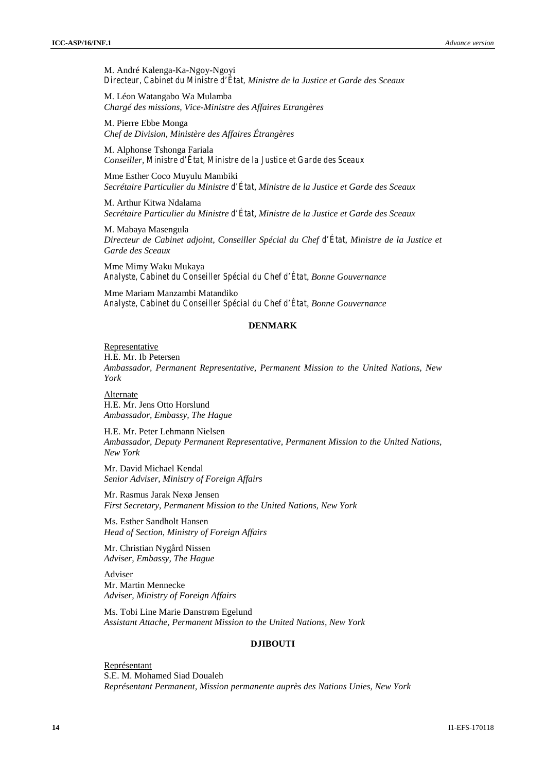M. André Kalenga-Ka-Ngoy-Ngoyi
*Directeur, Cabinet du Ministre d'État, Ministre de la Justice et Garde des Sceaux*

M. Léon Watangabo Wa Mulamba
*Chargé des missions, Vice-Ministre des Affaires Etrangères*

M. Pierre Ebbe Monga
*Chef de Division, Ministère des Affaires Étrangères*

M. Alphonse Tshonga Fariala
*Conseiller, Ministre d'État, Ministre de la Justice et Garde des Sceaux*

Mme Esther Coco Muyulu Mambiki
*Secrétaire Particulier du Ministre d'État, Ministre de la Justice et Garde des Sceaux*

M. Arthur Kitwa Ndalama
*Secrétaire Particulier du Ministre d'État, Ministre de la Justice et Garde des Sceaux*

M. Mabaya Masengula
*Directeur de Cabinet adjoint, Conseiller Spécial du Chef d'État, Ministre de la Justice et Garde des Sceaux*

Mme Mimy Waku Mukaya
*Analyste, Cabinet du Conseiller Spécial du Chef d'État, Bonne Gouvernance*

Mme Mariam Manzambi Matandiko
*Analyste, Cabinet du Conseiller Spécial du Chef d'État, Bonne Gouvernance*

## DENMARK

Representative
H.E. Mr. Ib Petersen
*Ambassador, Permanent Representative, Permanent Mission to the United Nations, New York*

Alternate
H.E. Mr. Jens Otto Horslund
*Ambassador, Embassy, The Hague*

H.E. Mr. Peter Lehmann Nielsen
*Ambassador, Deputy Permanent Representative, Permanent Mission to the United Nations, New York*

Mr. David Michael Kendal
*Senior Adviser, Ministry of Foreign Affairs*

Mr. Rasmus Jarak Nexø Jensen
*First Secretary, Permanent Mission to the United Nations, New York*

Ms. Esther Sandholt Hansen
*Head of Section, Ministry of Foreign Affairs*

Mr. Christian Nygård Nissen
*Adviser, Embassy, The Hague*

Adviser
Mr. Martin Mennecke
*Adviser, Ministry of Foreign Affairs*

Ms. Tobi Line Marie Danstrøm Egelund
*Assistant Attache, Permanent Mission to the United Nations, New York*

## DJIBOUTI

Représentant
S.E. M. Mohamed Siad Doualeh
*Représentant Permanent, Mission permanente auprès des Nations Unies, New York*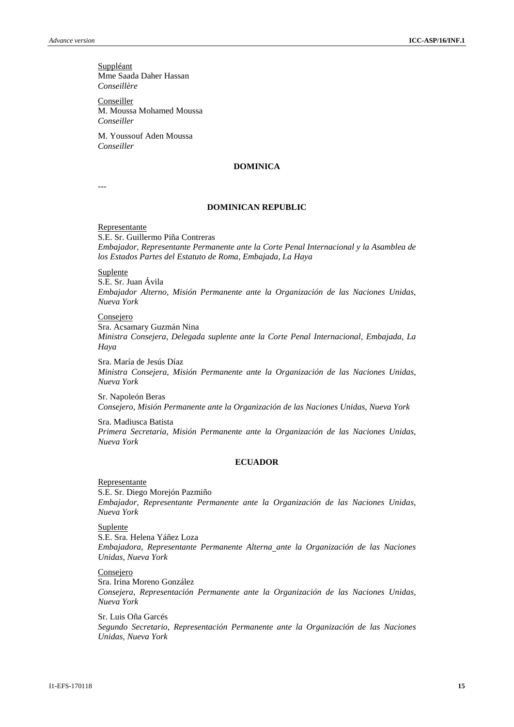Suppléant
Mme Saada Daher Hassan
*Conseillère*

Conseiller
M. Moussa Mohamed Moussa
*Conseiller*

M. Youssouf Aden Moussa
*Conseiller*

**DOMINICA**

---

**DOMINICAN REPUBLIC**

Representante
S.E. Sr. Guillermo Piña Contreras
*Embajador, Representante Permanente ante la Corte Penal Internacional y la Asamblea de los Estados Partes del Estatuto de Roma, Embajada, La Haya*

Suplente
S.E. Sr. Juan Ávila
*Embajador Alterno, Misión Permanente ante la Organización de las Naciones Unidas, Nueva York*

Consejero
Sra. Acsamary Guzmán Nina
*Ministra Consejera, Delegada suplente ante la Corte Penal Internacional, Embajada, La Haya*

Sra. María de Jesús Díaz
*Ministra Consejera, Misión Permanente ante la Organización de las Naciones Unidas, Nueva York*

Sr. Napoleón Beras
*Consejero, Misión Permanente ante la Organización de las Naciones Unidas, Nueva York*

Sra. Madiusca Batista
*Primera Secretaria, Misión Permanente ante la Organización de las Naciones Unidas, Nueva York*

**ECUADOR**

Representante
S.E. Sr. Diego Morejón Pazmiño
*Embajador, Representante Permanente ante la Organización de las Naciones Unidas, Nueva York*

Suplente
S.E. Sra. Helena Yáñez Loza
*Embajadora, Representante Permanente Alterna ante la Organización de las Naciones Unidas, Nueva York*

Consejero
Sra. Irina Moreno González
*Consejera, Representación Permanente ante la Organización de las Naciones Unidas, Nueva York*

Sr. Luis Oña Garcés
*Segundo Secretario, Representación Permanente ante la Organización de las Naciones Unidas, Nueva York*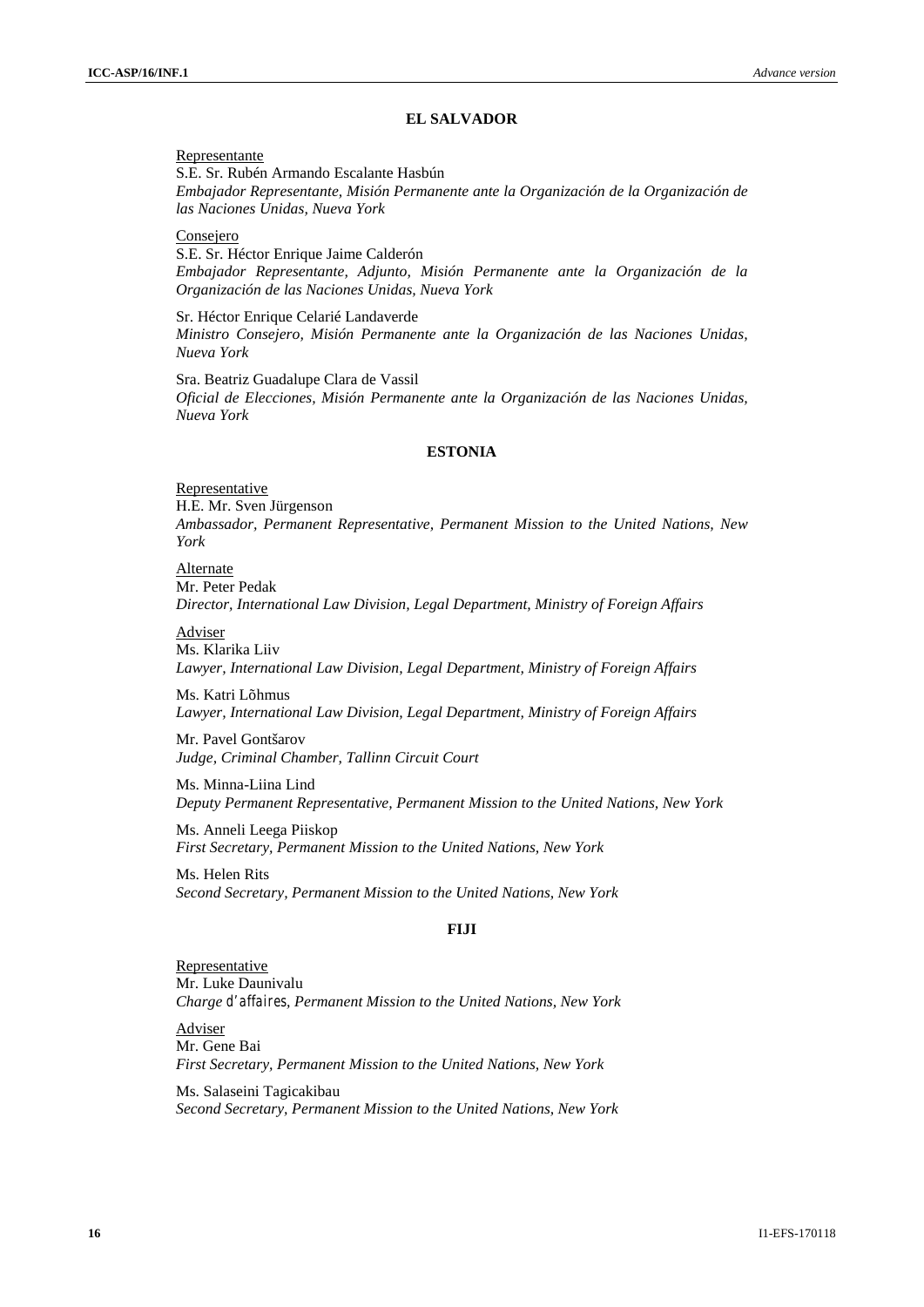## EL SALVADOR

Representante
S.E. Sr. Rubén Armando Escalante Hasbún
*Embajador Representante, Misión Permanente ante la Organización de la Organización de las Naciones Unidas, Nueva York*

Consejero
S.E. Sr. Héctor Enrique Jaime Calderón
*Embajador Representante, Adjunto, Misión Permanente ante la Organización de la Organización de las Naciones Unidas, Nueva York*

Sr. Héctor Enrique Celarié Landaverde
*Ministro Consejero, Misión Permanente ante la Organización de las Naciones Unidas, Nueva York*

Sra. Beatriz Guadalupe Clara de Vassil
*Oficial de Elecciones, Misión Permanente ante la Organización de las Naciones Unidas, Nueva York*

## ESTONIA

Representative
H.E. Mr. Sven Jürgenson
*Ambassador, Permanent Representative, Permanent Mission to the United Nations, New York*

Alternate
Mr. Peter Pedak
*Director, International Law Division, Legal Department, Ministry of Foreign Affairs*

Adviser
Ms. Klarika Liiv
*Lawyer, International Law Division, Legal Department, Ministry of Foreign Affairs*

Ms. Katri Lõhmus
*Lawyer, International Law Division, Legal Department, Ministry of Foreign Affairs*

Mr. Pavel Gontšarov
*Judge, Criminal Chamber, Tallinn Circuit Court*

Ms. Minna-Liina Lind
*Deputy Permanent Representative, Permanent Mission to the United Nations, New York*

Ms. Anneli Leega Piiskop
*First Secretary, Permanent Mission to the United Nations, New York*

Ms. Helen Rits
*Second Secretary, Permanent Mission to the United Nations, New York*

## FIJI

Representative
Mr. Luke Daunivalu
*Charge d'affaires, Permanent Mission to the United Nations, New York*

Adviser
Mr. Gene Bai
*First Secretary, Permanent Mission to the United Nations, New York*

Ms. Salaseini Tagicakibau
*Second Secretary, Permanent Mission to the United Nations, New York*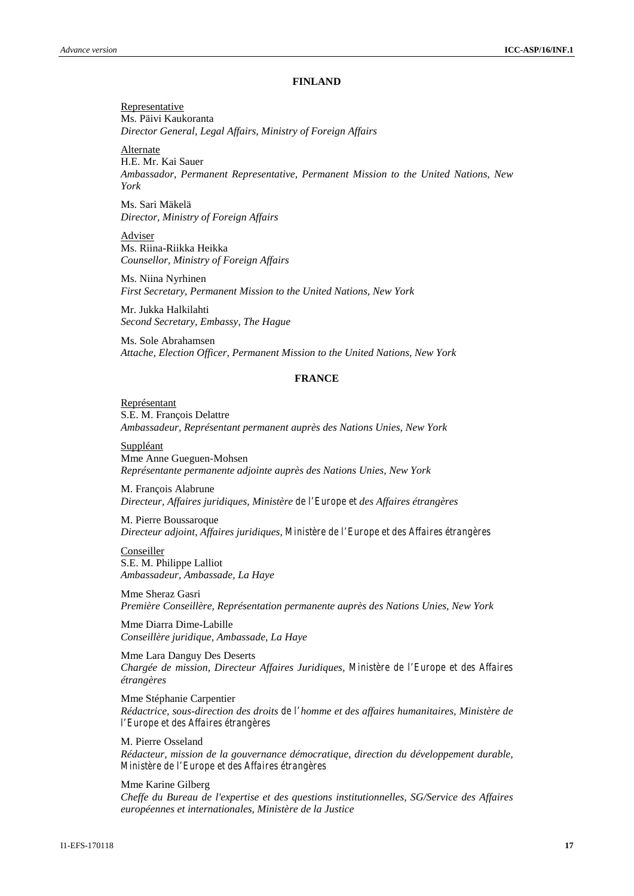## FINLAND

Representative
Ms. Päivi Kaukoranta
*Director General, Legal Affairs, Ministry of Foreign Affairs*

Alternate
H.E. Mr. Kai Sauer
*Ambassador, Permanent Representative, Permanent Mission to the United Nations, New York*

Ms. Sari Mäkelä
*Director, Ministry of Foreign Affairs*

Adviser
Ms. Riina-Riikka Heikka
*Counsellor, Ministry of Foreign Affairs*

Ms. Niina Nyrhinen
*First Secretary, Permanent Mission to the United Nations, New York*

Mr. Jukka Halkilahti
*Second Secretary, Embassy, The Hague*

Ms. Sole Abrahamsen
*Attache, Election Officer, Permanent Mission to the United Nations, New York*

## FRANCE

Représentant
S.E. M. François Delattre
*Ambassadeur, Représentant permanent auprès des Nations Unies, New York*

Suppléant
Mme Anne Gueguen-Mohsen
*Représentante permanente adjointe auprès des Nations Unies, New York*

M. François Alabrune
*Directeur, Affaires juridiques, Ministère de l'Europe et des Affaires étrangères*

M. Pierre Boussaroque
*Directeur adjoint, Affaires juridiques, Ministère de l'Europe et des Affaires étrangères*

Conseiller
S.E. M. Philippe Lalliot
*Ambassadeur, Ambassade, La Haye*

Mme Sheraz Gasri
*Première Conseillère, Représentation permanente auprès des Nations Unies, New York*

Mme Diarra Dime-Labille
*Conseillère juridique, Ambassade, La Haye*

Mme Lara Danguy Des Deserts
*Chargée de mission, Directeur Affaires Juridiques, Ministère de l'Europe et des Affaires étrangères*

Mme Stéphanie Carpentier
*Rédactrice, sous-direction des droits de l'homme et des affaires humanitaires, Ministère de l'Europe et des Affaires étrangères*

M. Pierre Osseland
*Rédacteur, mission de la gouvernance démocratique, direction du développement durable, Ministère de l'Europe et des Affaires étrangères*

Mme Karine Gilberg
*Cheffe du Bureau de l'expertise et des questions institutionnelles, SG/Service des Affaires européennes et internationales, Ministère de la Justice*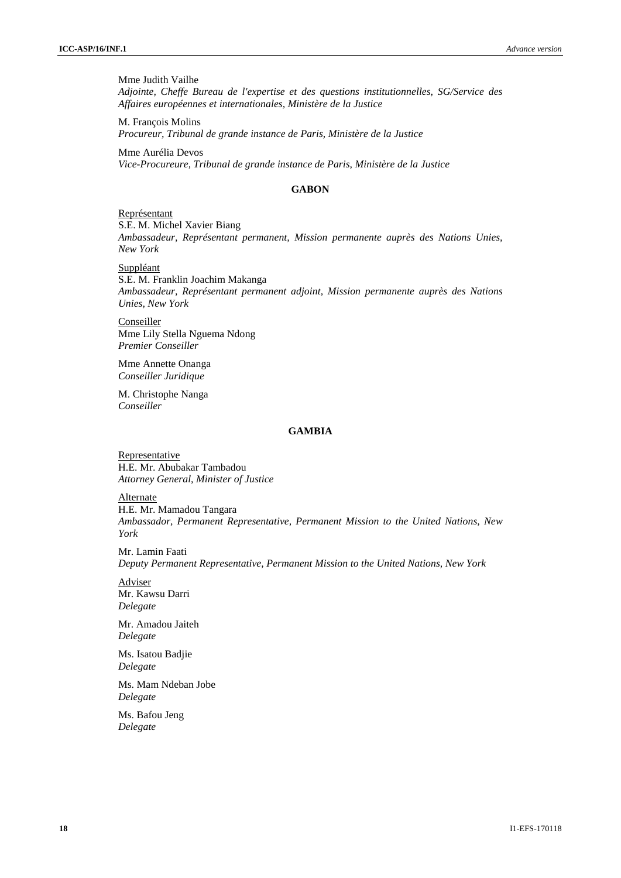Mme Judith Vailhe
*Adjointe, Cheffe Bureau de l'expertise et des questions institutionnelles, SG/Service des Affaires européennes et internationales, Ministère de la Justice*

M. François Molins
*Procureur, Tribunal de grande instance de Paris, Ministère de la Justice*

Mme Aurélia Devos
*Vice-Procureure, Tribunal de grande instance de Paris, Ministère de la Justice*

## GABON

Représentant
S.E. M. Michel Xavier Biang
*Ambassadeur, Représentant permanent, Mission permanente auprès des Nations Unies, New York*

Suppléant
S.E. M. Franklin Joachim Makanga
*Ambassadeur, Représentant permanent adjoint, Mission permanente auprès des Nations Unies, New York*

Conseiller
Mme Lily Stella Nguema Ndong
*Premier Conseiller*

Mme Annette Onanga
*Conseiller Juridique*

M. Christophe Nanga
*Conseiller*

## GAMBIA

Representative
H.E. Mr. Abubakar Tambadou
*Attorney General, Minister of Justice*

Alternate
H.E. Mr. Mamadou Tangara
*Ambassador, Permanent Representative, Permanent Mission to the United Nations, New York*

Mr. Lamin Faati
*Deputy Permanent Representative, Permanent Mission to the United Nations, New York*

Adviser
Mr. Kawsu Darri
*Delegate*

Mr. Amadou Jaiteh
*Delegate*

Ms. Isatou Badjie
*Delegate*

Ms. Mam Ndeban Jobe
*Delegate*

Ms. Bafou Jeng
*Delegate*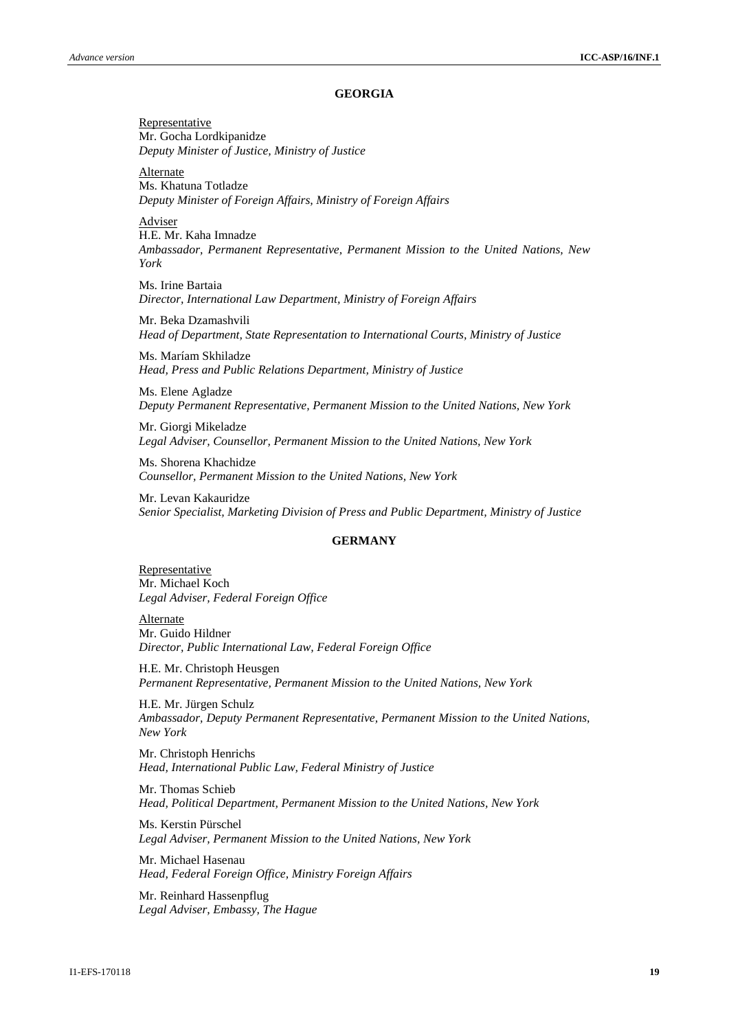## GEORGIA

Representative
Mr. Gocha Lordkipanidze
*Deputy Minister of Justice, Ministry of Justice*

Alternate
Ms. Khatuna Totladze
*Deputy Minister of Foreign Affairs, Ministry of Foreign Affairs*

Adviser
H.E. Mr. Kaha Imnadze
*Ambassador, Permanent Representative, Permanent Mission to the United Nations, New York*

Ms. Irine Bartaia
*Director, International Law Department, Ministry of Foreign Affairs*

Mr. Beka Dzamashvili
*Head of Department, State Representation to International Courts, Ministry of Justice*

Ms. Maríam Skhiladze
*Head, Press and Public Relations Department, Ministry of Justice*

Ms. Elene Agladze
*Deputy Permanent Representative, Permanent Mission to the United Nations, New York*

Mr. Giorgi Mikeladze
*Legal Adviser, Counsellor, Permanent Mission to the United Nations, New York*

Ms. Shorena Khachidze
*Counsellor, Permanent Mission to the United Nations, New York*

Mr. Levan Kakauridze
*Senior Specialist, Marketing Division of Press and Public Department, Ministry of Justice*

## GERMANY

Representative
Mr. Michael Koch
*Legal Adviser, Federal Foreign Office*

Alternate
Mr. Guido Hildner
*Director, Public International Law, Federal Foreign Office*

H.E. Mr. Christoph Heusgen
*Permanent Representative, Permanent Mission to the United Nations, New York*

H.E. Mr. Jürgen Schulz
*Ambassador, Deputy Permanent Representative, Permanent Mission to the United Nations, New York*

Mr. Christoph Henrichs
*Head, International Public Law, Federal Ministry of Justice*

Mr. Thomas Schieb
*Head, Political Department, Permanent Mission to the United Nations, New York*

Ms. Kerstin Pürschel
*Legal Adviser, Permanent Mission to the United Nations, New York*

Mr. Michael Hasenau
*Head, Federal Foreign Office, Ministry Foreign Affairs*

Mr. Reinhard Hassenpflug
*Legal Adviser, Embassy, The Hague*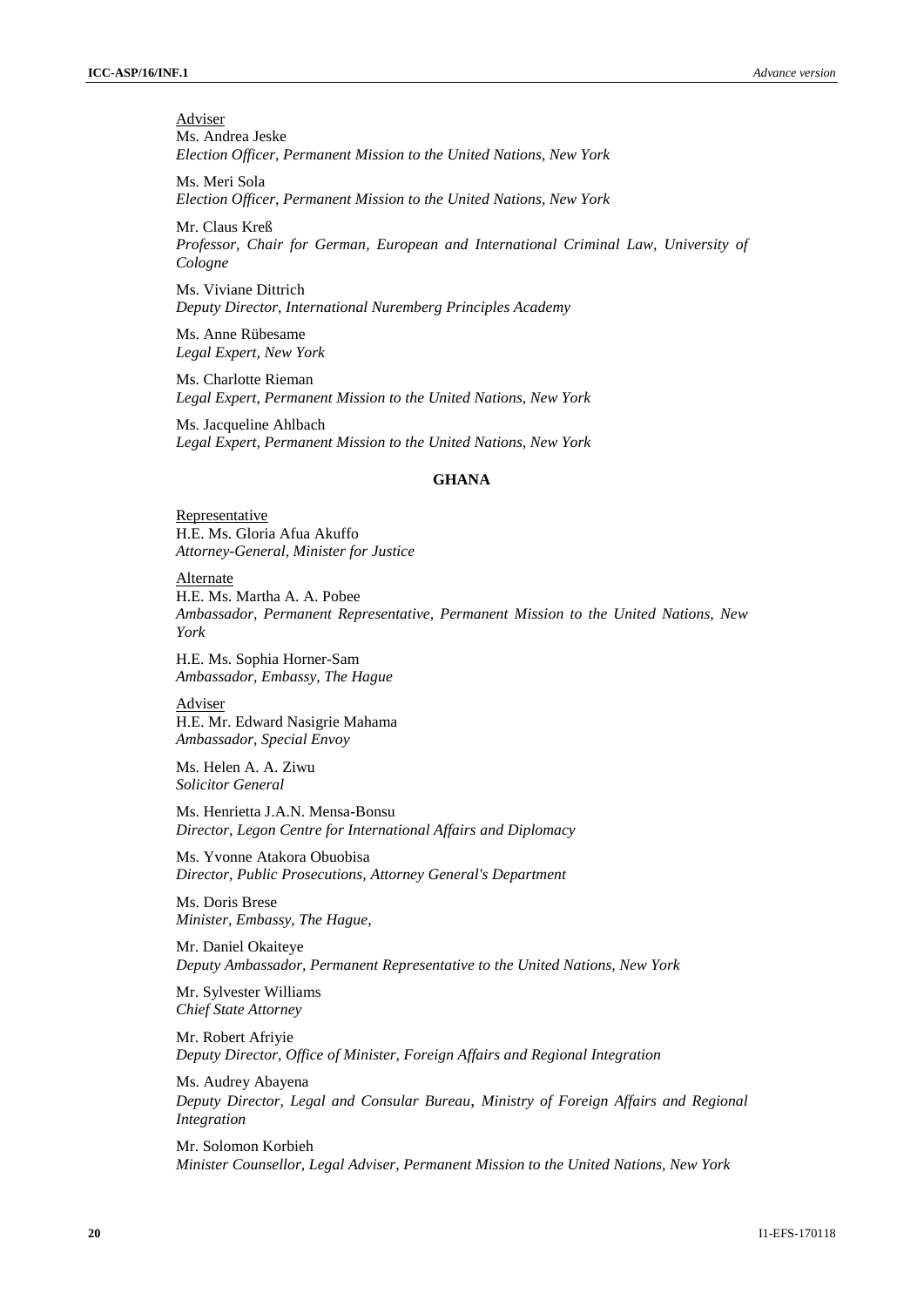Adviser

Ms. Andrea Jeske
*Election Officer, Permanent Mission to the United Nations, New York*

Ms. Meri Sola
*Election Officer, Permanent Mission to the United Nations, New York*

Mr. Claus Kreß
*Professor, Chair for German, European and International Criminal Law, University of Cologne*

Ms. Viviane Dittrich
*Deputy Director, International Nuremberg Principles Academy*

Ms. Anne Rübesame
*Legal Expert, New York*

Ms. Charlotte Rieman
*Legal Expert, Permanent Mission to the United Nations, New York*

Ms. Jacqueline Ahlbach
*Legal Expert, Permanent Mission to the United Nations, New York*

## GHANA

Representative

H.E. Ms. Gloria Afua Akuffo
*Attorney-General, Minister for Justice*

Alternate

H.E. Ms. Martha A. A. Pobee
*Ambassador, Permanent Representative, Permanent Mission to the United Nations, New York*

H.E. Ms. Sophia Horner-Sam
*Ambassador, Embassy, The Hague*

Adviser

H.E. Mr. Edward Nasigrie Mahama
*Ambassador, Special Envoy*

Ms. Helen A. A. Ziwu
*Solicitor General*

Ms. Henrietta J.A.N. Mensa-Bonsu
*Director, Legon Centre for International Affairs and Diplomacy*

Ms. Yvonne Atakora Obuobisa
*Director, Public Prosecutions, Attorney General's Department*

Ms. Doris Brese
*Minister, Embassy, The Hague,*

Mr. Daniel Okaiteye
*Deputy Ambassador, Permanent Representative to the United Nations, New York*

Mr. Sylvester Williams
*Chief State Attorney*

Mr. Robert Afriyie
*Deputy Director, Office of Minister, Foreign Affairs and Regional Integration*

Ms. Audrey Abayena
*Deputy Director, Legal and Consular Bureau, Ministry of Foreign Affairs and Regional Integration*

Mr. Solomon Korbieh
*Minister Counsellor, Legal Adviser, Permanent Mission to the United Nations, New York*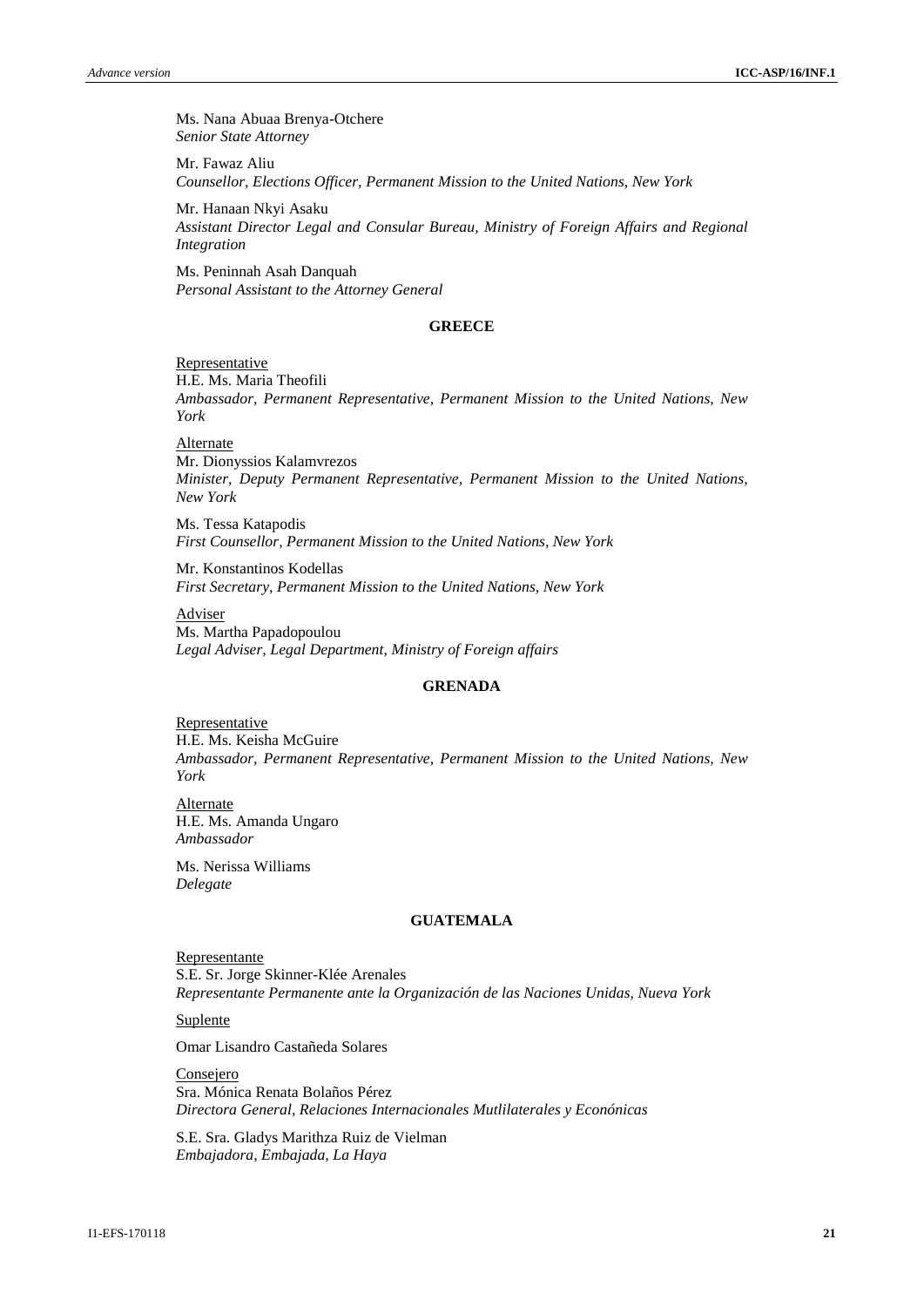Ms. Nana Abuaa Brenya-Otchere
*Senior State Attorney*

Mr. Fawaz Aliu
*Counsellor, Elections Officer, Permanent Mission to the United Nations, New York*

Mr. Hanaan Nkyi Asaku
*Assistant Director Legal and Consular Bureau, Ministry of Foreign Affairs and Regional Integration*

Ms. Peninnah Asah Danquah
*Personal Assistant to the Attorney General*

**GREECE**

Representative
H.E. Ms. Maria Theofili
*Ambassador, Permanent Representative, Permanent Mission to the United Nations, New York*

Alternate
Mr. Dionyssios Kalamvrezos
*Minister, Deputy Permanent Representative, Permanent Mission to the United Nations, New York*

Ms. Tessa Katapodis
*First Counsellor, Permanent Mission to the United Nations, New York*

Mr. Konstantinos Kodellas
*First Secretary, Permanent Mission to the United Nations, New York*

Adviser
Ms. Martha Papadopoulou
*Legal Adviser, Legal Department, Ministry of Foreign affairs*

**GRENADA**

Representative
H.E. Ms. Keisha McGuire
*Ambassador, Permanent Representative, Permanent Mission to the United Nations, New York*

Alternate
H.E. Ms. Amanda Ungaro
*Ambassador*

Ms. Nerissa Williams
*Delegate*

**GUATEMALA**

Representante
S.E. Sr. Jorge Skinner-Klée Arenales
*Representante Permanente ante la Organización de las Naciones Unidas, Nueva York*

Suplente

Omar Lisandro Castañeda Solares

Consejero
Sra. Mónica Renata Bolaños Pérez
*Directora General, Relaciones Internacionales Mutlilaterales y Econónicas*

S.E. Sra. Gladys Marithza Ruiz de Vielman
*Embajadora, Embajada, La Haya*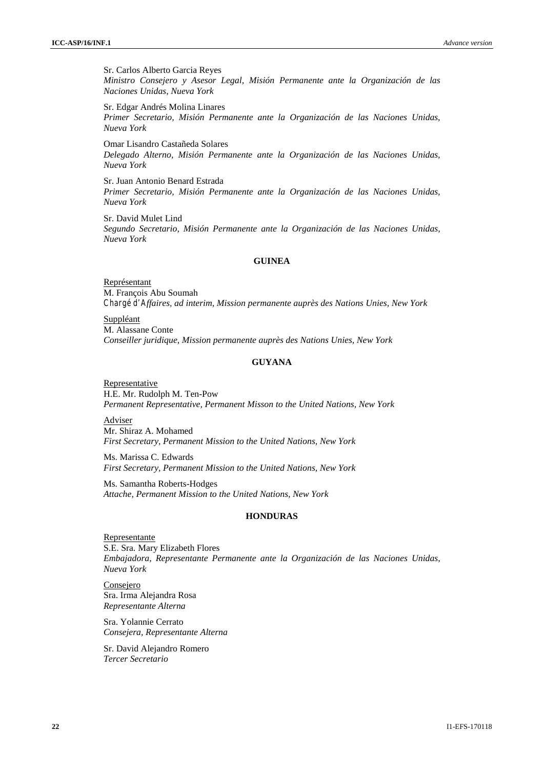Sr. Carlos Alberto Garcia Reyes
*Ministro Consejero y Asesor Legal, Misión Permanente ante la Organización de las Naciones Unidas, Nueva York*

Sr. Edgar Andrés Molina Linares
*Primer Secretario, Misión Permanente ante la Organización de las Naciones Unidas, Nueva York*

Omar Lisandro Castañeda Solares
*Delegado Alterno, Misión Permanente ante la Organización de las Naciones Unidas, Nueva York*

Sr. Juan Antonio Benard Estrada
*Primer Secretario, Misión Permanente ante la Organización de las Naciones Unidas, Nueva York*

Sr. David Mulet Lind
*Segundo Secretario, Misión Permanente ante la Organización de las Naciones Unidas, Nueva York*

### GUINEA

Représentant
M. François Abu Soumah
*Chargé d'Affaires, ad interim, Mission permanente auprès des Nations Unies, New York*

Suppléant
M. Alassane Conte
*Conseiller juridique, Mission permanente auprès des Nations Unies, New York*

### GUYANA

Representative
H.E. Mr. Rudolph M. Ten-Pow
*Permanent Representative, Permanent Misson to the United Nations, New York*

Adviser
Mr. Shiraz A. Mohamed
*First Secretary, Permanent Mission to the United Nations, New York*

Ms. Marissa C. Edwards
*First Secretary, Permanent Mission to the United Nations, New York*

Ms. Samantha Roberts-Hodges
*Attache, Permanent Mission to the United Nations, New York*

### HONDURAS

Representante
S.E. Sra. Mary Elizabeth Flores
*Embajadora, Representante Permanente ante la Organización de las Naciones Unidas, Nueva York*

Consejero
Sra. Irma Alejandra Rosa
*Representante Alterna*

Sra. Yolannie Cerrato
*Consejera, Representante Alterna*

Sr. David Alejandro Romero
*Tercer Secretario*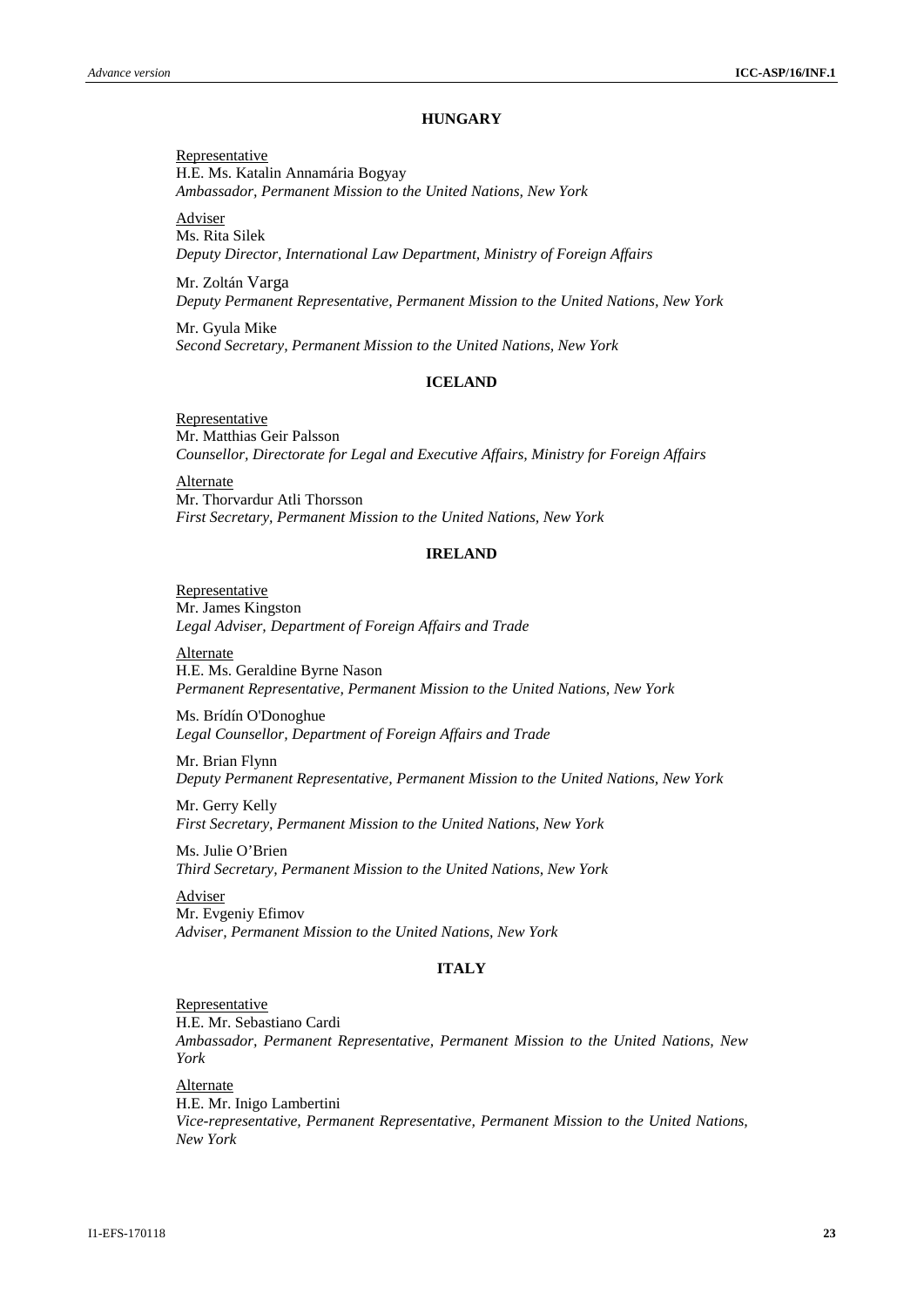**HUNGARY**

Representative
H.E. Ms. Katalin Annamária Bogyay
*Ambassador, Permanent Mission to the United Nations, New York*

Adviser
Ms. Rita Silek
*Deputy Director, International Law Department, Ministry of Foreign Affairs*

Mr. Zoltán Varga
*Deputy Permanent Representative, Permanent Mission to the United Nations, New York*

Mr. Gyula Mike
*Second Secretary, Permanent Mission to the United Nations, New York*

**ICELAND**

Representative
Mr. Matthias Geir Palsson
*Counsellor, Directorate for Legal and Executive Affairs, Ministry for Foreign Affairs*

Alternate
Mr. Thorvardur Atli Thorsson
*First Secretary, Permanent Mission to the United Nations, New York*

**IRELAND**

Representative
Mr. James Kingston
*Legal Adviser, Department of Foreign Affairs and Trade*

Alternate
H.E. Ms. Geraldine Byrne Nason
*Permanent Representative, Permanent Mission to the United Nations, New York*

Ms. Brídín O'Donoghue
*Legal Counsellor, Department of Foreign Affairs and Trade*

Mr. Brian Flynn
*Deputy Permanent Representative, Permanent Mission to the United Nations, New York*

Mr. Gerry Kelly
*First Secretary, Permanent Mission to the United Nations, New York*

Ms. Julie O'Brien
*Third Secretary, Permanent Mission to the United Nations, New York*

Adviser
Mr. Evgeniy Efimov
*Adviser, Permanent Mission to the United Nations, New York*

**ITALY**

Representative
H.E. Mr. Sebastiano Cardi
*Ambassador, Permanent Representative, Permanent Mission to the United Nations, New York*

Alternate
H.E. Mr. Inigo Lambertini
*Vice-representative, Permanent Representative, Permanent Mission to the United Nations, New York*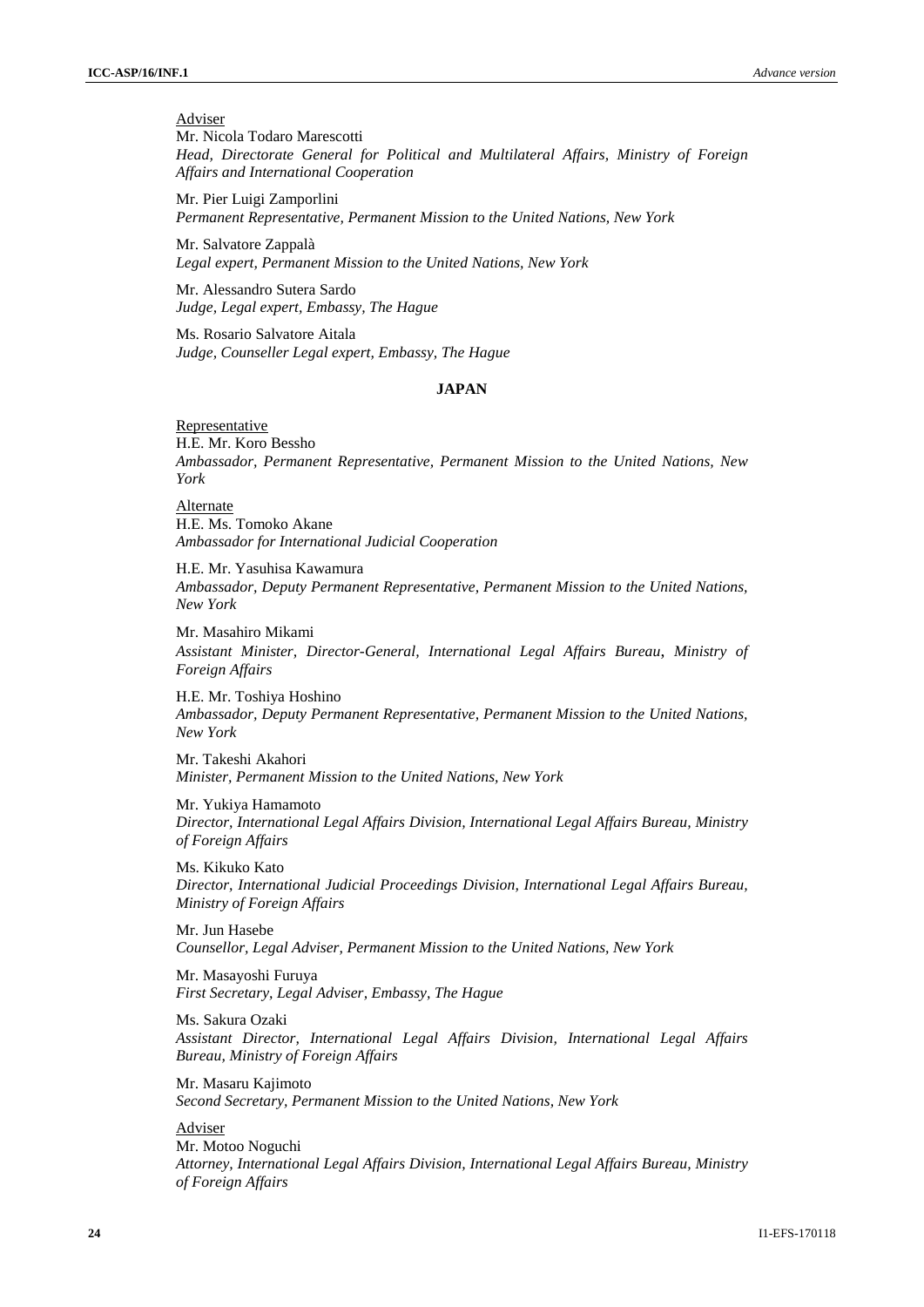Adviser

Mr. Nicola Todaro Marescotti
*Head, Directorate General for Political and Multilateral Affairs, Ministry of Foreign Affairs and International Cooperation*

Mr. Pier Luigi Zamporlini
*Permanent Representative, Permanent Mission to the United Nations, New York*

Mr. Salvatore Zappalà
*Legal expert, Permanent Mission to the United Nations, New York*

Mr. Alessandro Sutera Sardo
*Judge, Legal expert, Embassy, The Hague*

Ms. Rosario Salvatore Aitala
*Judge, Counseller Legal expert, Embassy, The Hague*

**JAPAN**

Representative

H.E. Mr. Koro Bessho
*Ambassador, Permanent Representative, Permanent Mission to the United Nations, New York*

Alternate

H.E. Ms. Tomoko Akane
*Ambassador for International Judicial Cooperation*

H.E. Mr. Yasuhisa Kawamura
*Ambassador, Deputy Permanent Representative, Permanent Mission to the United Nations, New York*

Mr. Masahiro Mikami
*Assistant Minister, Director-General, International Legal Affairs Bureau, Ministry of Foreign Affairs*

H.E. Mr. Toshiya Hoshino
*Ambassador, Deputy Permanent Representative, Permanent Mission to the United Nations, New York*

Mr. Takeshi Akahori
*Minister, Permanent Mission to the United Nations, New York*

Mr. Yukiya Hamamoto
*Director, International Legal Affairs Division, International Legal Affairs Bureau, Ministry of Foreign Affairs*

Ms. Kikuko Kato
*Director, International Judicial Proceedings Division, International Legal Affairs Bureau, Ministry of Foreign Affairs*

Mr. Jun Hasebe
*Counsellor, Legal Adviser, Permanent Mission to the United Nations, New York*

Mr. Masayoshi Furuya
*First Secretary, Legal Adviser, Embassy, The Hague*

Ms. Sakura Ozaki
*Assistant Director, International Legal Affairs Division, International Legal Affairs Bureau, Ministry of Foreign Affairs*

Mr. Masaru Kajimoto
*Second Secretary, Permanent Mission to the United Nations, New York*

Adviser

Mr. Motoo Noguchi
*Attorney, International Legal Affairs Division, International Legal Affairs Bureau, Ministry of Foreign Affairs*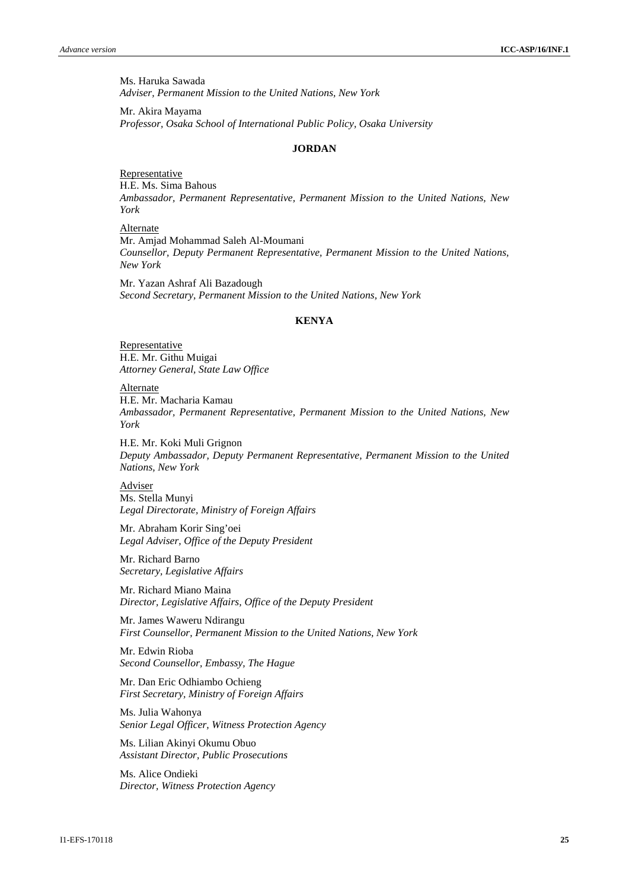Ms. Haruka Sawada
*Adviser, Permanent Mission to the United Nations, New York*

Mr. Akira Mayama
*Professor, Osaka School of International Public Policy, Osaka University*

**JORDAN**

Representative
H.E. Ms. Sima Bahous
*Ambassador, Permanent Representative, Permanent Mission to the United Nations, New York*

Alternate
Mr. Amjad Mohammad Saleh Al-Moumani
*Counsellor, Deputy Permanent Representative, Permanent Mission to the United Nations, New York*

Mr. Yazan Ashraf Ali Bazadough
*Second Secretary, Permanent Mission to the United Nations, New York*

**KENYA**

Representative
H.E. Mr. Githu Muigai
*Attorney General, State Law Office*

Alternate
H.E. Mr. Macharia Kamau
*Ambassador, Permanent Representative, Permanent Mission to the United Nations, New York*

H.E. Mr. Koki Muli Grignon
*Deputy Ambassador, Deputy Permanent Representative, Permanent Mission to the United Nations, New York*

Adviser
Ms. Stella Munyi
*Legal Directorate, Ministry of Foreign Affairs*

Mr. Abraham Korir Sing'oei
*Legal Adviser, Office of the Deputy President*

Mr. Richard Barno
*Secretary, Legislative Affairs*

Mr. Richard Miano Maina
*Director, Legislative Affairs, Office of the Deputy President*

Mr. James Waweru Ndirangu
*First Counsellor, Permanent Mission to the United Nations, New York*

Mr. Edwin Rioba
*Second Counsellor, Embassy, The Hague*

Mr. Dan Eric Odhiambo Ochieng
*First Secretary, Ministry of Foreign Affairs*

Ms. Julia Wahonya
*Senior Legal Officer, Witness Protection Agency*

Ms. Lilian Akinyi Okumu Obuo
*Assistant Director, Public Prosecutions*

Ms. Alice Ondieki
*Director, Witness Protection Agency*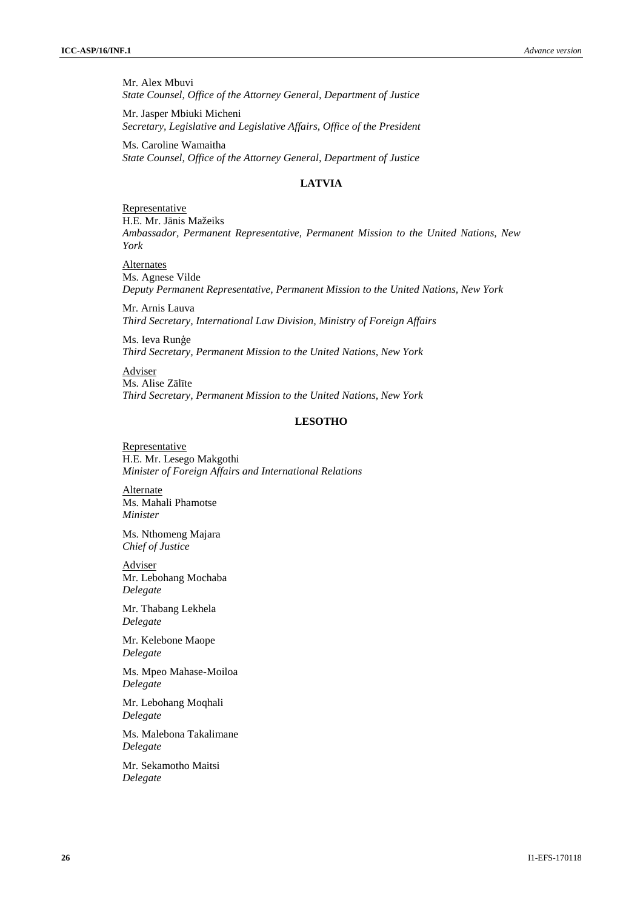Mr. Alex Mbuvi
*State Counsel, Office of the Attorney General, Department of Justice*

Mr. Jasper Mbiuki Micheni
*Secretary, Legislative and Legislative Affairs, Office of the President*

Ms. Caroline Wamaitha
*State Counsel, Office of the Attorney General, Department of Justice*

## LATVIA

Representative
H.E. Mr. Jānis Mažeiks
*Ambassador, Permanent Representative, Permanent Mission to the United Nations, New York*

Alternates
Ms. Agnese Vilde
*Deputy Permanent Representative, Permanent Mission to the United Nations, New York*

Mr. Arnis Lauva
*Third Secretary, International Law Division, Ministry of Foreign Affairs*

Ms. Ieva Runģe
*Third Secretary, Permanent Mission to the United Nations, New York*

Adviser
Ms. Alise Zālīte
*Third Secretary, Permanent Mission to the United Nations, New York*

## LESOTHO

Representative
H.E. Mr. Lesego Makgothi
*Minister of Foreign Affairs and International Relations*

Alternate
Ms. Mahali Phamotse
*Minister*

Ms. Nthomeng Majara
*Chief of Justice*

Adviser
Mr. Lebohang Mochaba
*Delegate*

Mr. Thabang Lekhela
*Delegate*

Mr. Kelebone Maope
*Delegate*

Ms. Mpeo Mahase-Moiloa
*Delegate*

Mr. Lebohang Moqhali
*Delegate*

Ms. Malebona Takalimane
*Delegate*

Mr. Sekamotho Maitsi
*Delegate*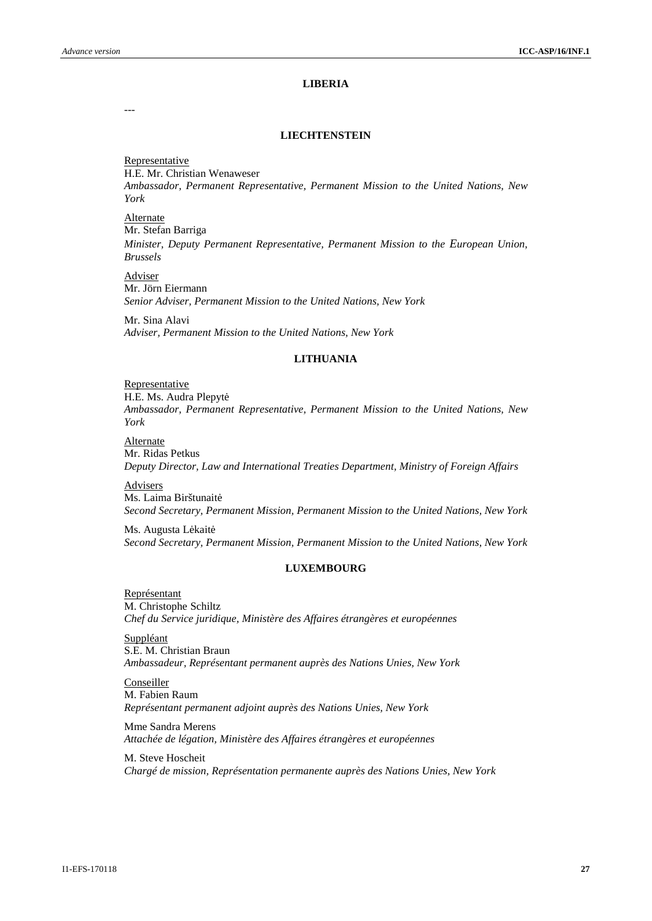## LIBERIA

---

## LIECHTENSTEIN

Representative
H.E. Mr. Christian Wenaweser
*Ambassador, Permanent Representative, Permanent Mission to the United Nations, New York*

Alternate
Mr. Stefan Barriga
*Minister, Deputy Permanent Representative, Permanent Mission to the European Union, Brussels*

Adviser
Mr. Jörn Eiermann
*Senior Adviser, Permanent Mission to the United Nations, New York*

Mr. Sina Alavi
*Adviser, Permanent Mission to the United Nations, New York*

## LITHUANIA

Representative
H.E. Ms. Audra Plepytė
*Ambassador, Permanent Representative, Permanent Mission to the United Nations, New York*

Alternate
Mr. Ridas Petkus
*Deputy Director, Law and International Treaties Department, Ministry of Foreign Affairs*

Advisers
Ms. Laima Birštunaitė
*Second Secretary, Permanent Mission, Permanent Mission to the United Nations, New York*

Ms. Augusta Lėkaitė
*Second Secretary, Permanent Mission, Permanent Mission to the United Nations, New York*

## LUXEMBOURG

Représentant
M. Christophe Schiltz
*Chef du Service juridique, Ministère des Affaires étrangères et européennes*

Suppléant
S.E. M. Christian Braun
*Ambassadeur, Représentant permanent auprès des Nations Unies, New York*

Conseiller
M. Fabien Raum
*Représentant permanent adjoint auprès des Nations Unies, New York*

Mme Sandra Merens
*Attachée de légation, Ministère des Affaires étrangères et européennes*

M. Steve Hoscheit
*Chargé de mission, Représentation permanente auprès des Nations Unies, New York*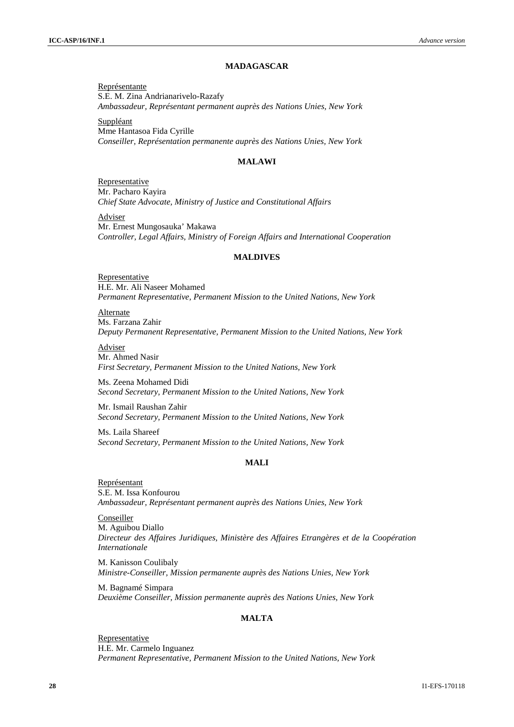## MADAGASCAR

Représentante
S.E. M. Zina Andrianarivelo-Razafy
*Ambassadeur, Représentant permanent auprès des Nations Unies, New York*

Suppléant
Mme Hantasoa Fida Cyrille
*Conseiller, Représentation permanente auprès des Nations Unies, New York*

## MALAWI

Representative
Mr. Pacharo Kayira
*Chief State Advocate, Ministry of Justice and Constitutional Affairs*

Adviser
Mr. Ernest Mungosauka' Makawa
*Controller, Legal Affairs, Ministry of Foreign Affairs and International Cooperation*

## MALDIVES

Representative
H.E. Mr. Ali Naseer Mohamed
*Permanent Representative, Permanent Mission to the United Nations, New York*

Alternate
Ms. Farzana Zahir
*Deputy Permanent Representative, Permanent Mission to the United Nations, New York*

Adviser
Mr. Ahmed Nasir
*First Secretary, Permanent Mission to the United Nations, New York*

Ms. Zeena Mohamed Didi
*Second Secretary, Permanent Mission to the United Nations, New York*

Mr. Ismail Raushan Zahir
*Second Secretary, Permanent Mission to the United Nations, New York*

Ms. Laila Shareef
*Second Secretary, Permanent Mission to the United Nations, New York*

## MALI

Représentant
S.E. M. Issa Konfourou
*Ambassadeur, Représentant permanent auprès des Nations Unies, New York*

Conseiller
M. Aguibou Diallo
*Directeur des Affaires Juridiques, Ministère des Affaires Etrangères et de la Coopération Internationale*

M. Kanisson Coulibaly
*Ministre-Conseiller, Mission permanente auprès des Nations Unies, New York*

M. Bagnamé Simpara
*Deuxième Conseiller, Mission permanente auprès des Nations Unies, New York*

## MALTA

Representative
H.E. Mr. Carmelo Inguanez
*Permanent Representative, Permanent Mission to the United Nations, New York*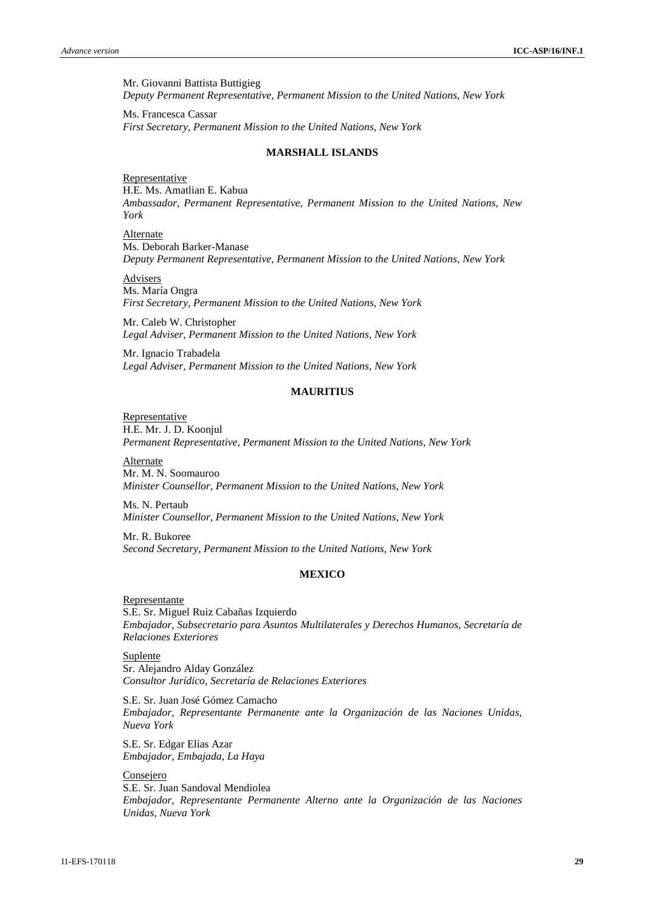Mr. Giovanni Battista Buttigieg
*Deputy Permanent Representative, Permanent Mission to the United Nations, New York*

Ms. Francesca Cassar
*First Secretary, Permanent Mission to the United Nations, New York*

### MARSHALL ISLANDS

Representative
H.E. Ms. Amatlian E. Kabua
*Ambassador, Permanent Representative, Permanent Mission to the United Nations, New York*

Alternate
Ms. Deborah Barker-Manase
*Deputy Permanent Representative, Permanent Mission to the United Nations, New York*

Advisers
Ms. María Ongra
*First Secretary, Permanent Mission to the United Nations, New York*

Mr. Caleb W. Christopher
*Legal Adviser, Permanent Mission to the United Nations, New York*

Mr. Ignacio Trabadela
*Legal Adviser, Permanent Mission to the United Nations, New York*

### MAURITIUS

Representative
H.E. Mr. J. D. Koonjul
*Permanent Representative, Permanent Mission to the United Nations, New York*

Alternate
Mr. M. N. Soomauroo
*Minister Counsellor, Permanent Mission to the United Nations, New York*

Ms. N. Pertaub
*Minister Counsellor, Permanent Mission to the United Nations, New York*

Mr. R. Bukoree
*Second Secretary, Permanent Mission to the United Nations, New York*

### MEXICO

Representante
S.E. Sr. Miguel Ruiz Cabañas Izquierdo
*Embajador, Subsecretario para Asuntos Multilaterales y Derechos Humanos, Secretaría de Relaciones Exteriores*

Suplente
Sr. Alejandro Alday González
*Consultor Jurídico, Secretaría de Relaciones Exteriores*

S.E. Sr. Juan José Gómez Camacho
*Embajador, Representante Permanente ante la Organización de las Naciones Unidas, Nueva York*

S.E. Sr. Edgar Elías Azar
*Embajador, Embajada, La Haya*

Consejero
S.E. Sr. Juan Sandoval Mendiolea
*Embajador, Representante Permanente Alterno ante la Organización de las Naciones Unidas, Nueva York*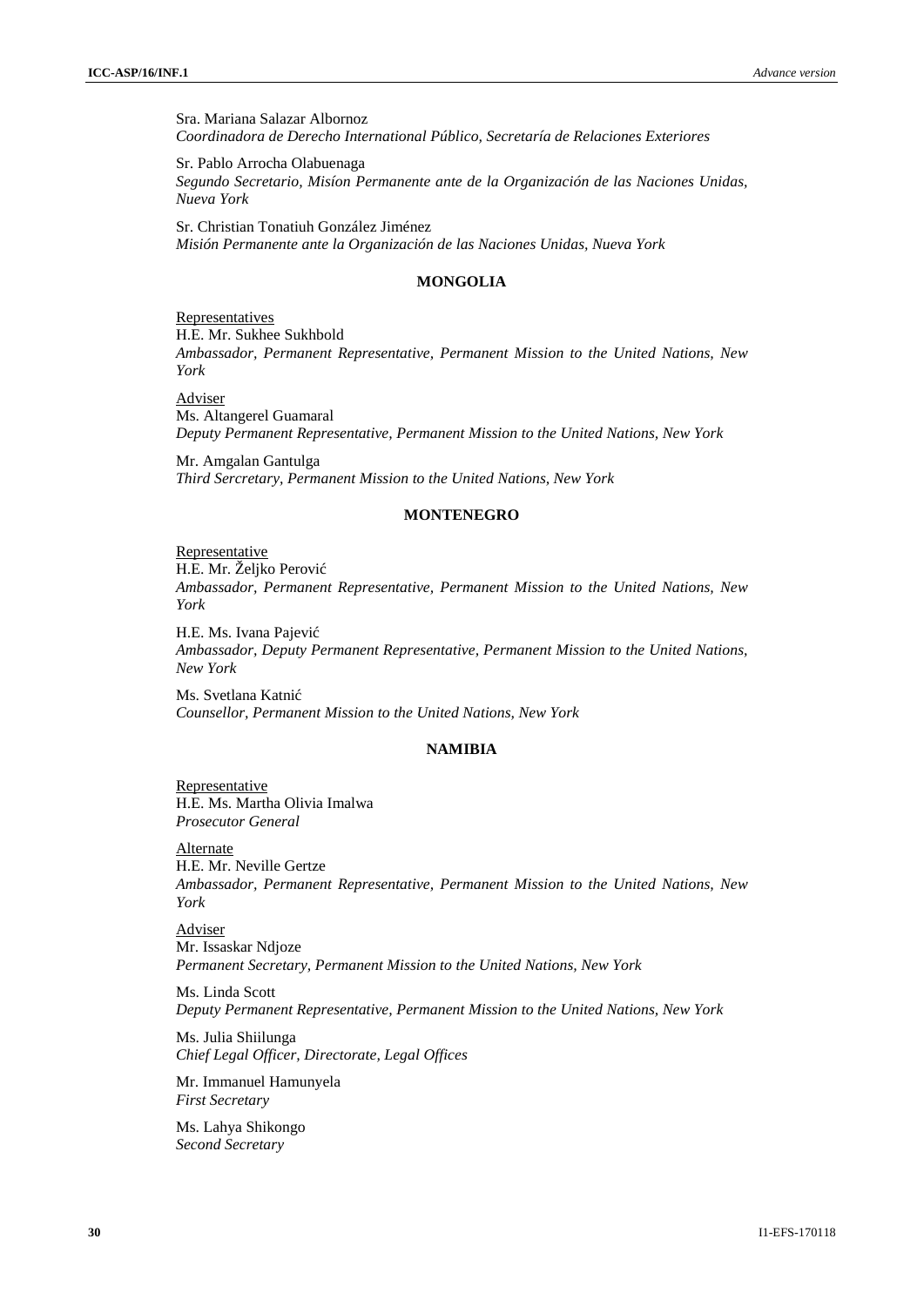Sra. Mariana Salazar Albornoz
*Coordinadora de Derecho International Público, Secretaría de Relaciones Exteriores*

Sr. Pablo Arrocha Olabuenaga
*Segundo Secretario, Misíon Permanente ante de la Organización de las Naciones Unidas, Nueva York*

Sr. Christian Tonatiuh González Jiménez
*Misión Permanente ante la Organización de las Naciones Unidas, Nueva York*

### MONGOLIA

Representatives
H.E. Mr. Sukhee Sukhbold
*Ambassador, Permanent Representative, Permanent Mission to the United Nations, New York*

Adviser
Ms. Altangerel Guamaral
*Deputy Permanent Representative, Permanent Mission to the United Nations, New York*

Mr. Amgalan Gantulga
*Third Sercretary, Permanent Mission to the United Nations, New York*

### MONTENEGRO

Representative
H.E. Mr. Željko Perović
*Ambassador, Permanent Representative, Permanent Mission to the United Nations, New York*

H.E. Ms. Ivana Pajević
*Ambassador, Deputy Permanent Representative, Permanent Mission to the United Nations, New York*

Ms. Svetlana Katnić
*Counsellor, Permanent Mission to the United Nations, New York*

### NAMIBIA

Representative
H.E. Ms. Martha Olivia Imalwa
*Prosecutor General*

Alternate
H.E. Mr. Neville Gertze
*Ambassador, Permanent Representative, Permanent Mission to the United Nations, New York*

Adviser
Mr. Issaskar Ndjoze
*Permanent Secretary, Permanent Mission to the United Nations, New York*

Ms. Linda Scott
*Deputy Permanent Representative, Permanent Mission to the United Nations, New York*

Ms. Julia Shiilunga
*Chief Legal Officer, Directorate, Legal Offices*

Mr. Immanuel Hamunyela
*First Secretary*

Ms. Lahya Shikongo
*Second Secretary*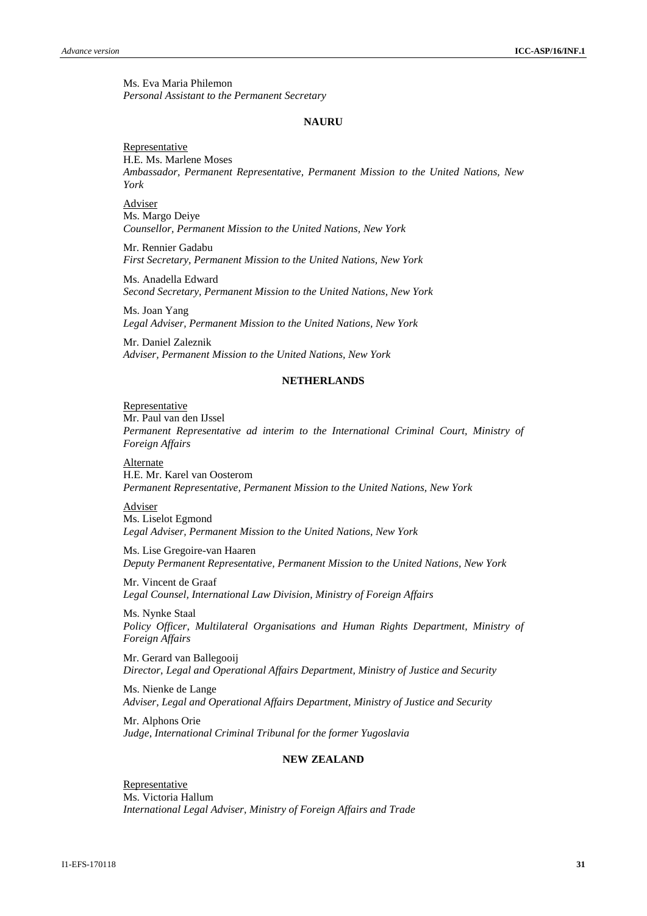Ms. Eva Maria Philemon
*Personal Assistant to the Permanent Secretary*

## NAURU

Representative
H.E. Ms. Marlene Moses
*Ambassador, Permanent Representative, Permanent Mission to the United Nations, New York*

Adviser
Ms. Margo Deiye
*Counsellor, Permanent Mission to the United Nations, New York*

Mr. Rennier Gadabu
*First Secretary, Permanent Mission to the United Nations, New York*

Ms. Anadella Edward
*Second Secretary, Permanent Mission to the United Nations, New York*

Ms. Joan Yang
*Legal Adviser, Permanent Mission to the United Nations, New York*

Mr. Daniel Zaleznik
*Adviser, Permanent Mission to the United Nations, New York*

## NETHERLANDS

Representative
Mr. Paul van den IJssel
*Permanent Representative ad interim to the International Criminal Court, Ministry of Foreign Affairs*

Alternate
H.E. Mr. Karel van Oosterom
*Permanent Representative, Permanent Mission to the United Nations, New York*

Adviser
Ms. Liselot Egmond
*Legal Adviser, Permanent Mission to the United Nations, New York*

Ms. Lise Gregoire-van Haaren
*Deputy Permanent Representative, Permanent Mission to the United Nations, New York*

Mr. Vincent de Graaf
*Legal Counsel, International Law Division, Ministry of Foreign Affairs*

Ms. Nynke Staal
*Policy Officer, Multilateral Organisations and Human Rights Department, Ministry of Foreign Affairs*

Mr. Gerard van Ballegooij
*Director, Legal and Operational Affairs Department, Ministry of Justice and Security*

Ms. Nienke de Lange
*Adviser, Legal and Operational Affairs Department, Ministry of Justice and Security*

Mr. Alphons Orie
*Judge, International Criminal Tribunal for the former Yugoslavia*

## NEW ZEALAND

Representative
Ms. Victoria Hallum
*International Legal Adviser, Ministry of Foreign Affairs and Trade*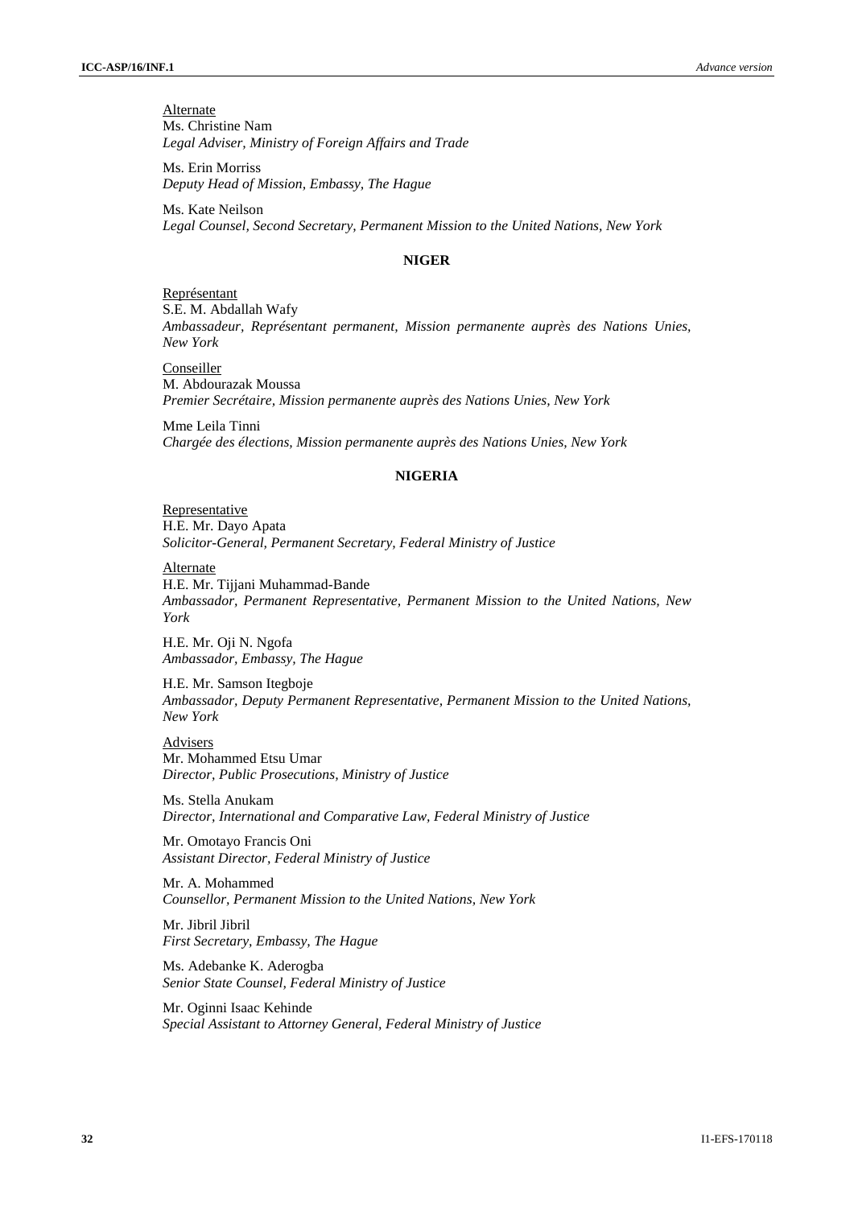Alternate
Ms. Christine Nam
*Legal Adviser, Ministry of Foreign Affairs and Trade*

Ms. Erin Morriss
*Deputy Head of Mission, Embassy, The Hague*

Ms. Kate Neilson
*Legal Counsel, Second Secretary, Permanent Mission to the United Nations, New York*

## NIGER

Représentant
S.E. M. Abdallah Wafy
*Ambassadeur, Représentant permanent, Mission permanente auprès des Nations Unies, New York*

Conseiller
M. Abdourazak Moussa
*Premier Secrétaire, Mission permanente auprès des Nations Unies, New York*

Mme Leila Tinni
*Chargée des élections, Mission permanente auprès des Nations Unies, New York*

## NIGERIA

Representative
H.E. Mr. Dayo Apata
*Solicitor-General, Permanent Secretary, Federal Ministry of Justice*

Alternate
H.E. Mr. Tijjani Muhammad-Bande
*Ambassador, Permanent Representative, Permanent Mission to the United Nations, New York*

H.E. Mr. Oji N. Ngofa
*Ambassador, Embassy, The Hague*

H.E. Mr. Samson Itegboje
*Ambassador, Deputy Permanent Representative, Permanent Mission to the United Nations, New York*

Advisers
Mr. Mohammed Etsu Umar
*Director, Public Prosecutions, Ministry of Justice*

Ms. Stella Anukam
*Director, International and Comparative Law, Federal Ministry of Justice*

Mr. Omotayo Francis Oni
*Assistant Director, Federal Ministry of Justice*

Mr. A. Mohammed
*Counsellor, Permanent Mission to the United Nations, New York*

Mr. Jibril Jibril
*First Secretary, Embassy, The Hague*

Ms. Adebanke K. Aderogba
*Senior State Counsel, Federal Ministry of Justice*

Mr. Oginni Isaac Kehinde
*Special Assistant to Attorney General, Federal Ministry of Justice*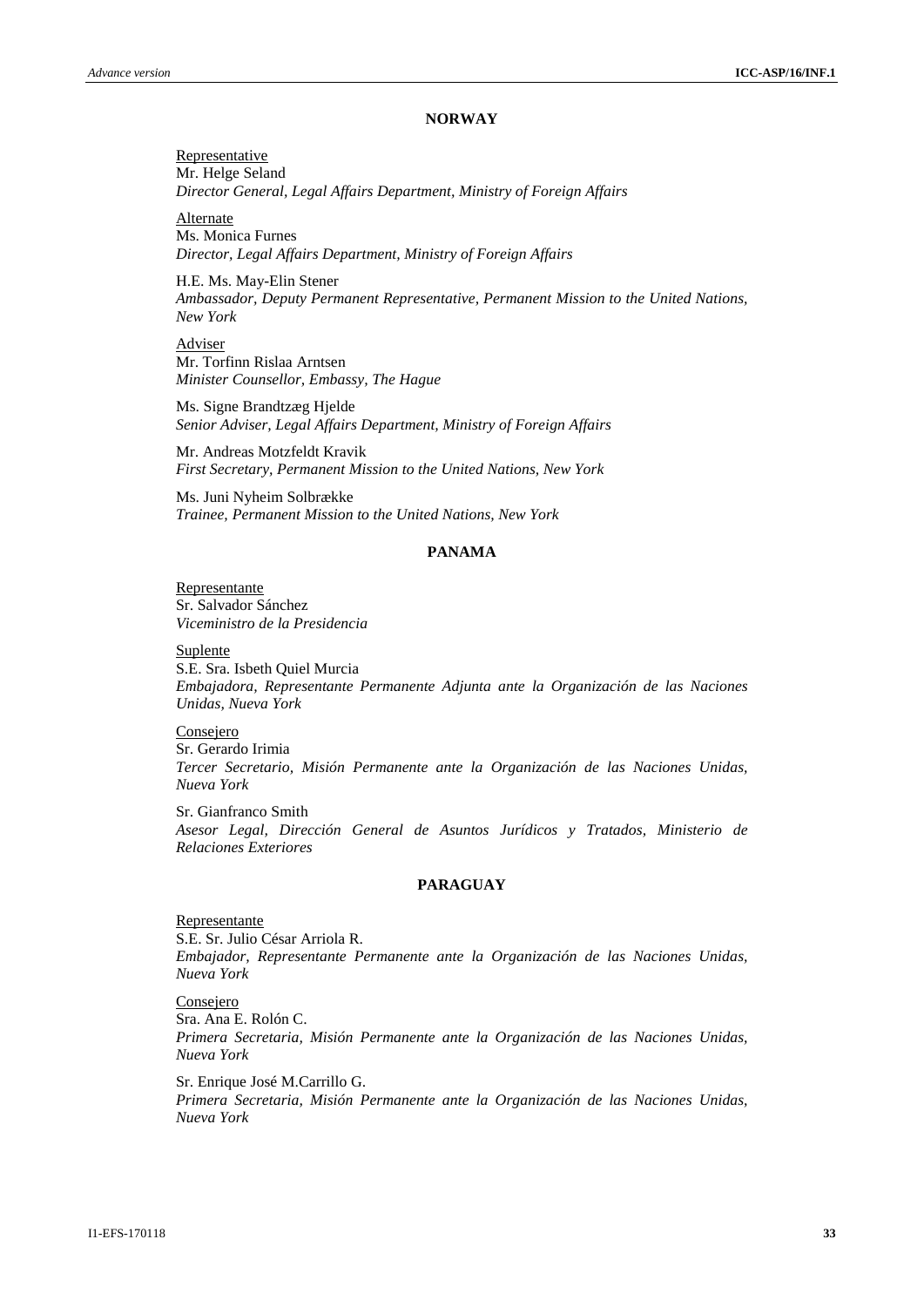**NORWAY**

Representative
Mr. Helge Seland
*Director General, Legal Affairs Department, Ministry of Foreign Affairs*

Alternate
Ms. Monica Furnes
*Director, Legal Affairs Department, Ministry of Foreign Affairs*

H.E. Ms. May-Elin Stener
*Ambassador, Deputy Permanent Representative, Permanent Mission to the United Nations, New York*

Adviser
Mr. Torfinn Rislaa Arntsen
*Minister Counsellor, Embassy, The Hague*

Ms. Signe Brandtzæg Hjelde
*Senior Adviser, Legal Affairs Department, Ministry of Foreign Affairs*

Mr. Andreas Motzfeldt Kravik
*First Secretary, Permanent Mission to the United Nations, New York*

Ms. Juni Nyheim Solbrække
*Trainee, Permanent Mission to the United Nations, New York*

**PANAMA**

Representante
Sr. Salvador Sánchez
*Viceministro de la Presidencia*

Suplente
S.E. Sra. Isbeth Quiel Murcia
*Embajadora, Representante Permanente Adjunta ante la Organización de las Naciones Unidas, Nueva York*

Consejero
Sr. Gerardo Irimia
*Tercer Secretario, Misión Permanente ante la Organización de las Naciones Unidas, Nueva York*

Sr. Gianfranco Smith
*Asesor Legal, Dirección General de Asuntos Jurídicos y Tratados, Ministerio de Relaciones Exteriores*

**PARAGUAY**

Representante
S.E. Sr. Julio César Arriola R.
*Embajador, Representante Permanente ante la Organización de las Naciones Unidas, Nueva York*

Consejero
Sra. Ana E. Rolón C.
*Primera Secretaria, Misión Permanente ante la Organización de las Naciones Unidas, Nueva York*

Sr. Enrique José M.Carrillo G.
*Primera Secretaria, Misión Permanente ante la Organización de las Naciones Unidas, Nueva York*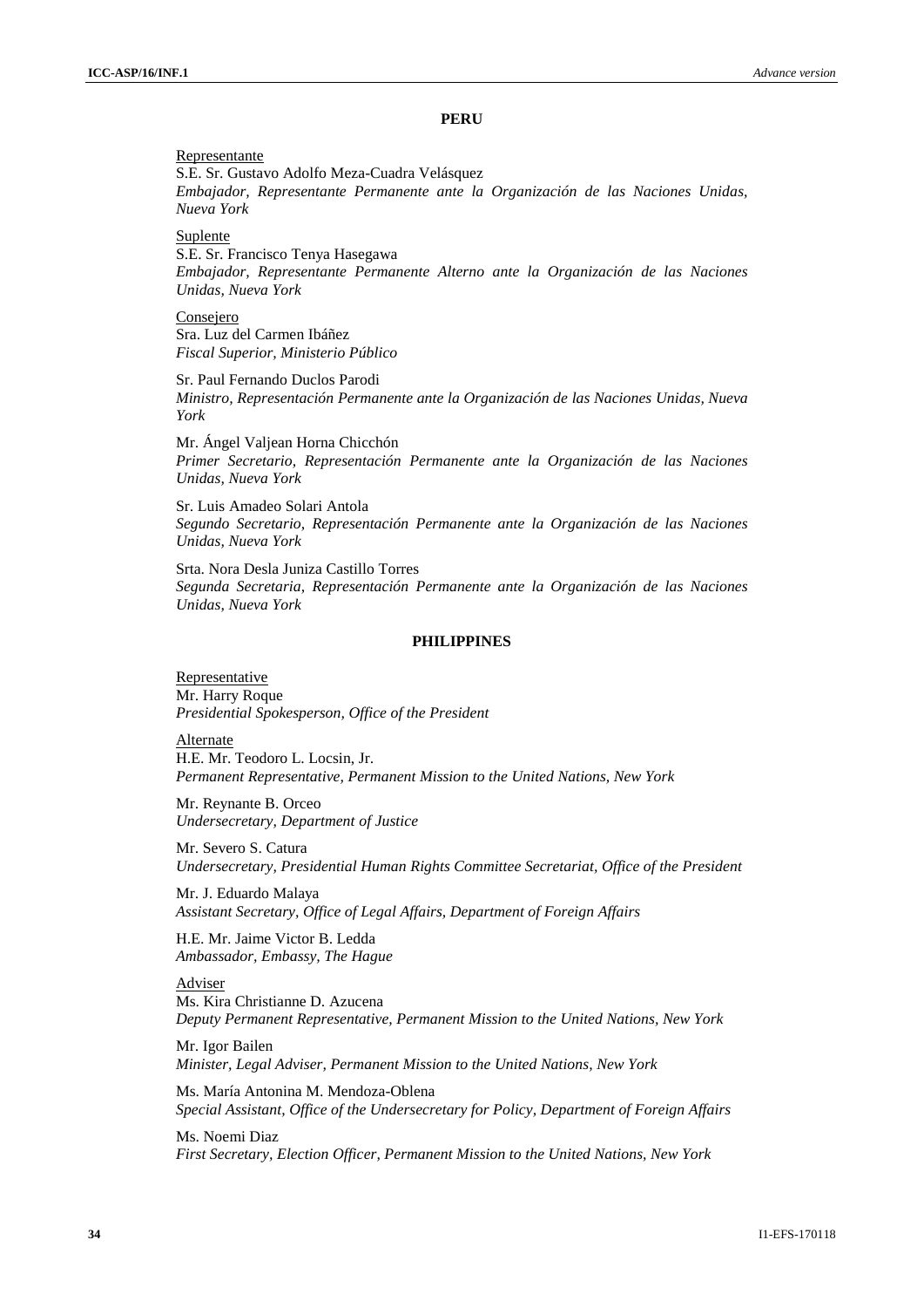### PERU

Representante
S.E. Sr. Gustavo Adolfo Meza-Cuadra Velásquez
*Embajador, Representante Permanente ante la Organización de las Naciones Unidas, Nueva York*

Suplente
S.E. Sr. Francisco Tenya Hasegawa
*Embajador, Representante Permanente Alterno ante la Organización de las Naciones Unidas, Nueva York*

Consejero
Sra. Luz del Carmen Ibáñez
*Fiscal Superior, Ministerio Público*

Sr. Paul Fernando Duclos Parodi
*Ministro, Representación Permanente ante la Organización de las Naciones Unidas, Nueva York*

Mr. Ángel Valjean Horna Chicchón
*Primer Secretario, Representación Permanente ante la Organización de las Naciones Unidas, Nueva York*

Sr. Luis Amadeo Solari Antola
*Segundo Secretario, Representación Permanente ante la Organización de las Naciones Unidas, Nueva York*

Srta. Nora Desla Juniza Castillo Torres
*Segunda Secretaria, Representación Permanente ante la Organización de las Naciones Unidas, Nueva York*

### PHILIPPINES

Representative
Mr. Harry Roque
*Presidential Spokesperson, Office of the President*

Alternate
H.E. Mr. Teodoro L. Locsin, Jr.
*Permanent Representative, Permanent Mission to the United Nations, New York*

Mr. Reynante B. Orceo
*Undersecretary, Department of Justice*

Mr. Severo S. Catura
*Undersecretary, Presidential Human Rights Committee Secretariat, Office of the President*

Mr. J. Eduardo Malaya
*Assistant Secretary, Office of Legal Affairs, Department of Foreign Affairs*

H.E. Mr. Jaime Victor B. Ledda
*Ambassador, Embassy, The Hague*

Adviser
Ms. Kira Christianne D. Azucena
*Deputy Permanent Representative, Permanent Mission to the United Nations, New York*

Mr. Igor Bailen
*Minister, Legal Adviser, Permanent Mission to the United Nations, New York*

Ms. María Antonina M. Mendoza-Oblena
*Special Assistant, Office of the Undersecretary for Policy, Department of Foreign Affairs*

Ms. Noemi Diaz
*First Secretary, Election Officer, Permanent Mission to the United Nations, New York*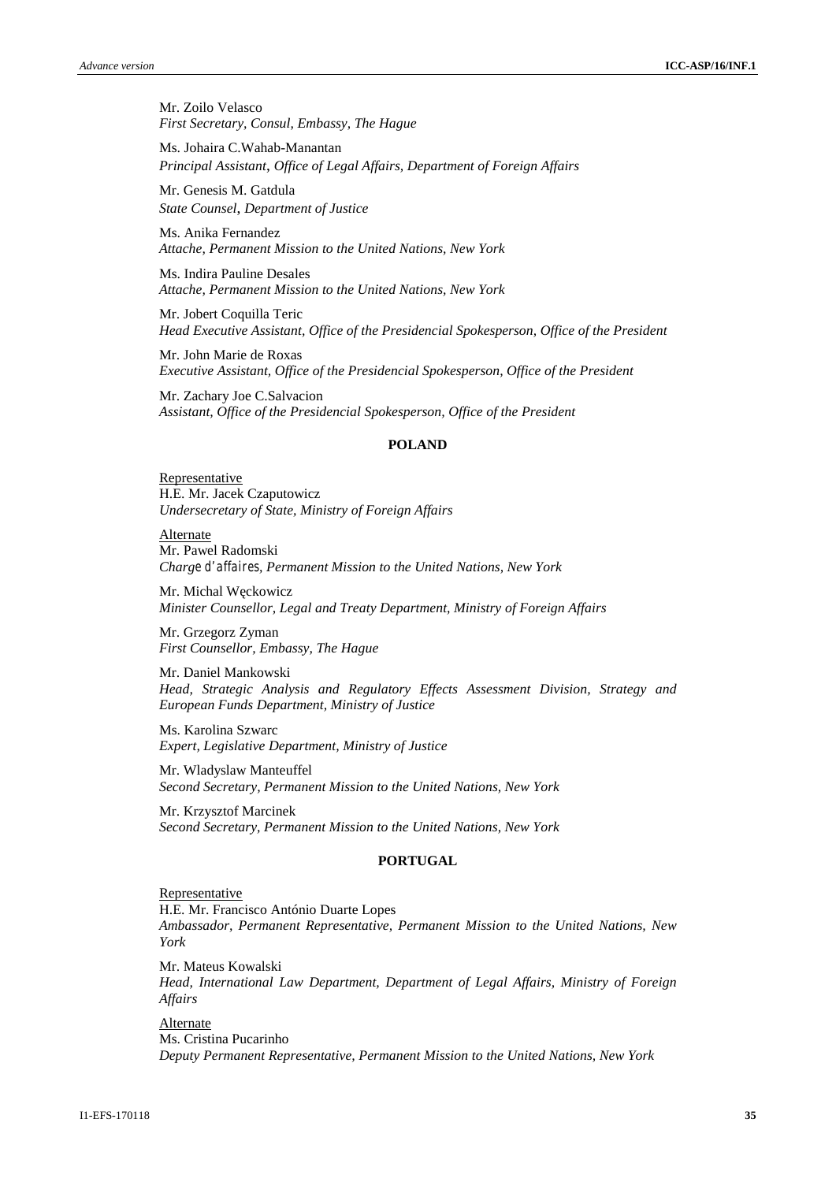Mr. Zoilo Velasco
*First Secretary, Consul, Embassy, The Hague*

Ms. Johaira C.Wahab-Manantan
*Principal Assistant*, *Office of Legal Affairs, Department of Foreign Affairs*

Mr. Genesis M. Gatdula
*State Counsel*, *Department of Justice*

Ms. Anika Fernandez
*Attache, Permanent Mission to the United Nations, New York*

Ms. Indira Pauline Desales
*Attache, Permanent Mission to the United Nations, New York*

Mr. Jobert Coquilla Teric
*Head Executive Assistant, Office of the Presidencial Spokesperson, Office of the President*

Mr. John Marie de Roxas
*Executive Assistant, Office of the Presidencial Spokesperson, Office of the President*

Mr. Zachary Joe C.Salvacion
*Assistant, Office of the Presidencial Spokesperson, Office of the President*

**POLAND**

Representative
H.E. Mr. Jacek Czaputowicz
*Undersecretary of State, Ministry of Foreign Affairs*

Alternate
Mr. Pawel Radomski
*Charge d'affaires, Permanent Mission to the United Nations, New York*

Mr. Michal Węckowicz
*Minister Counsellor, Legal and Treaty Department, Ministry of Foreign Affairs*

Mr. Grzegorz Zyman
*First Counsellor, Embassy, The Hague*

Mr. Daniel Mankowski
*Head, Strategic Analysis and Regulatory Effects Assessment Division, Strategy and European Funds Department, Ministry of Justice*

Ms. Karolina Szwarc
*Expert, Legislative Department, Ministry of Justice*

Mr. Wladyslaw Manteuffel
*Second Secretary, Permanent Mission to the United Nations, New York*

Mr. Krzysztof Marcinek
*Second Secretary, Permanent Mission to the United Nations, New York*

**PORTUGAL**

Representative
H.E. Mr. Francisco António Duarte Lopes
*Ambassador, Permanent Representative, Permanent Mission to the United Nations, New York*

Mr. Mateus Kowalski
*Head, International Law Department, Department of Legal Affairs, Ministry of Foreign Affairs*

Alternate
Ms. Cristina Pucarinho
*Deputy Permanent Representative, Permanent Mission to the United Nations, New York*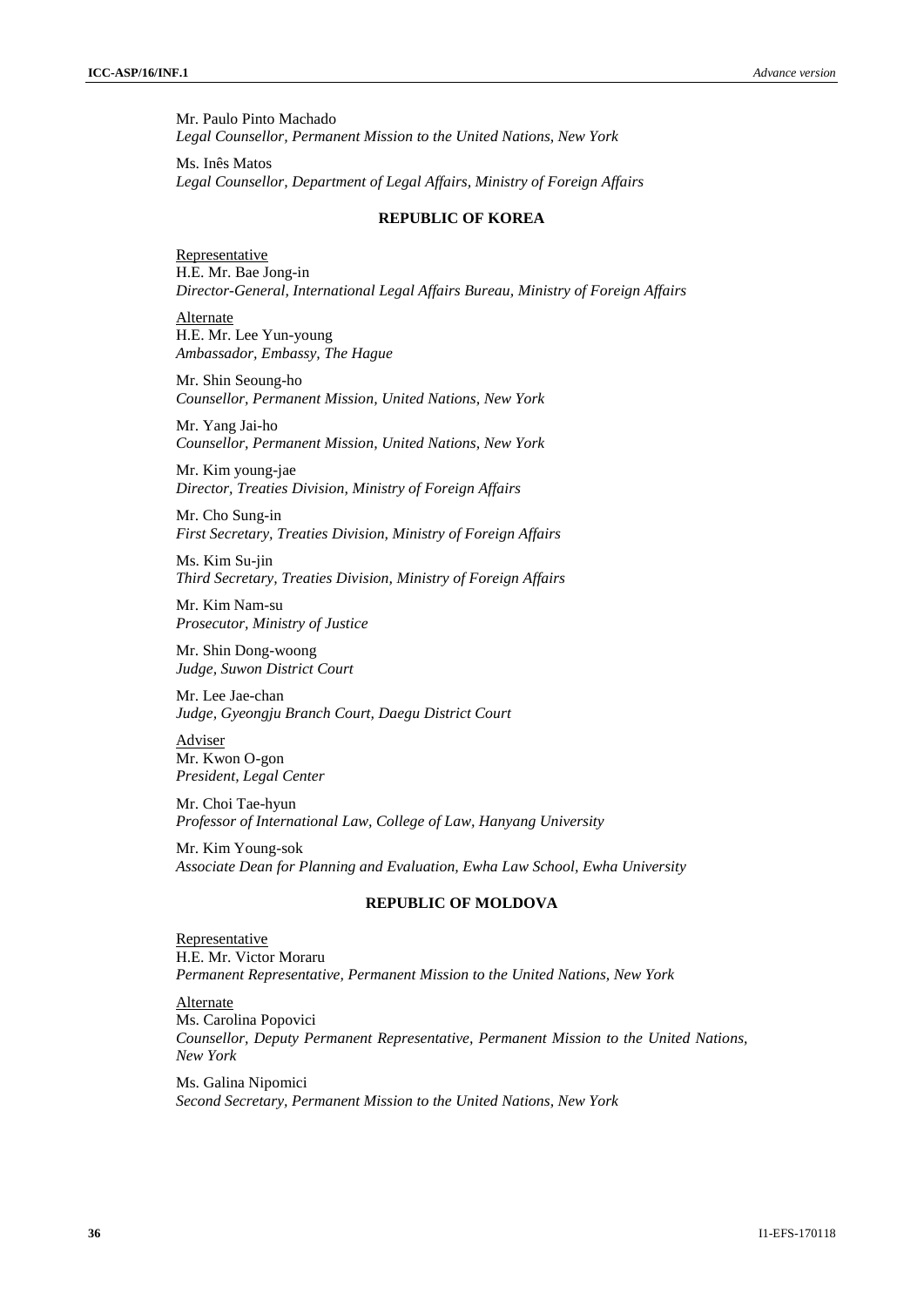Mr. Paulo Pinto Machado
*Legal Counsellor, Permanent Mission to the United Nations, New York*

Ms. Inês Matos
*Legal Counsellor, Department of Legal Affairs, Ministry of Foreign Affairs*

### REPUBLIC OF KOREA

Representative
H.E. Mr. Bae Jong-in
*Director-General, International Legal Affairs Bureau, Ministry of Foreign Affairs*

Alternate
H.E. Mr. Lee Yun-young
*Ambassador, Embassy, The Hague*

Mr. Shin Seoung-ho
*Counsellor, Permanent Mission, United Nations, New York*

Mr. Yang Jai-ho
*Counsellor, Permanent Mission, United Nations, New York*

Mr. Kim young-jae
*Director, Treaties Division, Ministry of Foreign Affairs*

Mr. Cho Sung-in
*First Secretary, Treaties Division, Ministry of Foreign Affairs*

Ms. Kim Su-jin
*Third Secretary, Treaties Division, Ministry of Foreign Affairs*

Mr. Kim Nam-su
*Prosecutor, Ministry of Justice*

Mr. Shin Dong-woong
*Judge, Suwon District Court*

Mr. Lee Jae-chan
*Judge, Gyeongju Branch Court, Daegu District Court*

Adviser
Mr. Kwon O-gon
*President, Legal Center*

Mr. Choi Tae-hyun
*Professor of International Law, College of Law, Hanyang University*

Mr. Kim Young-sok
*Associate Dean for Planning and Evaluation, Ewha Law School, Ewha University*

### REPUBLIC OF MOLDOVA

Representative
H.E. Mr. Victor Moraru
*Permanent Representative, Permanent Mission to the United Nations, New York*

Alternate
Ms. Carolina Popovici
*Counsellor, Deputy Permanent Representative, Permanent Mission to the United Nations, New York*

Ms. Galina Nipomici
*Second Secretary, Permanent Mission to the United Nations, New York*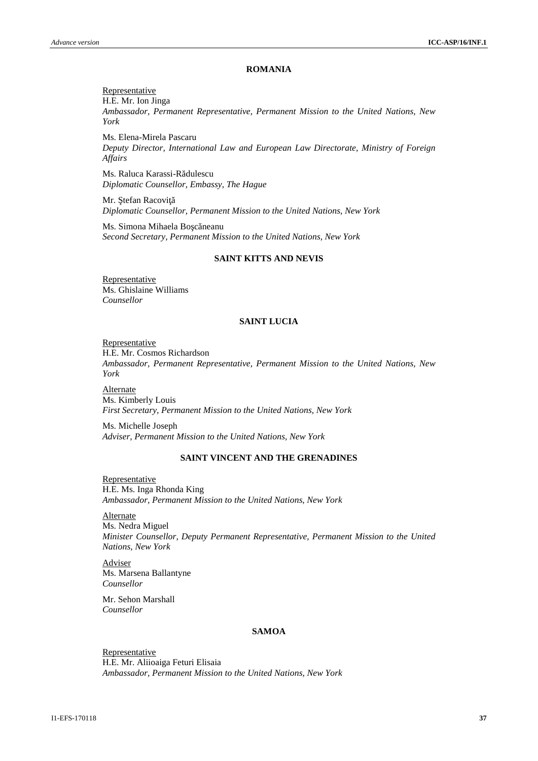## ROMANIA

Representative
H.E. Mr. Ion Jinga
*Ambassador, Permanent Representative, Permanent Mission to the United Nations, New York*

Ms. Elena-Mirela Pascaru
*Deputy Director, International Law and European Law Directorate, Ministry of Foreign Affairs*

Ms. Raluca Karassi-Rădulescu
*Diplomatic Counsellor, Embassy, The Hague*

Mr. Ştefan Racoviţă
*Diplomatic Counsellor, Permanent Mission to the United Nations, New York*

Ms. Simona Mihaela Boşcăneanu
*Second Secretary, Permanent Mission to the United Nations, New York*

## SAINT KITTS AND NEVIS

Representative
Ms. Ghislaine Williams
*Counsellor*

## SAINT LUCIA

Representative
H.E. Mr. Cosmos Richardson
*Ambassador, Permanent Representative, Permanent Mission to the United Nations, New York*

Alternate
Ms. Kimberly Louis
*First Secretary, Permanent Mission to the United Nations, New York*

Ms. Michelle Joseph
*Adviser, Permanent Mission to the United Nations, New York*

## SAINT VINCENT AND THE GRENADINES

Representative
H.E. Ms. Inga Rhonda King
*Ambassador, Permanent Mission to the United Nations, New York*

Alternate
Ms. Nedra Miguel
*Minister Counsellor, Deputy Permanent Representative, Permanent Mission to the United Nations, New York*

Adviser
Ms. Marsena Ballantyne
*Counsellor*

Mr. Sehon Marshall
*Counsellor*

## SAMOA

Representative
H.E. Mr. Aliioaiga Feturi Elisaia
*Ambassador, Permanent Mission to the United Nations, New York*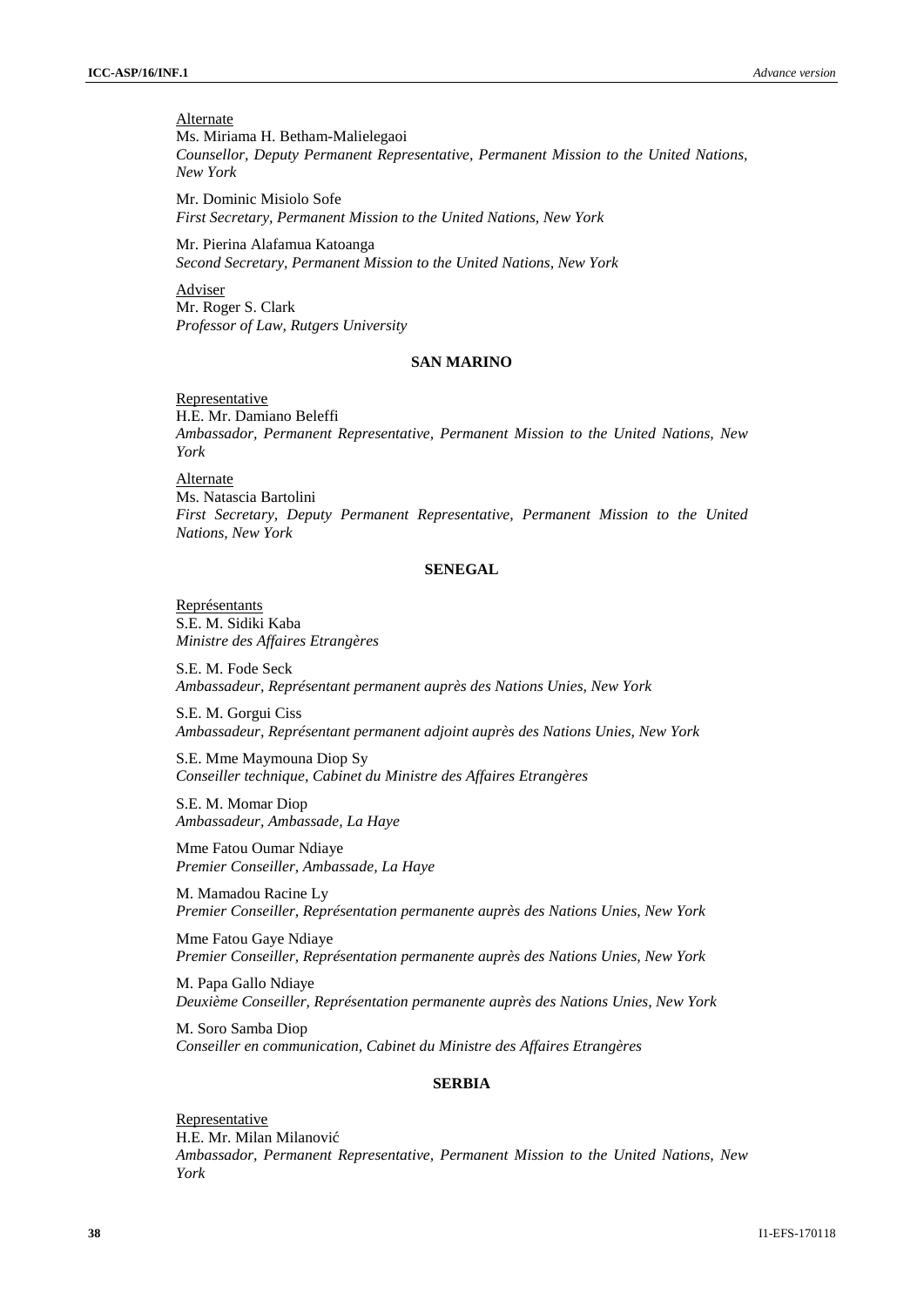Alternate

Ms. Miriama H. Betham-Malielegaoi
*Counsellor, Deputy Permanent Representative, Permanent Mission to the United Nations, New York*

Mr. Dominic Misiolo Sofe
*First Secretary, Permanent Mission to the United Nations, New York*

Mr. Pierina Alafamua Katoanga
*Second Secretary, Permanent Mission to the United Nations, New York*

Adviser

Mr. Roger S. Clark
*Professor of Law, Rutgers University*

**SAN MARINO**

Representative

H.E. Mr. Damiano Beleffi
*Ambassador, Permanent Representative, Permanent Mission to the United Nations, New York*

Alternate

Ms. Natascia Bartolini
*First Secretary, Deputy Permanent Representative, Permanent Mission to the United Nations, New York*

**SENEGAL**

Représentants

S.E. M. Sidiki Kaba
*Ministre des Affaires Etrangères*

S.E. M. Fode Seck
*Ambassadeur, Représentant permanent auprès des Nations Unies, New York*

S.E. M. Gorgui Ciss
*Ambassadeur, Représentant permanent adjoint auprès des Nations Unies, New York*

S.E. Mme Maymouna Diop Sy
*Conseiller technique, Cabinet du Ministre des Affaires Etrangères*

S.E. M. Momar Diop
*Ambassadeur, Ambassade, La Haye*

Mme Fatou Oumar Ndiaye
*Premier Conseiller, Ambassade, La Haye*

M. Mamadou Racine Ly
*Premier Conseiller, Représentation permanente auprès des Nations Unies, New York*

Mme Fatou Gaye Ndiaye
*Premier Conseiller, Représentation permanente auprès des Nations Unies, New York*

M. Papa Gallo Ndiaye
*Deuxième Conseiller, Représentation permanente auprès des Nations Unies, New York*

M. Soro Samba Diop
*Conseiller en communication, Cabinet du Ministre des Affaires Etrangères*

**SERBIA**

Representative

H.E. Mr. Milan Milanović
*Ambassador, Permanent Representative, Permanent Mission to the United Nations, New York*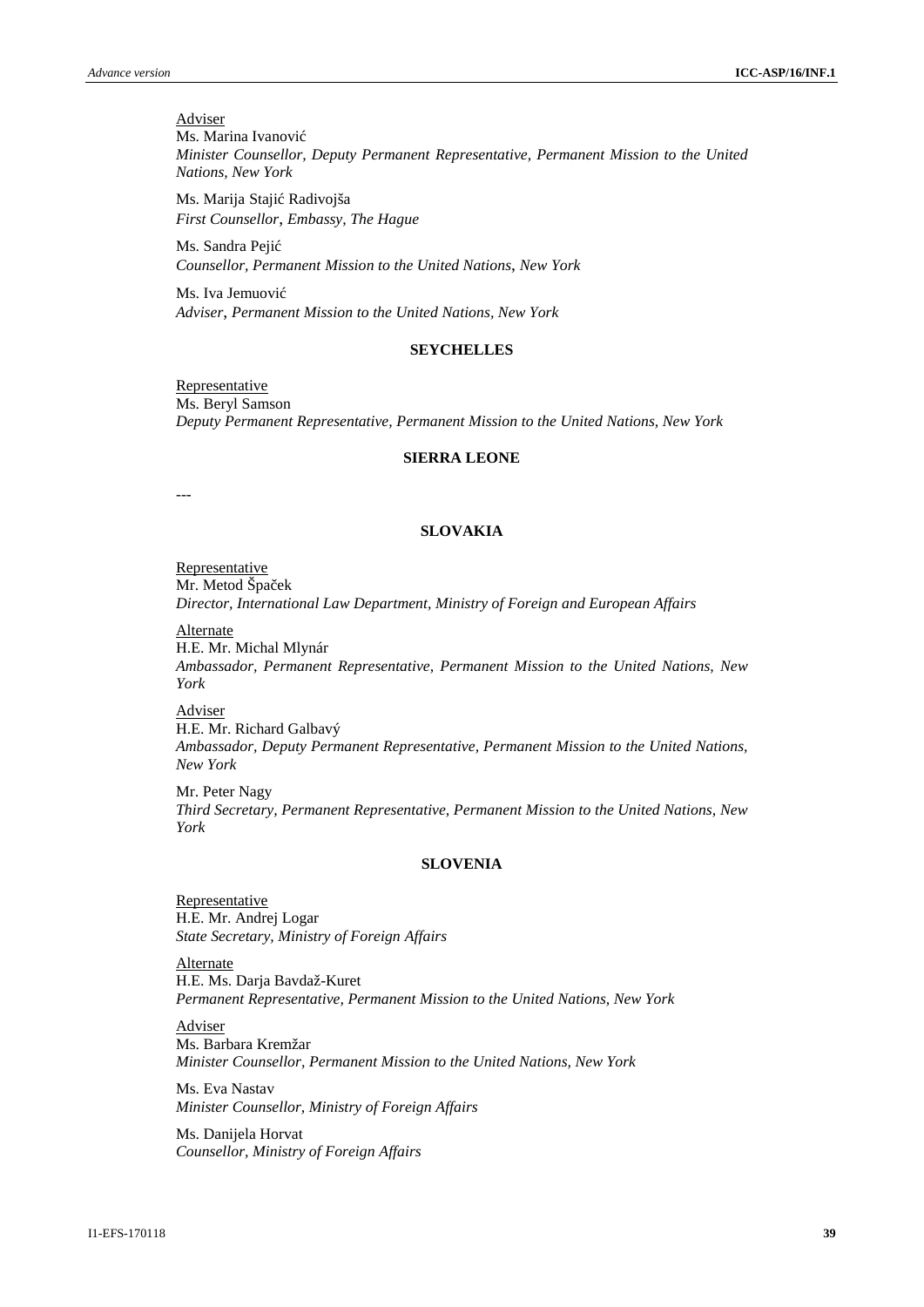Adviser

Ms. Marina Ivanović
*Minister Counsellor, Deputy Permanent Representative, Permanent Mission to the United Nations, New York*

Ms. Marija Stajić Radivojša
*First Counsellor, Embassy, The Hague*

Ms. Sandra Pejić
*Counsellor, Permanent Mission to the United Nations, New York*

Ms. Iva Jemuović
*Adviser, Permanent Mission to the United Nations, New York*

**SEYCHELLES**

Representative

Ms. Beryl Samson
*Deputy Permanent Representative, Permanent Mission to the United Nations, New York*

**SIERRA LEONE**

---

**SLOVAKIA**

Representative

Mr. Metod Špaček
*Director, International Law Department, Ministry of Foreign and European Affairs*

Alternate

H.E. Mr. Michal Mlynár
*Ambassador, Permanent Representative, Permanent Mission to the United Nations, New York*

Adviser

H.E. Mr. Richard Galbavý
*Ambassador, Deputy Permanent Representative, Permanent Mission to the United Nations, New York*

Mr. Peter Nagy
*Third Secretary, Permanent Representative, Permanent Mission to the United Nations, New York*

**SLOVENIA**

Representative

H.E. Mr. Andrej Logar
*State Secretary, Ministry of Foreign Affairs*

Alternate

H.E. Ms. Darja Bavdaž-Kuret
*Permanent Representative, Permanent Mission to the United Nations, New York*

Adviser

Ms. Barbara Kremžar
*Minister Counsellor, Permanent Mission to the United Nations, New York*

Ms. Eva Nastav
*Minister Counsellor, Ministry of Foreign Affairs*

Ms. Danijela Horvat
*Counsellor, Ministry of Foreign Affairs*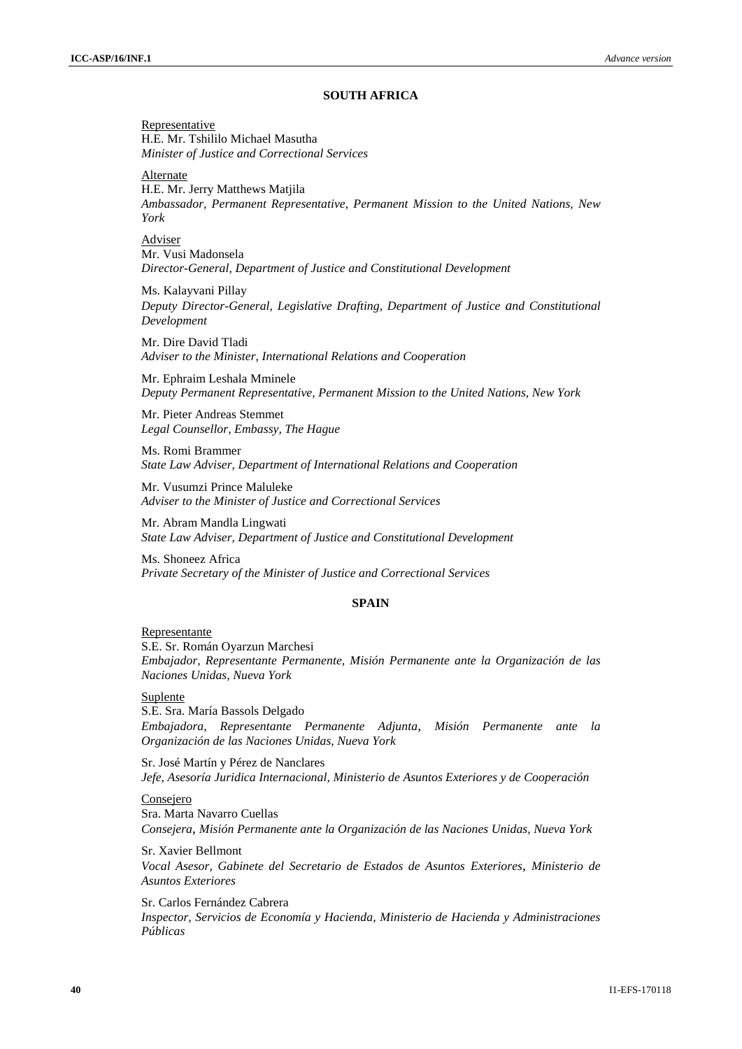**SOUTH AFRICA**

Representative
H.E. Mr. Tshililo Michael Masutha
*Minister of Justice and Correctional Services*

Alternate
H.E. Mr. Jerry Matthews Matjila
*Ambassador, Permanent Representative, Permanent Mission to the United Nations, New York*

Adviser
Mr. Vusi Madonsela
*Director-General, Department of Justice and Constitutional Development*

Ms. Kalayvani Pillay
*Deputy Director-General, Legislative Drafting, Department of Justice and Constitutional Development*

Mr. Dire David Tladi
*Adviser to the Minister, International Relations and Cooperation*

Mr. Ephraim Leshala Mminele
*Deputy Permanent Representative, Permanent Mission to the United Nations, New York*

Mr. Pieter Andreas Stemmet
*Legal Counsellor, Embassy, The Hague*

Ms. Romi Brammer
*State Law Adviser, Department of International Relations and Cooperation*

Mr. Vusumzi Prince Maluleke
*Adviser to the Minister of Justice and Correctional Services*

Mr. Abram Mandla Lingwati
*State Law Adviser, Department of Justice and Constitutional Development*

Ms. Shoneez Africa
*Private Secretary of the Minister of Justice and Correctional Services*

**SPAIN**

Representante
S.E. Sr. Román Oyarzun Marchesi
*Embajador, Representante Permanente, Misión Permanente ante la Organización de las Naciones Unidas, Nueva York*

Suplente
S.E. Sra. María Bassols Delgado
*Embajadora, Representante Permanente Adjunta, Misión Permanente ante la Organización de las Naciones Unidas, Nueva York*

Sr. José Martín y Pérez de Nanclares
*Jefe, Asesoría Juridica Internacional, Ministerio de Asuntos Exteriores y de Cooperación*

Consejero
Sra. Marta Navarro Cuellas
*Consejera, Misión Permanente ante la Organización de las Naciones Unidas, Nueva York*

Sr. Xavier Bellmont
*Vocal Asesor, Gabinete del Secretario de Estados de Asuntos Exteriores, Ministerio de Asuntos Exteriores*

Sr. Carlos Fernández Cabrera
*Inspector, Servicios de Economía y Hacienda, Ministerio de Hacienda y Administraciones Públicas*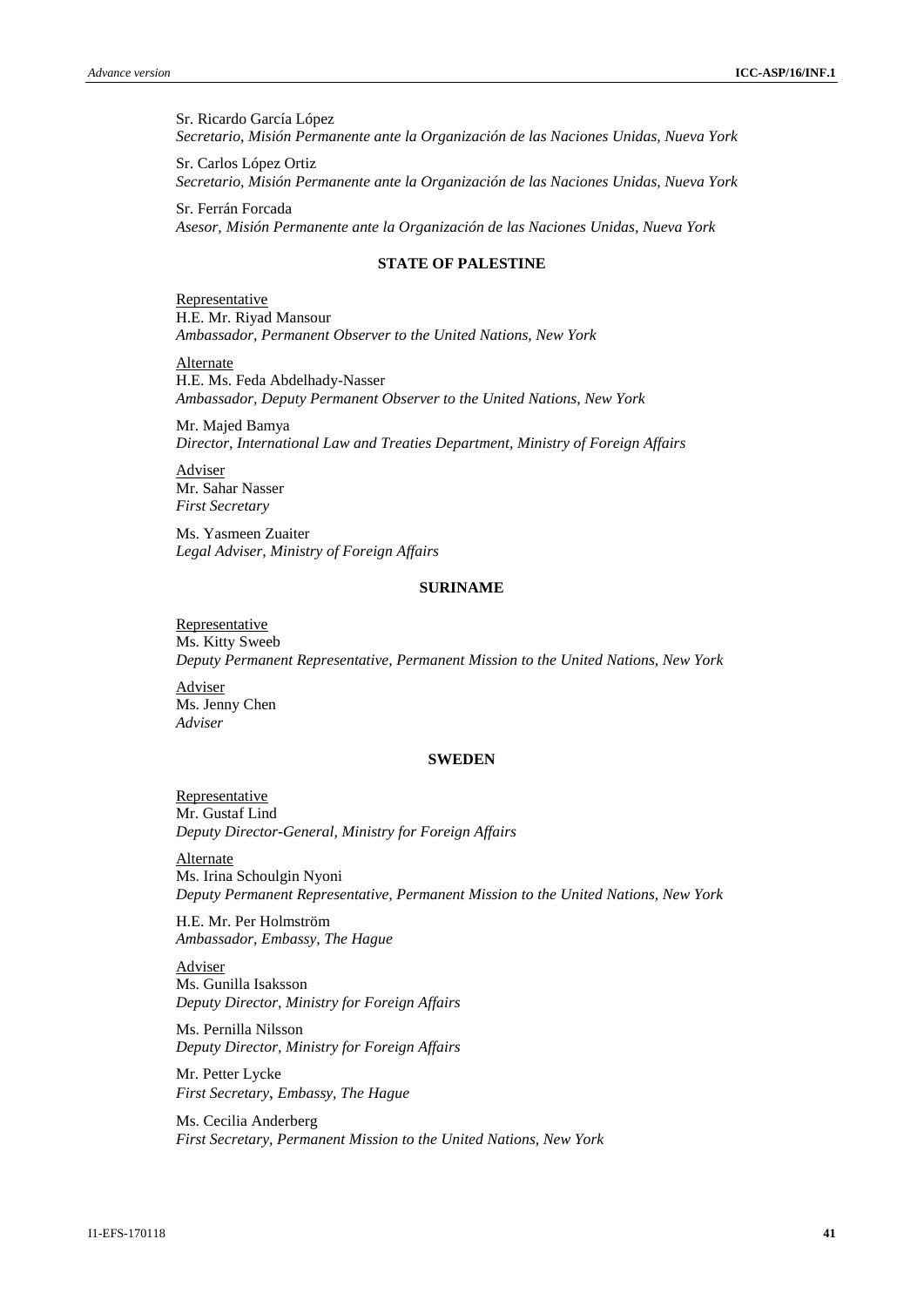Sr. Ricardo García López
*Secretario, Misión Permanente ante la Organización de las Naciones Unidas, Nueva York*

Sr. Carlos López Ortiz
*Secretario, Misión Permanente ante la Organización de las Naciones Unidas, Nueva York*

Sr. Ferrán Forcada
*Asesor, Misión Permanente ante la Organización de las Naciones Unidas, Nueva York*

**STATE OF PALESTINE**

Representative
H.E. Mr. Riyad Mansour
*Ambassador, Permanent Observer to the United Nations, New York*

Alternate
H.E. Ms. Feda Abdelhady-Nasser
*Ambassador, Deputy Permanent Observer to the United Nations, New York*

Mr. Majed Bamya
*Director, International Law and Treaties Department, Ministry of Foreign Affairs*

Adviser
Mr. Sahar Nasser
*First Secretary*

Ms. Yasmeen Zuaiter
*Legal Adviser, Ministry of Foreign Affairs*

**SURINAME**

Representative
Ms. Kitty Sweeb
*Deputy Permanent Representative, Permanent Mission to the United Nations, New York*

Adviser
Ms. Jenny Chen
*Adviser*

**SWEDEN**

Representative
Mr. Gustaf Lind
*Deputy Director-General, Ministry for Foreign Affairs*

Alternate
Ms. Irina Schoulgin Nyoni
*Deputy Permanent Representative, Permanent Mission to the United Nations, New York*

H.E. Mr. Per Holmström
*Ambassador, Embassy, The Hague*

Adviser
Ms. Gunilla Isaksson
*Deputy Director, Ministry for Foreign Affairs*

Ms. Pernilla Nilsson
*Deputy Director, Ministry for Foreign Affairs*

Mr. Petter Lycke
*First Secretary, Embassy, The Hague*

Ms. Cecilia Anderberg
*First Secretary, Permanent Mission to the United Nations, New York*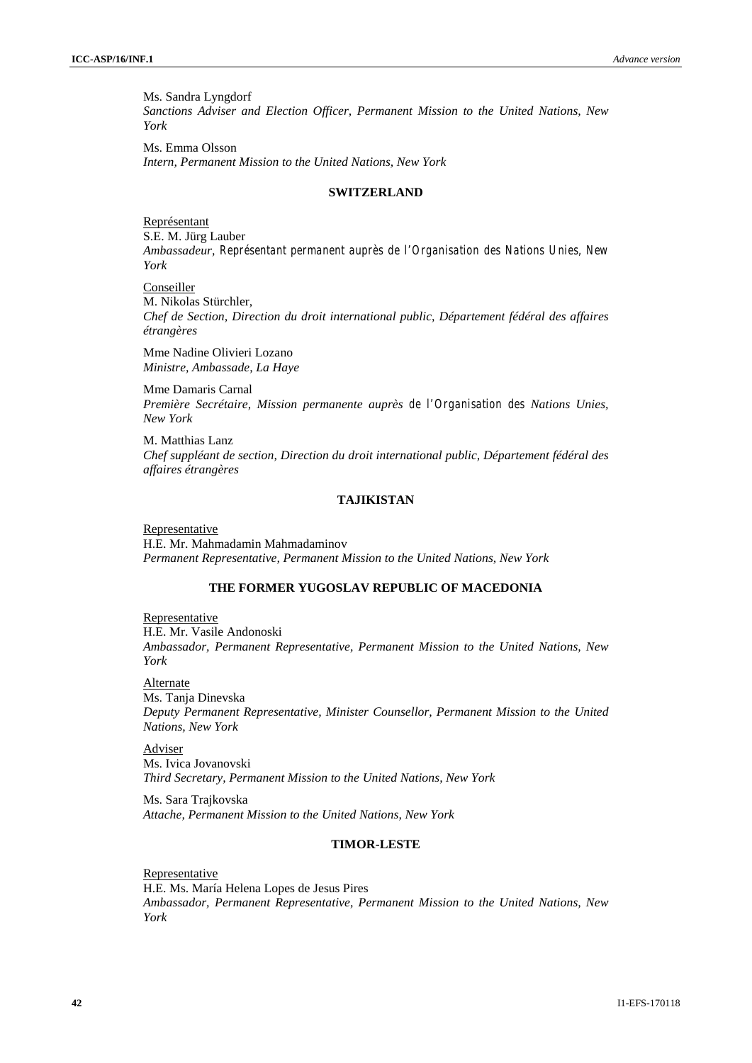Ms. Sandra Lyngdorf
*Sanctions Adviser and Election Officer, Permanent Mission to the United Nations, New York*

Ms. Emma Olsson
*Intern, Permanent Mission to the United Nations, New York*

**SWITZERLAND**

Représentant
S.E. M. Jürg Lauber
*Ambassadeur, Représentant permanent auprès de l'Organisation des Nations Unies, New York*

Conseiller
M. Nikolas Stürchler,
*Chef de Section, Direction du droit international public, Département fédéral des affaires étrangères*

Mme Nadine Olivieri Lozano
*Ministre, Ambassade, La Haye*

Mme Damaris Carnal
*Première Secrétaire, Mission permanente auprès de l'Organisation des Nations Unies, New York*

M. Matthias Lanz
*Chef suppléant de section, Direction du droit international public, Département fédéral des affaires étrangères*

**TAJIKISTAN**

Representative
H.E. Mr. Mahmadamin Mahmadaminov
*Permanent Representative, Permanent Mission to the United Nations, New York*

**THE FORMER YUGOSLAV REPUBLIC OF MACEDONIA**

Representative
H.E. Mr. Vasile Andonoski
*Ambassador, Permanent Representative, Permanent Mission to the United Nations, New York*

Alternate
Ms. Tanja Dinevska
*Deputy Permanent Representative, Minister Counsellor, Permanent Mission to the United Nations, New York*

Adviser
Ms. Ivica Jovanovski
*Third Secretary, Permanent Mission to the United Nations, New York*

Ms. Sara Trajkovska
*Attache, Permanent Mission to the United Nations, New York*

**TIMOR-LESTE**

Representative
H.E. Ms. María Helena Lopes de Jesus Pires
*Ambassador, Permanent Representative, Permanent Mission to the United Nations, New York*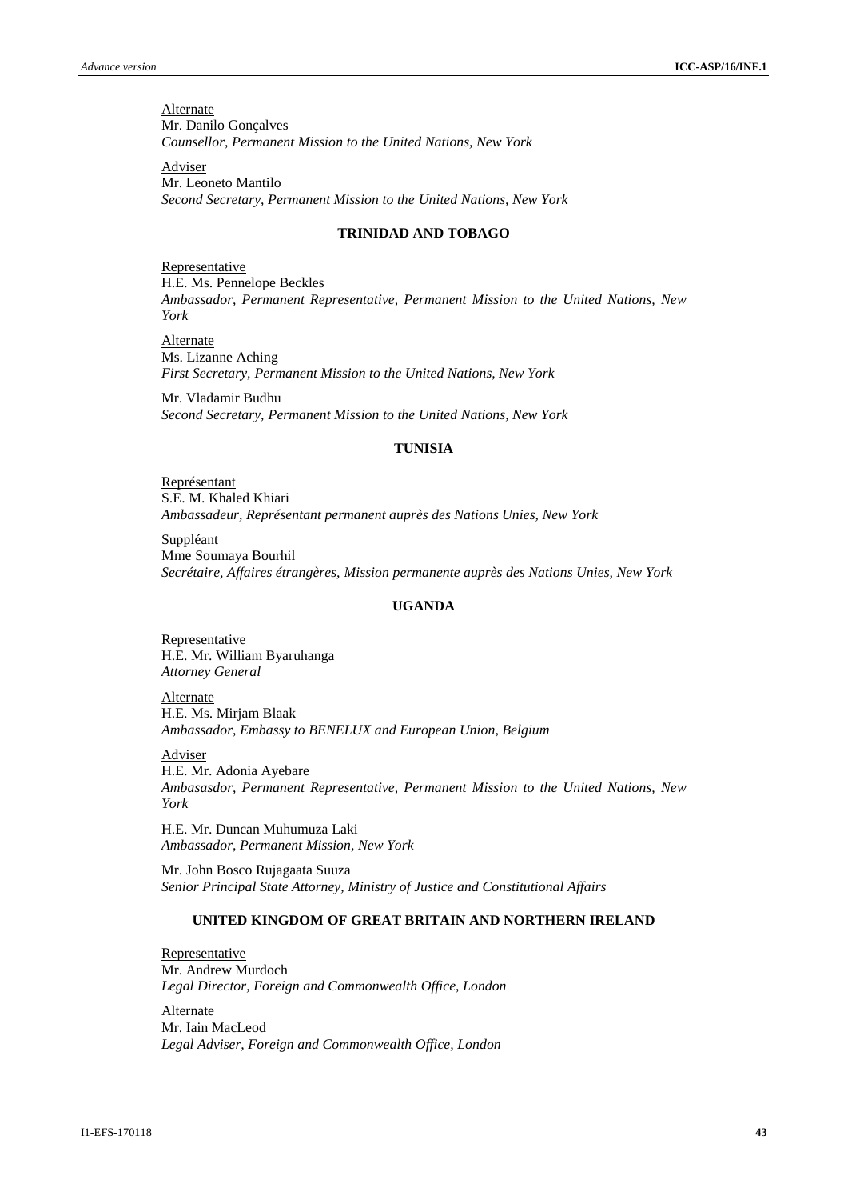Alternate
Mr. Danilo Gonçalves
*Counsellor, Permanent Mission to the United Nations, New York*

Adviser
Mr. Leoneto Mantilo
*Second Secretary, Permanent Mission to the United Nations, New York*

**TRINIDAD AND TOBAGO**

Representative
H.E. Ms. Pennelope Beckles
*Ambassador, Permanent Representative, Permanent Mission to the United Nations, New York*

Alternate
Ms. Lizanne Aching
*First Secretary, Permanent Mission to the United Nations, New York*

Mr. Vladamir Budhu
*Second Secretary, Permanent Mission to the United Nations, New York*

**TUNISIA**

Représentant
S.E. M. Khaled Khiari
*Ambassadeur, Représentant permanent auprès des Nations Unies, New York*

Suppléant
Mme Soumaya Bourhil
*Secrétaire, Affaires étrangères, Mission permanente auprès des Nations Unies, New York*

**UGANDA**

Representative
H.E. Mr. William Byaruhanga
*Attorney General*

Alternate
H.E. Ms. Mirjam Blaak
*Ambassador, Embassy to BENELUX and European Union, Belgium*

Adviser
H.E. Mr. Adonia Ayebare
*Ambasasdor, Permanent Representative, Permanent Mission to the United Nations, New York*

H.E. Mr. Duncan Muhumuza Laki
*Ambassador, Permanent Mission, New York*

Mr. John Bosco Rujagaata Suuza
*Senior Principal State Attorney, Ministry of Justice and Constitutional Affairs*

**UNITED KINGDOM OF GREAT BRITAIN AND NORTHERN IRELAND**

Representative
Mr. Andrew Murdoch
*Legal Director, Foreign and Commonwealth Office, London*

Alternate
Mr. Iain MacLeod
*Legal Adviser, Foreign and Commonwealth Office, London*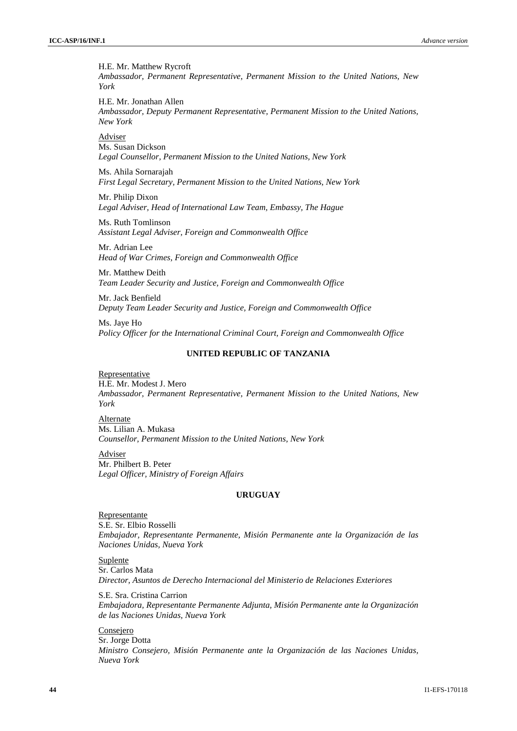H.E. Mr. Matthew Rycroft
*Ambassador, Permanent Representative, Permanent Mission to the United Nations, New York*

H.E. Mr. Jonathan Allen
*Ambassador, Deputy Permanent Representative, Permanent Mission to the United Nations, New York*

Adviser
Ms. Susan Dickson
*Legal Counsellor, Permanent Mission to the United Nations, New York*

Ms. Ahila Sornarajah
*First Legal Secretary, Permanent Mission to the United Nations, New York*

Mr. Philip Dixon
*Legal Adviser, Head of International Law Team, Embassy, The Hague*

Ms. Ruth Tomlinson
*Assistant Legal Adviser, Foreign and Commonwealth Office*

Mr. Adrian Lee
*Head of War Crimes, Foreign and Commonwealth Office*

Mr. Matthew Deith
*Team Leader Security and Justice, Foreign and Commonwealth Office*

Mr. Jack Benfield
*Deputy Team Leader Security and Justice, Foreign and Commonwealth Office*

Ms. Jaye Ho
*Policy Officer for the International Criminal Court, Foreign and Commonwealth Office*

**UNITED REPUBLIC OF TANZANIA**

Representative
H.E. Mr. Modest J. Mero
*Ambassador, Permanent Representative, Permanent Mission to the United Nations, New York*

Alternate
Ms. Lilian A. Mukasa
*Counsellor, Permanent Mission to the United Nations, New York*

Adviser
Mr. Philbert B. Peter
*Legal Officer, Ministry of Foreign Affairs*

**URUGUAY**

Representante
S.E. Sr. Elbio Rosselli
*Embajador, Representante Permanente, Misión Permanente ante la Organización de las Naciones Unidas, Nueva York*

Suplente
Sr. Carlos Mata
*Director, Asuntos de Derecho Internacional del Ministerio de Relaciones Exteriores*

S.E. Sra. Cristina Carrion
*Embajadora, Representante Permanente Adjunta, Misión Permanente ante la Organización de las Naciones Unidas, Nueva York*

Consejero
Sr. Jorge Dotta
*Ministro Consejero, Misión Permanente ante la Organización de las Naciones Unidas, Nueva York*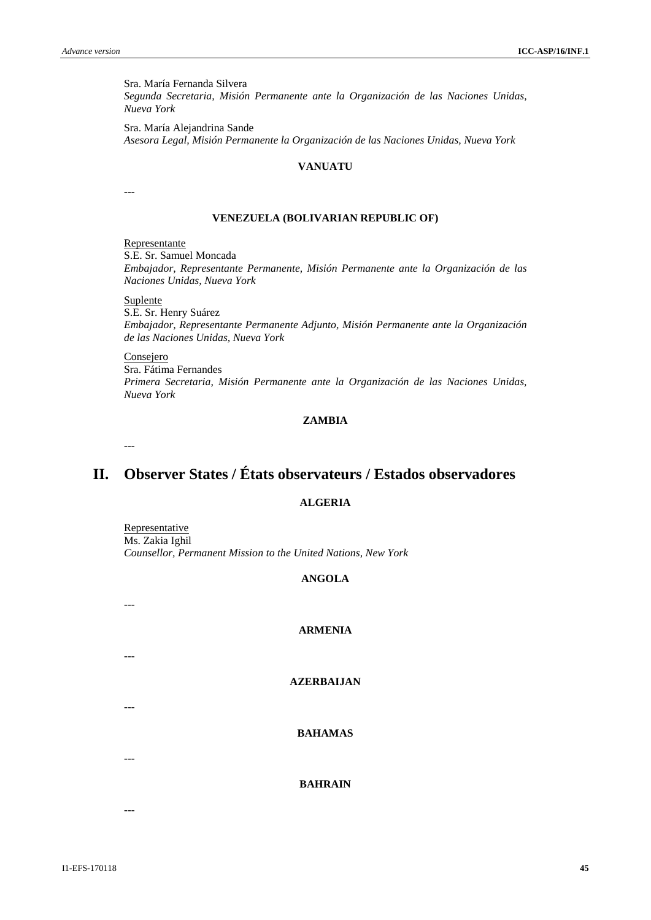Sra. María Fernanda Silvera
*Segunda Secretaria, Misión Permanente ante la Organización de las Naciones Unidas, Nueva York*

Sra. María Alejandrina Sande
*Asesora Legal, Misión Permanente la Organización de las Naciones Unidas, Nueva York*

**VANUATU**

---

**VENEZUELA (BOLIVARIAN REPUBLIC OF)**

Representante
S.E. Sr. Samuel Moncada
*Embajador, Representante Permanente, Misión Permanente ante la Organización de las Naciones Unidas, Nueva York*

Suplente
S.E. Sr. Henry Suárez
*Embajador, Representante Permanente Adjunto, Misión Permanente ante la Organización de las Naciones Unidas, Nueva York*

Consejero
Sra. Fátima Fernandes
*Primera Secretaria, Misión Permanente ante la Organización de las Naciones Unidas, Nueva York*

**ZAMBIA**

---

# II. Observer States / États observateurs / Estados observadores

**ALGERIA**

Representative
Ms. Zakia Ighil
*Counsellor, Permanent Mission to the United Nations, New York*

**ANGOLA**

---

**ARMENIA**

---

**AZERBAIJAN**

---

**BAHAMAS**

---

**BAHRAIN**

---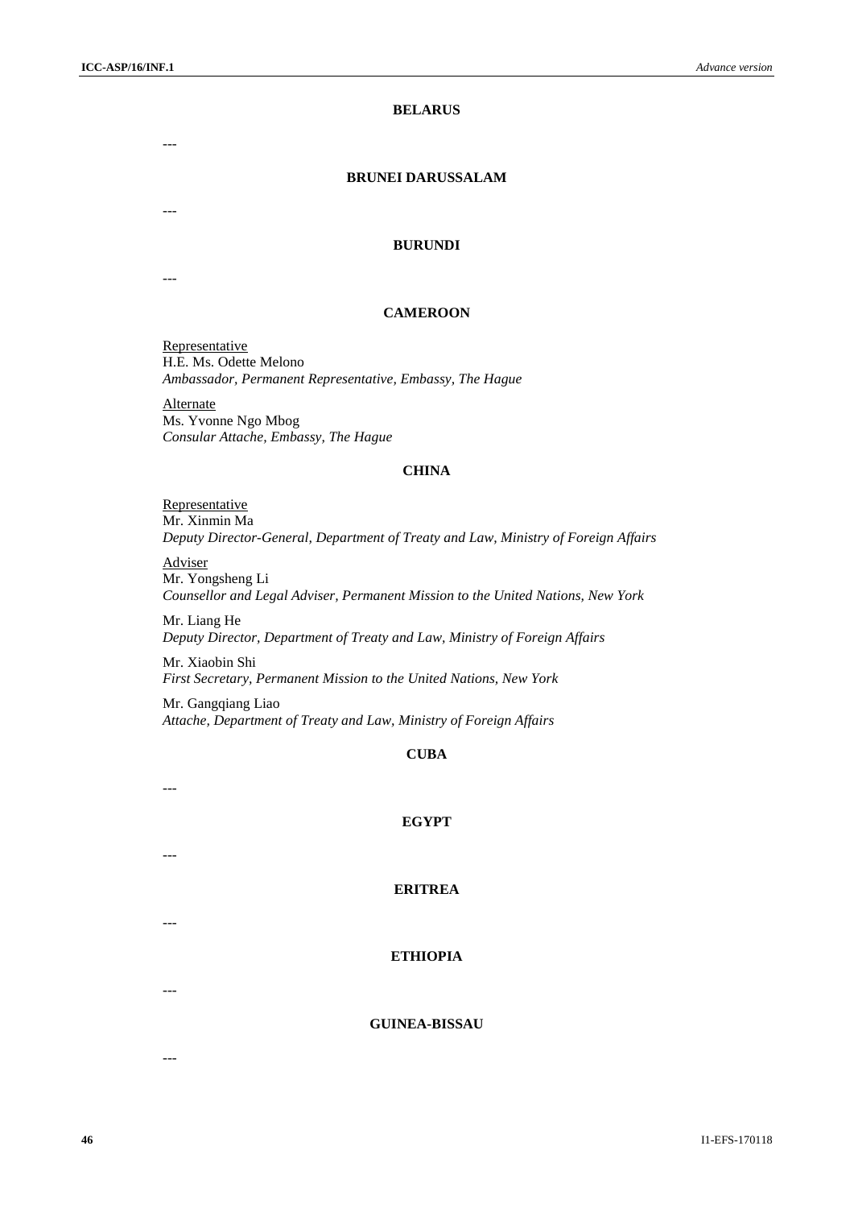**BELARUS**

---

**BRUNEI DARUSSALAM**

---

**BURUNDI**

---

**CAMEROON**

Representative
H.E. Ms. Odette Melono
*Ambassador, Permanent Representative, Embassy, The Hague*

Alternate
Ms. Yvonne Ngo Mbog
*Consular Attache, Embassy, The Hague*

**CHINA**

Representative
Mr. Xinmin Ma
*Deputy Director-General, Department of Treaty and Law, Ministry of Foreign Affairs*

Adviser
Mr. Yongsheng Li
*Counsellor and Legal Adviser, Permanent Mission to the United Nations, New York*

Mr. Liang He
*Deputy Director, Department of Treaty and Law, Ministry of Foreign Affairs*

Mr. Xiaobin Shi
*First Secretary, Permanent Mission to the United Nations, New York*

Mr. Gangqiang Liao
*Attache, Department of Treaty and Law, Ministry of Foreign Affairs*

**CUBA**

---

**EGYPT**

---

**ERITREA**

---

**ETHIOPIA**

---

**GUINEA-BISSAU**

---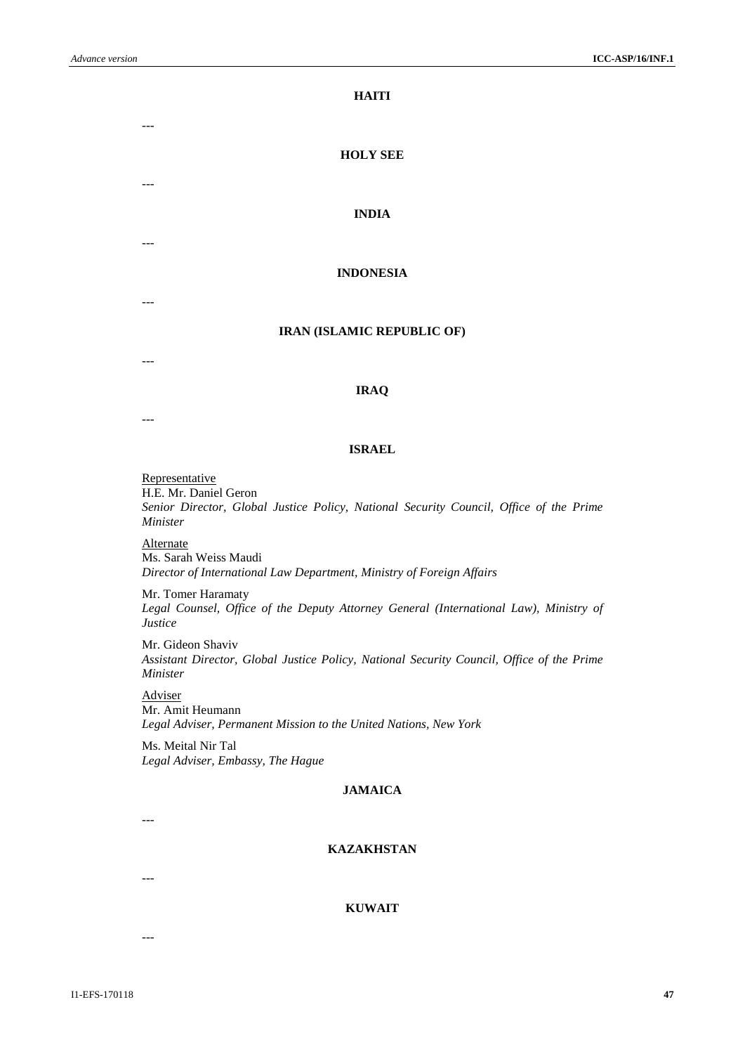**HAITI**

---

**HOLY SEE**

---

**INDIA**

---

**INDONESIA**

---

**IRAN (ISLAMIC REPUBLIC OF)**

---

**IRAQ**

---

**ISRAEL**

Representative
H.E. Mr. Daniel Geron
*Senior Director, Global Justice Policy, National Security Council, Office of the Prime Minister*

Alternate
Ms. Sarah Weiss Maudi
*Director of International Law Department, Ministry of Foreign Affairs*

Mr. Tomer Haramaty
*Legal Counsel, Office of the Deputy Attorney General (International Law), Ministry of Justice*

Mr. Gideon Shaviv
*Assistant Director, Global Justice Policy, National Security Council, Office of the Prime Minister*

Adviser
Mr. Amit Heumann
*Legal Adviser, Permanent Mission to the United Nations, New York*

Ms. Meital Nir Tal
*Legal Adviser, Embassy, The Hague*

**JAMAICA**

---

**KAZAKHSTAN**

---

**KUWAIT**

---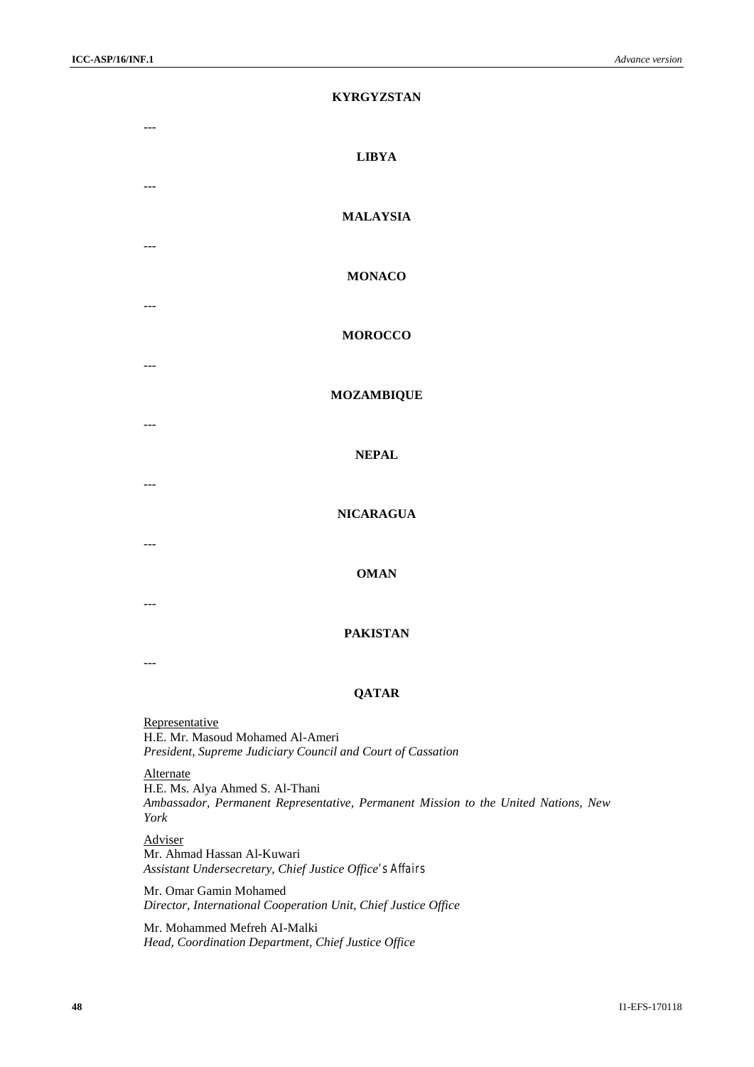**KYRGYZSTAN**

---

**LIBYA**

---

**MALAYSIA**

---

**MONACO**

---

**MOROCCO**

---

**MOZAMBIQUE**

---

**NEPAL**

---

**NICARAGUA**

---

**OMAN**

---

**PAKISTAN**

---

**QATAR**

Representative
H.E. Mr. Masoud Mohamed Al-Ameri
*President, Supreme Judiciary Council and Court of Cassation*

Alternate
H.E. Ms. Alya Ahmed S. Al-Thani
*Ambassador, Permanent Representative, Permanent Mission to the United Nations, New York*

Adviser
Mr. Ahmad Hassan Al-Kuwari
*Assistant Undersecretary, Chief Justice Office's Affairs*

Mr. Omar Gamin Mohamed
*Director, International Cooperation Unit, Chief Justice Office*

Mr. Mohammed Mefreh AI-Malki
*Head, Coordination Department, Chief Justice Office*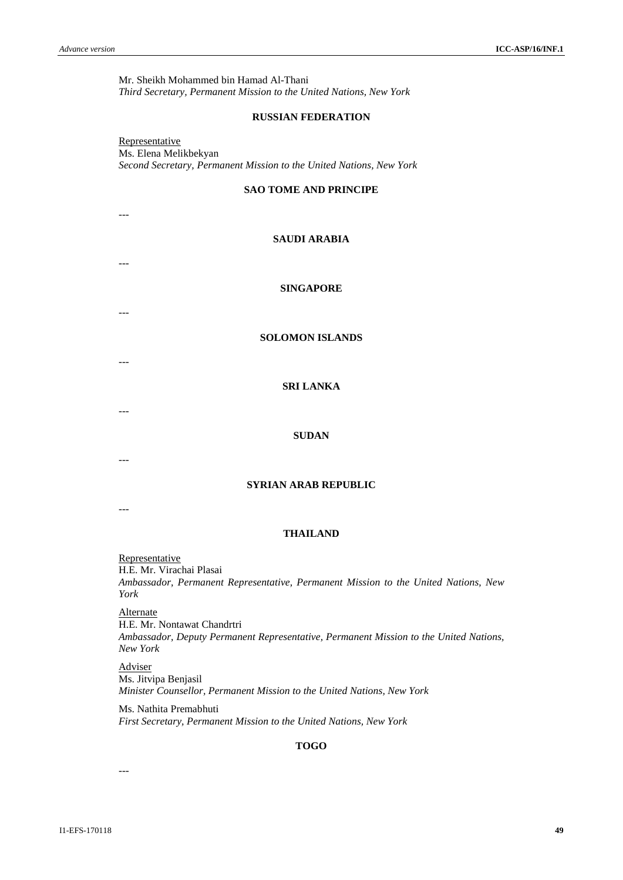Mr. Sheikh Mohammed bin Hamad Al-Thani
*Third Secretary, Permanent Mission to the United Nations, New York*

**RUSSIAN FEDERATION**

Representative
Ms. Elena Melikbekyan
*Second Secretary, Permanent Mission to the United Nations, New York*

**SAO TOME AND PRINCIPE**

---

**SAUDI ARABIA**

---

**SINGAPORE**

---

**SOLOMON ISLANDS**

---

**SRI LANKA**

---

**SUDAN**

---

**SYRIAN ARAB REPUBLIC**

---

**THAILAND**

Representative
H.E. Mr. Virachai Plasai
*Ambassador, Permanent Representative, Permanent Mission to the United Nations, New York*

Alternate
H.E. Mr. Nontawat Chandrtri
*Ambassador, Deputy Permanent Representative, Permanent Mission to the United Nations, New York*

Adviser
Ms. Jitvipa Benjasil
*Minister Counsellor, Permanent Mission to the United Nations, New York*

Ms. Nathita Premabhuti
*First Secretary, Permanent Mission to the United Nations, New York*

**TOGO**

---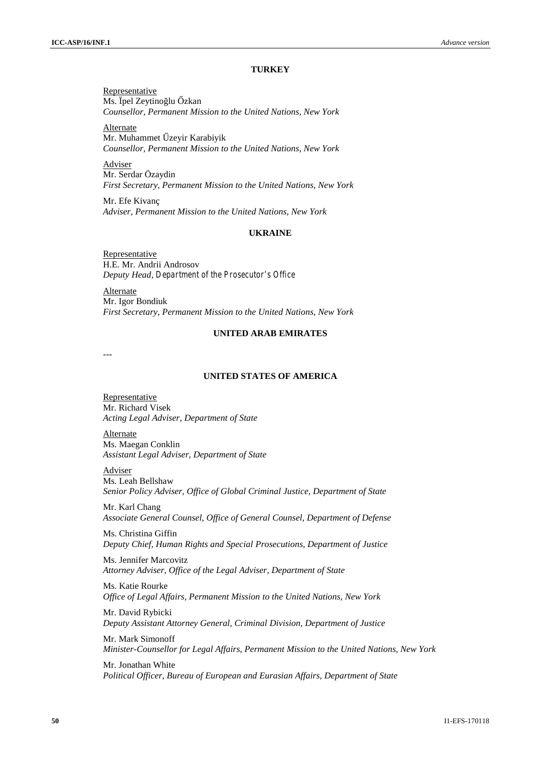## TURKEY

Representative
Ms. İpel Zeytinoğlu Őzkan
*Counsellor, Permanent Mission to the United Nations, New York*

Alternate
Mr. Muhammet Űzeyir Karabiyik
*Counsellor, Permanent Mission to the United Nations, New York*

Adviser
Mr. Serdar Özaydin
*First Secretary, Permanent Mission to the United Nations, New York*

Mr. Efe Kivanç
*Adviser, Permanent Mission to the United Nations, New York*

## UKRAINE

Representative
H.E. Mr. Andrii Androsov
*Deputy Head, Department of the Prosecutor's Office*

Alternate
Mr. Igor Bondiuk
*First Secretary, Permanent Mission to the United Nations, New York*

## UNITED ARAB EMIRATES

---

## UNITED STATES OF AMERICA

Representative
Mr. Richard Visek
*Acting Legal Adviser, Department of State*

Alternate
Ms. Maegan Conklin
*Assistant Legal Adviser, Department of State*

Adviser
Ms. Leah Bellshaw
*Senior Policy Adviser, Office of Global Criminal Justice, Department of State*

Mr. Karl Chang
*Associate General Counsel, Office of General Counsel, Department of Defense*

Ms. Christina Giffin
*Deputy Chief, Human Rights and Special Prosecutions, Department of Justice*

Ms. Jennifer Marcovitz
*Attorney Adviser, Office of the Legal Adviser, Department of State*

Ms. Katie Rourke
*Office of Legal Affairs, Permanent Mission to the United Nations, New York*

Mr. David Rybicki
*Deputy Assistant Attorney General, Criminal Division, Department of Justice*

Mr. Mark Simonoff
*Minister-Counsellor for Legal Affairs, Permanent Mission to the United Nations, New York*

Mr. Jonathan White
*Political Officer, Bureau of European and Eurasian Affairs, Department of State*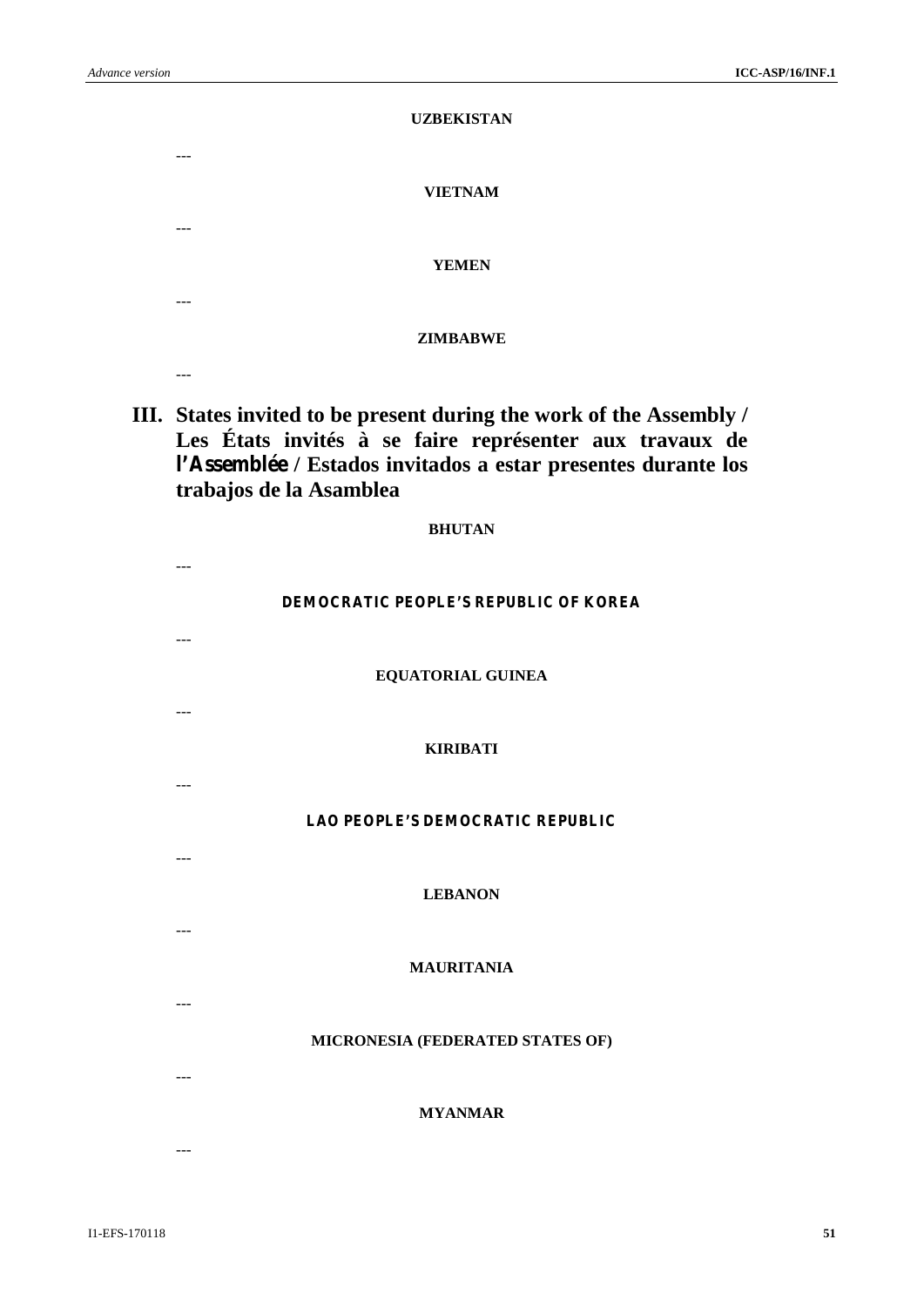**UZBEKISTAN**

---

**VIETNAM**

---

**YEMEN**

---

**ZIMBABWE**

---

## III. States invited to be present during the work of the Assembly / Les États invités à se faire représenter aux travaux de l'Assemblée / Estados invitados a estar presentes durante los trabajos de la Asamblea

**BHUTAN**

---

**DEMOCRATIC PEOPLE'S REPUBLIC OF KOREA**

---

**EQUATORIAL GUINEA**

---

**KIRIBATI**

---

**LAO PEOPLE'S DEMOCRATIC REPUBLIC**

---

**LEBANON**

---

**MAURITANIA**

---

**MICRONESIA (FEDERATED STATES OF)**

---

**MYANMAR**

---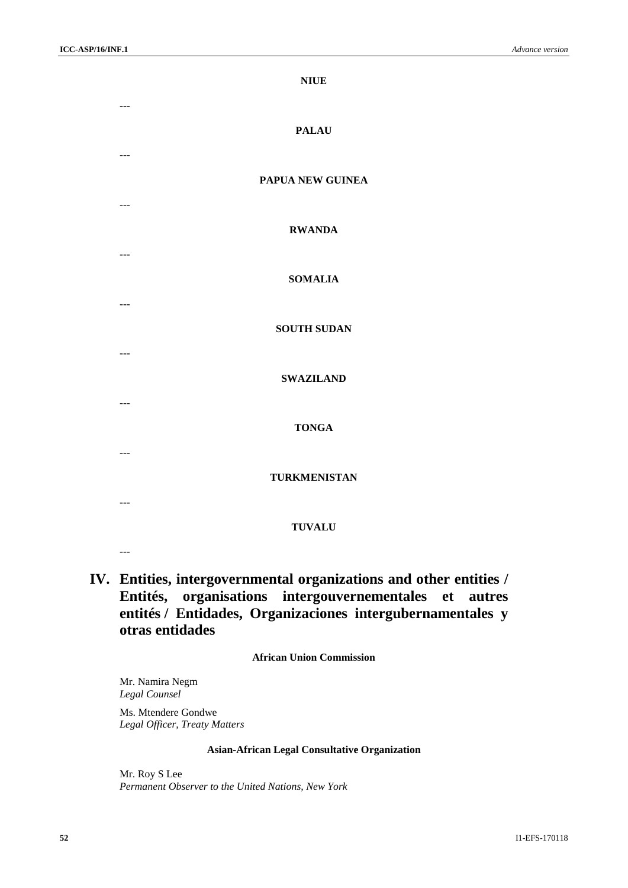**NIUE**

---

**PALAU**

---

**PAPUA NEW GUINEA**

---

**RWANDA**

---

**SOMALIA**

---

**SOUTH SUDAN**

---

**SWAZILAND**

---

**TONGA**

---

**TURKMENISTAN**

---

**TUVALU**

---

# IV. Entities, intergovernmental organizations and other entities / Entités, organisations intergouvernementales et autres entités / Entidades, Organizaciones intergubernamentales y otras entidades

**African Union Commission**

Mr. Namira Negm
*Legal Counsel*

Ms. Mtendere Gondwe
*Legal Officer, Treaty Matters*

**Asian-African Legal Consultative Organization**

Mr. Roy S Lee
*Permanent Observer to the United Nations, New York*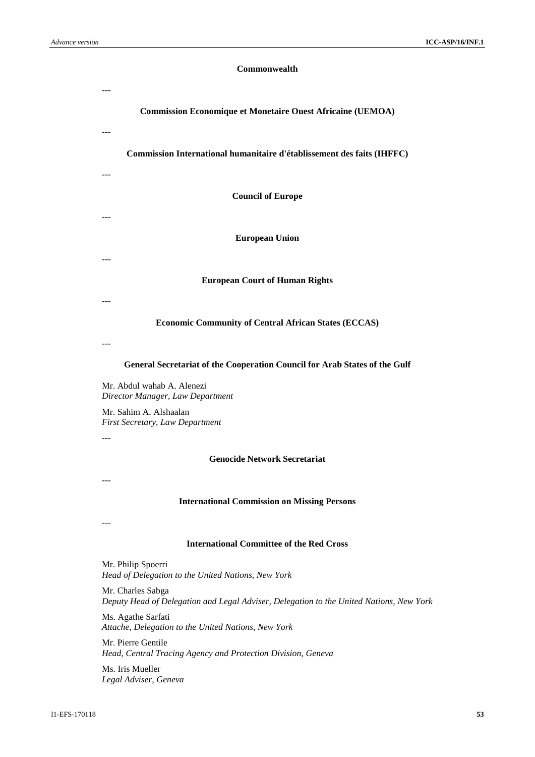**Commonwealth**

---

**Commission Economique et Monetaire Ouest Africaine (UEMOA)**

---

**Commission International humanitaire d'établissement des faits (IHFFC)**

---

**Council of Europe**

---

**European Union**

---

**European Court of Human Rights**

---

**Economic Community of Central African States (ECCAS)**

---

**General Secretariat of the Cooperation Council for Arab States of the Gulf**

Mr. Abdul wahab A. Alenezi
*Director Manager, Law Department*

Mr. Sahim A. Alshaalan
*First Secretary, Law Department*

---

**Genocide Network Secretariat**

---

**International Commission on Missing Persons**

---

**International Committee of the Red Cross**

Mr. Philip Spoerri
*Head of Delegation to the United Nations, New York*

Mr. Charles Sabga
*Deputy Head of Delegation and Legal Adviser, Delegation to the United Nations, New York*

Ms. Agathe Sarfati
*Attache, Delegation to the United Nations, New York*

Mr. Pierre Gentile
*Head, Central Tracing Agency and Protection Division, Geneva*

Ms. Iris Mueller
*Legal Adviser, Geneva*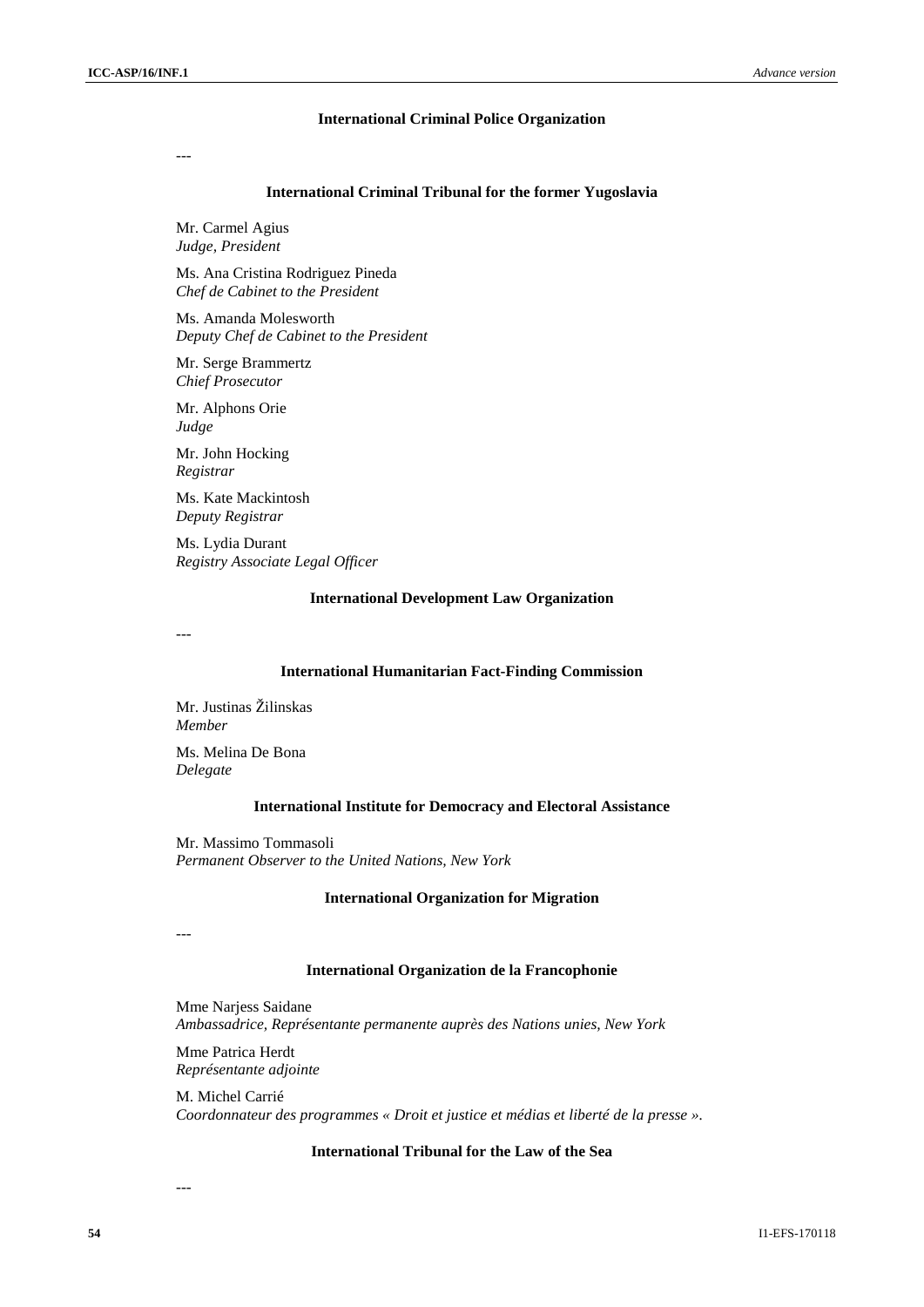### International Criminal Police Organization

---

### International Criminal Tribunal for the former Yugoslavia

Mr. Carmel Agius
*Judge, President*

Ms. Ana Cristina Rodriguez Pineda
*Chef de Cabinet to the President*

Ms. Amanda Molesworth
*Deputy Chef de Cabinet to the President*

Mr. Serge Brammertz
*Chief Prosecutor*

Mr. Alphons Orie
*Judge*

Mr. John Hocking
*Registrar*

Ms. Kate Mackintosh
*Deputy Registrar*

Ms. Lydia Durant
*Registry Associate Legal Officer*

### International Development Law Organization

---

### International Humanitarian Fact-Finding Commission

Mr. Justinas Žilinskas
*Member*

Ms. Melina De Bona
*Delegate*

### International Institute for Democracy and Electoral Assistance

Mr. Massimo Tommasoli
*Permanent Observer to the United Nations, New York*

### International Organization for Migration

---

### International Organization de la Francophonie

Mme Narjess Saidane
*Ambassadrice, Représentante permanente auprès des Nations unies, New York*

Mme Patrica Herdt
*Représentante adjointe*

M. Michel Carrié
*Coordonnateur des programmes « Droit et justice et médias et liberté de la presse ».*

### International Tribunal for the Law of the Sea

---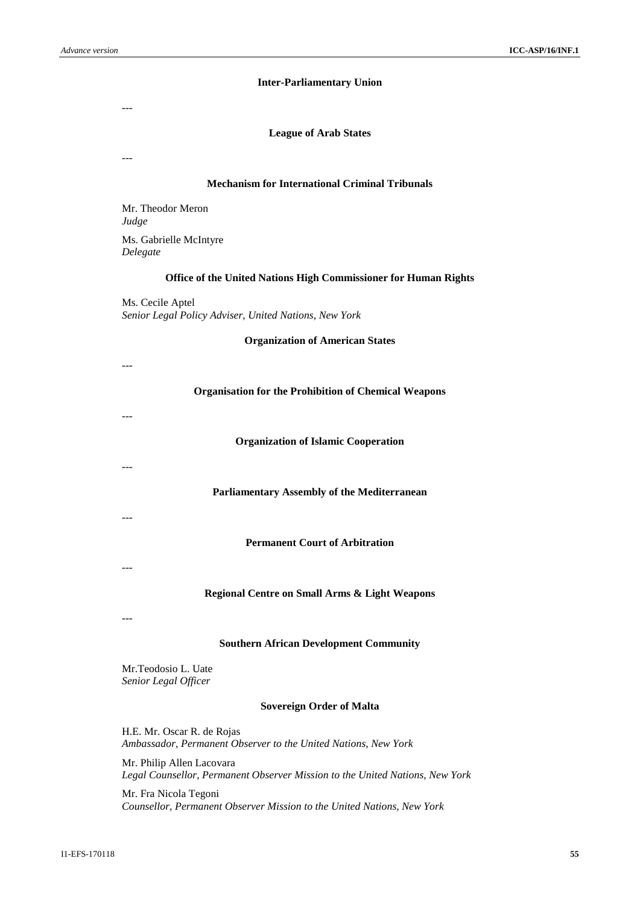**Inter-Parliamentary Union**

---

**League of Arab States**

---

**Mechanism for International Criminal Tribunals**

Mr. Theodor Meron
*Judge*

Ms. Gabrielle McIntyre
*Delegate*

**Office of the United Nations High Commissioner for Human Rights**

Ms. Cecile Aptel
*Senior Legal Policy Adviser, United Nations, New York*

**Organization of American States**

---

**Organisation for the Prohibition of Chemical Weapons**

---

**Organization of Islamic Cooperation**

---

**Parliamentary Assembly of the Mediterranean**

---

**Permanent Court of Arbitration**

---

**Regional Centre on Small Arms & Light Weapons**

---

**Southern African Development Community**

Mr.Teodosio L. Uate
*Senior Legal Officer*

**Sovereign Order of Malta**

H.E. Mr. Oscar R. de Rojas
*Ambassador, Permanent Observer to the United Nations, New York*

Mr. Philip Allen Lacovara
*Legal Counsellor, Permanent Observer Mission to the United Nations, New York*

Mr. Fra Nicola Tegoni
*Counsellor, Permanent Observer Mission to the United Nations, New York*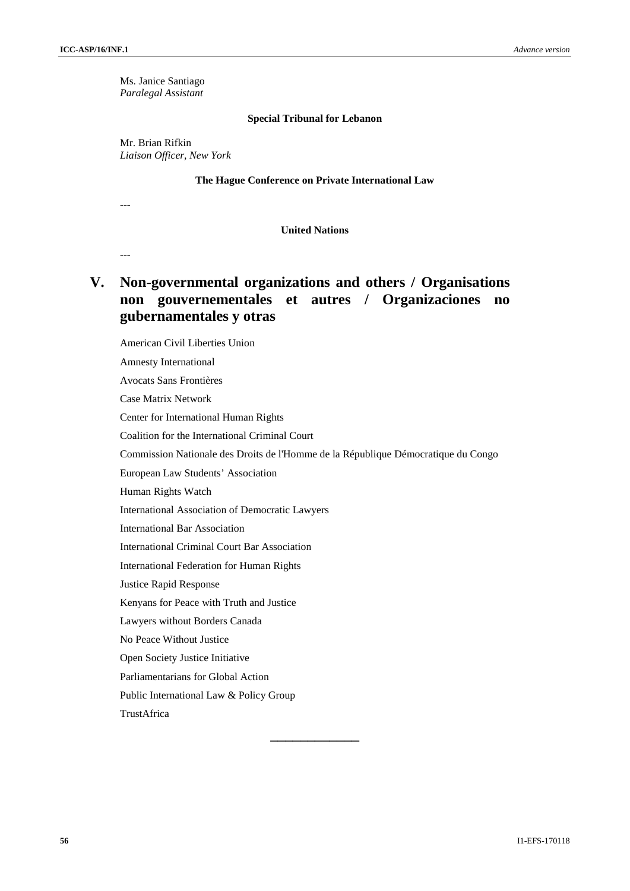Ms. Janice Santiago
*Paralegal Assistant*

**Special Tribunal for Lebanon**

Mr. Brian Rifkin
*Liaison Officer, New York*

**The Hague Conference on Private International Law**

---

**United Nations**

---

# V. Non-governmental organizations and others / Organisations non gouvernementales et autres / Organizaciones no gubernamentales y otras

American Civil Liberties Union

Amnesty International

Avocats Sans Frontières

Case Matrix Network

Center for International Human Rights

Coalition for the International Criminal Court

Commission Nationale des Droits de l'Homme de la République Démocratique du Congo

European Law Students' Association

Human Rights Watch

International Association of Democratic Lawyers

International Bar Association

International Criminal Court Bar Association

International Federation for Human Rights

Justice Rapid Response

Kenyans for Peace with Truth and Justice

Lawyers without Borders Canada

No Peace Without Justice

Open Society Justice Initiative

Parliamentarians for Global Action

Public International Law & Policy Group

TrustAfrica